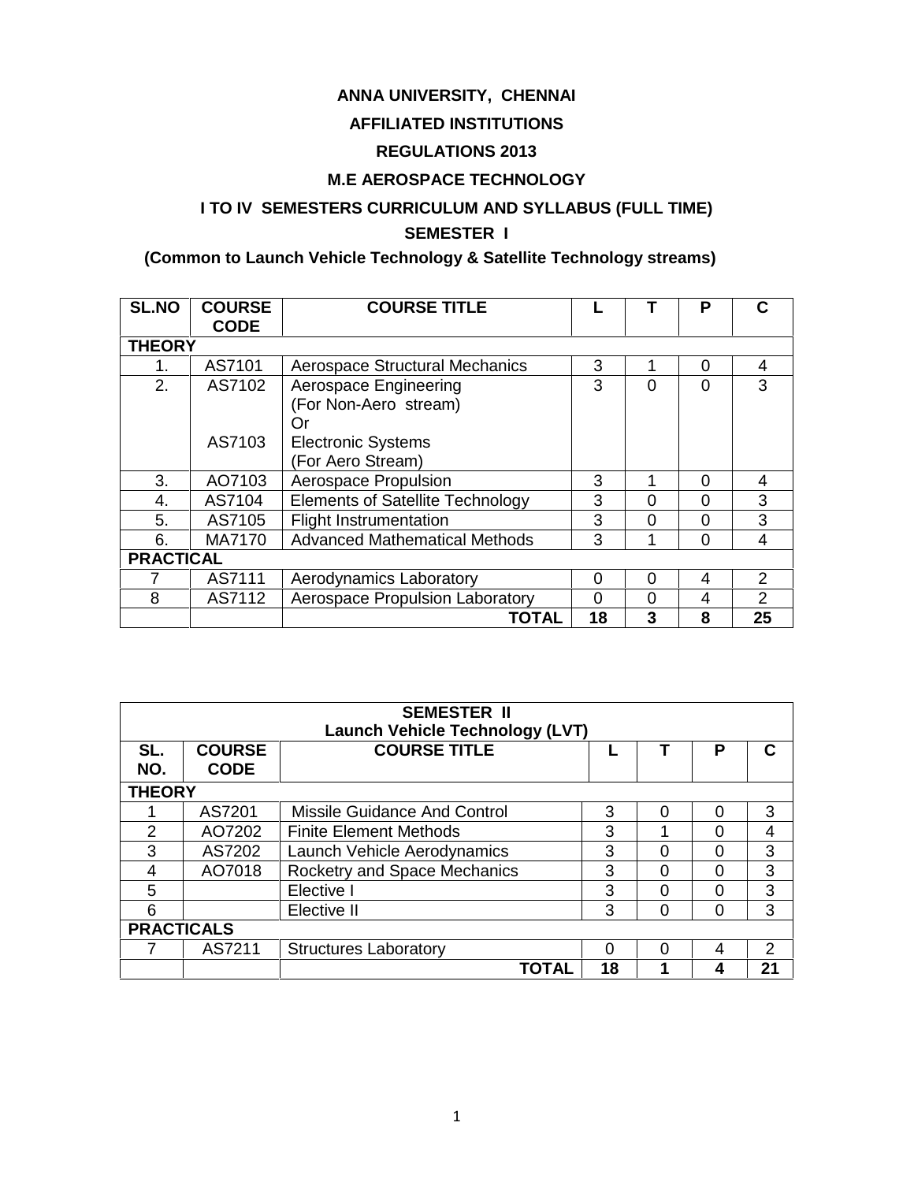# ANNA UNIVERSITY, CHENNAI

## AFFILIATED INSTITUTIONS

## REGULATIONS 2013

## M.E AEROSPACE TECHNOLOGY

## I TO IV SEMESTERS CURRICULUM AND SYLLABUS (FULL TIME)

### SEMESTER I

### (Common to Launch Vehicle Technology & Satellite Technology streams)

| SL.NO | COURSE CODE | COURSE TITLE | L | T | P | C |
|---|---|---|---|---|---|---|
| **THEORY** | | | | | | |
| 1. | AS7101 | Aerospace Structural Mechanics | 3 | 1 | 0 | 4 |
| 2. | AS7102<br><br><br>AS7103 | Aerospace Engineering<br>(For Non-Aero stream)<br>Or<br>Electronic Systems<br>(For Aero Stream) | 3 | 0 | 0 | 3 |
| 3. | AO7103 | Aerospace Propulsion | 3 | 1 | 0 | 4 |
| 4. | AS7104 | Elements of Satellite Technology | 3 | 0 | 0 | 3 |
| 5. | AS7105 | Flight Instrumentation | 3 | 0 | 0 | 3 |
| 6. | MA7170 | Advanced Mathematical Methods | 3 | 1 | 0 | 4 |
| **PRACTICAL** | | | | | | |
| 7 | AS7111 | Aerodynamics Laboratory | 0 | 0 | 4 | 2 |
| 8 | AS7112 | Aerospace Propulsion Laboratory | 0 | 0 | 4 | 2 |
| | | **TOTAL** | **18** | **3** | **8** | **25** |

| **SEMESTER II<br>Launch Vehicle Technology (LVT)** | | | | | | |
|---|---|---|---|---|---|---|
| **SL. NO.** | **COURSE CODE** | **COURSE TITLE** | **L** | **T** | **P** | **C** |
| **THEORY** | | | | | | |
| 1 | AS7201 | Missile Guidance And Control | 3 | 0 | 0 | 3 |
| 2 | AO7202 | Finite Element Methods | 3 | 1 | 0 | 4 |
| 3 | AS7202 | Launch Vehicle Aerodynamics | 3 | 0 | 0 | 3 |
| 4 | AO7018 | Rocketry and Space Mechanics | 3 | 0 | 0 | 3 |
| 5 | | Elective I | 3 | 0 | 0 | 3 |
| 6 | | Elective II | 3 | 0 | 0 | 3 |
| **PRACTICALS** | | | | | | |
| 7 | AS7211 | Structures Laboratory | 0 | 0 | 4 | 2 |
| | | **TOTAL** | **18** | **1** | **4** | **21** |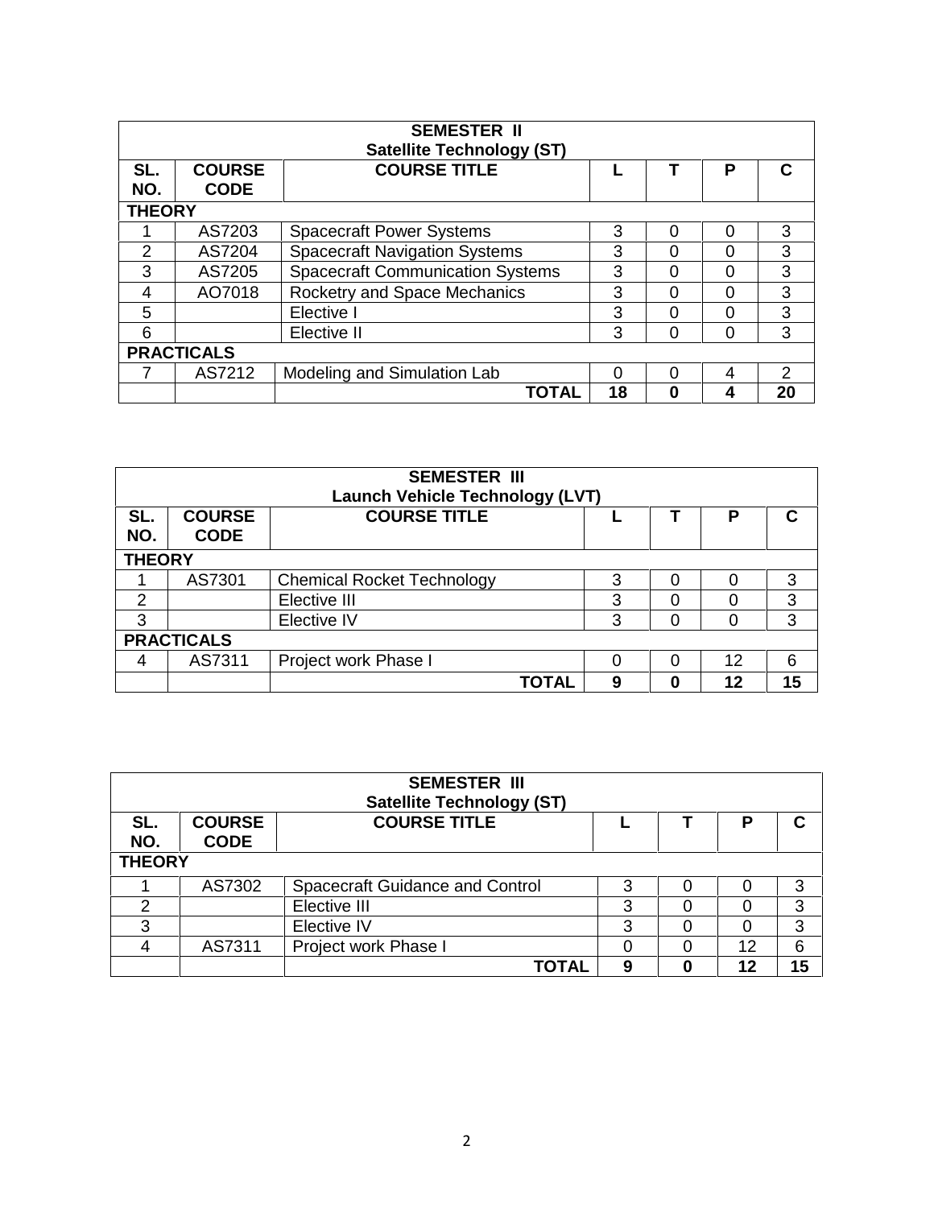| SEMESTER II<br>Satellite Technology (ST) | | | | | | |
|---|---|---|---|---|---|---|
| **SL. NO.** | **COURSE CODE** | **COURSE TITLE** | **L** | **T** | **P** | **C** |
| **THEORY** | | | | | | |
| 1 | AS7203 | Spacecraft Power Systems | 3 | 0 | 0 | 3 |
| 2 | AS7204 | Spacecraft Navigation Systems | 3 | 0 | 0 | 3 |
| 3 | AS7205 | Spacecraft Communication Systems | 3 | 0 | 0 | 3 |
| 4 | AO7018 | Rocketry and Space Mechanics | 3 | 0 | 0 | 3 |
| 5 | | Elective I | 3 | 0 | 0 | 3 |
| 6 | | Elective II | 3 | 0 | 0 | 3 |
| **PRACTICALS** | | | | | | |
| 7 | AS7212 | Modeling and Simulation Lab | 0 | 0 | 4 | 2 |
| | | **TOTAL** | **18** | **0** | **4** | **20** |

| SEMESTER III<br>Launch Vehicle Technology (LVT) | | | | | | |
|---|---|---|---|---|---|---|
| **SL. NO.** | **COURSE CODE** | **COURSE TITLE** | **L** | **T** | **P** | **C** |
| **THEORY** | | | | | | |
| 1 | AS7301 | Chemical Rocket Technology | 3 | 0 | 0 | 3 |
| 2 | | Elective III | 3 | 0 | 0 | 3 |
| 3 | | Elective IV | 3 | 0 | 0 | 3 |
| **PRACTICALS** | | | | | | |
| 4 | AS7311 | Project work Phase I | 0 | 0 | 12 | 6 |
| | | **TOTAL** | **9** | **0** | **12** | **15** |

| SEMESTER III<br>Satellite Technology (ST) | | | | | | |
|---|---|---|---|---|---|---|
| **SL. NO.** | **COURSE CODE** | **COURSE TITLE** | **L** | **T** | **P** | **C** |
| **THEORY** | | | | | | |
| 1 | AS7302 | Spacecraft Guidance and Control | 3 | 0 | 0 | 3 |
| 2 | | Elective III | 3 | 0 | 0 | 3 |
| 3 | | Elective IV | 3 | 0 | 0 | 3 |
| 4 | AS7311 | Project work Phase I | 0 | 0 | 12 | 6 |
| | | **TOTAL** | **9** | **0** | **12** | **15** |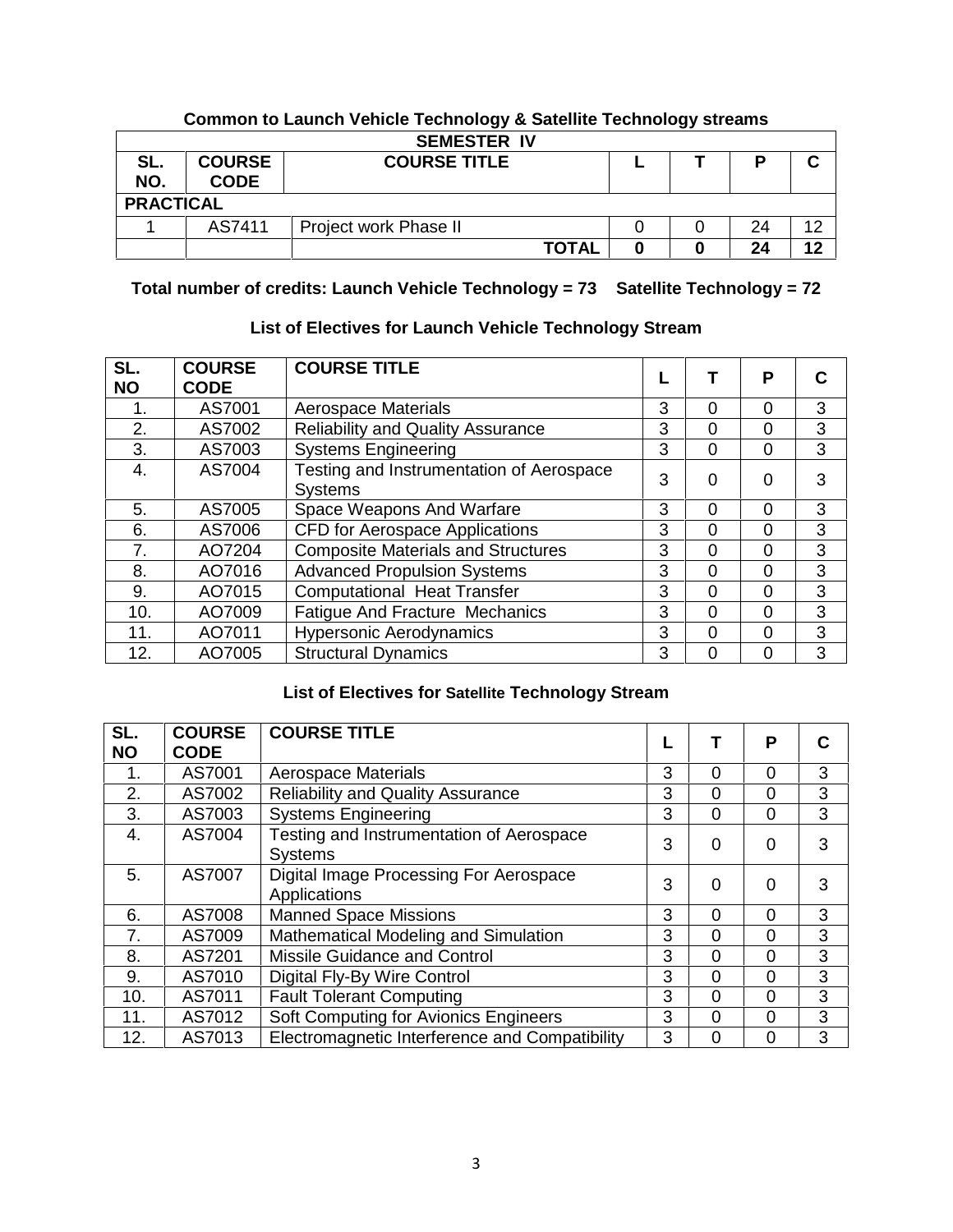**Common to Launch Vehicle Technology & Satellite Technology streams**

| SEMESTER IV | | | | | | |
|---|---|---|---|---|---|---|
| SL. NO. | COURSE CODE | COURSE TITLE | L | T | P | C |
| **PRACTICAL** | | | | | | |
| 1 | AS7411 | Project work Phase II | 0 | 0 | 24 | 12 |
| | | **TOTAL** | **0** | **0** | **24** | **12** |

**Total number of credits: Launch Vehicle Technology = 73 Satellite Technology = 72**

**List of Electives for Launch Vehicle Technology Stream**

| SL. NO | COURSE CODE | COURSE TITLE | L | T | P | C |
|---|---|---|---|---|---|---|
| 1. | AS7001 | Aerospace Materials | 3 | 0 | 0 | 3 |
| 2. | AS7002 | Reliability and Quality Assurance | 3 | 0 | 0 | 3 |
| 3. | AS7003 | Systems Engineering | 3 | 0 | 0 | 3 |
| 4. | AS7004 | Testing and Instrumentation of Aerospace Systems | 3 | 0 | 0 | 3 |
| 5. | AS7005 | Space Weapons And Warfare | 3 | 0 | 0 | 3 |
| 6. | AS7006 | CFD for Aerospace Applications | 3 | 0 | 0 | 3 |
| 7. | AO7204 | Composite Materials and Structures | 3 | 0 | 0 | 3 |
| 8. | AO7016 | Advanced Propulsion Systems | 3 | 0 | 0 | 3 |
| 9. | AO7015 | Computational Heat Transfer | 3 | 0 | 0 | 3 |
| 10. | AO7009 | Fatigue And Fracture Mechanics | 3 | 0 | 0 | 3 |
| 11. | AO7011 | Hypersonic Aerodynamics | 3 | 0 | 0 | 3 |
| 12. | AO7005 | Structural Dynamics | 3 | 0 | 0 | 3 |

**List of Electives for Satellite Technology Stream**

| SL. NO | COURSE CODE | COURSE TITLE | L | T | P | C |
|---|---|---|---|---|---|---|
| 1. | AS7001 | Aerospace Materials | 3 | 0 | 0 | 3 |
| 2. | AS7002 | Reliability and Quality Assurance | 3 | 0 | 0 | 3 |
| 3. | AS7003 | Systems Engineering | 3 | 0 | 0 | 3 |
| 4. | AS7004 | Testing and Instrumentation of Aerospace Systems | 3 | 0 | 0 | 3 |
| 5. | AS7007 | Digital Image Processing For Aerospace Applications | 3 | 0 | 0 | 3 |
| 6. | AS7008 | Manned Space Missions | 3 | 0 | 0 | 3 |
| 7. | AS7009 | Mathematical Modeling and Simulation | 3 | 0 | 0 | 3 |
| 8. | AS7201 | Missile Guidance and Control | 3 | 0 | 0 | 3 |
| 9. | AS7010 | Digital Fly-By Wire Control | 3 | 0 | 0 | 3 |
| 10. | AS7011 | Fault Tolerant Computing | 3 | 0 | 0 | 3 |
| 11. | AS7012 | Soft Computing for Avionics Engineers | 3 | 0 | 0 | 3 |
| 12. | AS7013 | Electromagnetic Interference and Compatibility | 3 | 0 | 0 | 3 |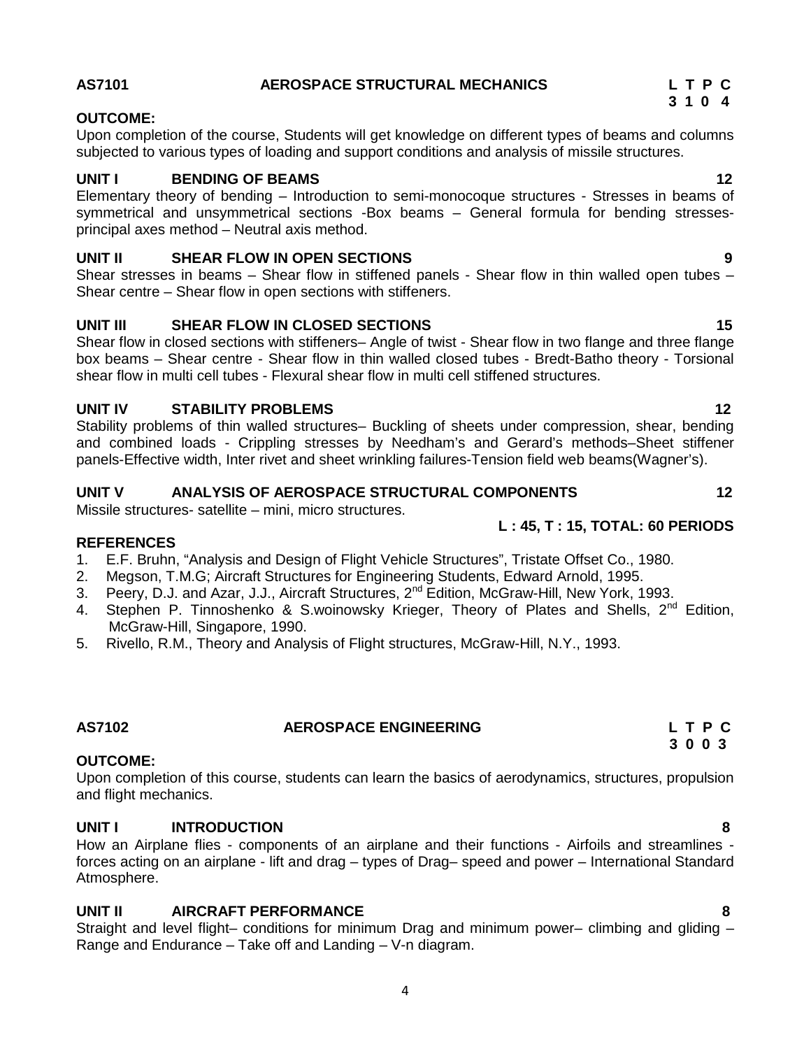## AS7101 AEROSPACE STRUCTURAL MECHANICS

| L | T | P | C |
|---|---|---|---|
| 3 | 1 | 0 | 4 |

**OUTCOME:**

Upon completion of the course, Students will get knowledge on different types of beams and columns subjected to various types of loading and support conditions and analysis of missile structures.

**UNIT I BENDING OF BEAMS 12**

Elementary theory of bending – Introduction to semi-monocoque structures - Stresses in beams of symmetrical and unsymmetrical sections -Box beams – General formula for bending stresses-principal axes method – Neutral axis method.

**UNIT II SHEAR FLOW IN OPEN SECTIONS 9**

Shear stresses in beams – Shear flow in stiffened panels - Shear flow in thin walled open tubes – Shear centre – Shear flow in open sections with stiffeners.

**UNIT III SHEAR FLOW IN CLOSED SECTIONS 15**

Shear flow in closed sections with stiffeners– Angle of twist - Shear flow in two flange and three flange box beams – Shear centre - Shear flow in thin walled closed tubes - Bredt-Batho theory - Torsional shear flow in multi cell tubes - Flexural shear flow in multi cell stiffened structures.

**UNIT IV STABILITY PROBLEMS 12**

Stability problems of thin walled structures– Buckling of sheets under compression, shear, bending and combined loads - Crippling stresses by Needham's and Gerard's methods–Sheet stiffener panels-Effective width, Inter rivet and sheet wrinkling failures-Tension field web beams(Wagner's).

**UNIT V ANALYSIS OF AEROSPACE STRUCTURAL COMPONENTS 12**

Missile structures- satellite – mini, micro structures.

**L : 45, T : 15, TOTAL: 60 PERIODS**

**REFERENCES**

1. E.F. Bruhn, "Analysis and Design of Flight Vehicle Structures", Tristate Offset Co., 1980.
2. Megson, T.M.G; Aircraft Structures for Engineering Students, Edward Arnold, 1995.
3. Peery, D.J. and Azar, J.J., Aircraft Structures, 2nd Edition, McGraw-Hill, New York, 1993.
4. Stephen P. Tinnoshenko & S.woinowsky Krieger, Theory of Plates and Shells, 2nd Edition, McGraw-Hill, Singapore, 1990.
5. Rivello, R.M., Theory and Analysis of Flight structures, McGraw-Hill, N.Y., 1993.

## AS7102 AEROSPACE ENGINEERING

| L | T | P | C |
|---|---|---|---|
| 3 | 0 | 0 | 3 |

**OUTCOME:**

Upon completion of this course, students can learn the basics of aerodynamics, structures, propulsion and flight mechanics.

**UNIT I INTRODUCTION 8**

How an Airplane flies - components of an airplane and their functions - Airfoils and streamlines - forces acting on an airplane - lift and drag – types of Drag– speed and power – International Standard Atmosphere.

**UNIT II AIRCRAFT PERFORMANCE 8**

Straight and level flight– conditions for minimum Drag and minimum power– climbing and gliding – Range and Endurance – Take off and Landing – V-n diagram.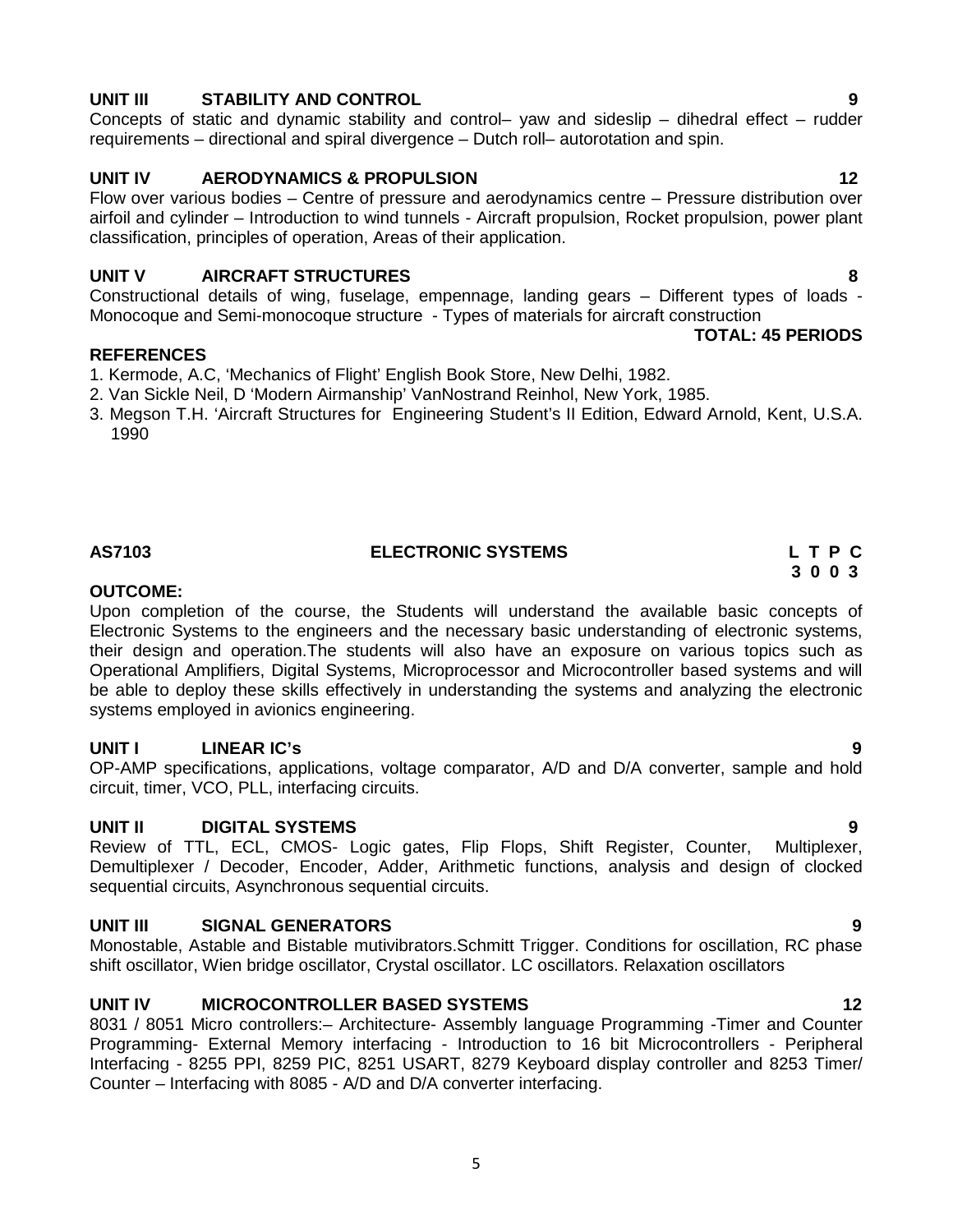### UNIT III STABILITY AND CONTROL 9

Concepts of static and dynamic stability and control– yaw and sideslip – dihedral effect – rudder requirements – directional and spiral divergence – Dutch roll– autorotation and spin.

### UNIT IV AERODYNAMICS & PROPULSION 12

Flow over various bodies – Centre of pressure and aerodynamics centre – Pressure distribution over airfoil and cylinder – Introduction to wind tunnels - Aircraft propulsion, Rocket propulsion, power plant classification, principles of operation, Areas of their application.

### UNIT V AIRCRAFT STRUCTURES 8

Constructional details of wing, fuselage, empennage, landing gears – Different types of loads - Monocoque and Semi-monocoque structure - Types of materials for aircraft construction

**TOTAL: 45 PERIODS**

### REFERENCES

1. Kermode, A.C, 'Mechanics of Flight' English Book Store, New Delhi, 1982.
2. Van Sickle Neil, D 'Modern Airmanship' VanNostrand Reinhol, New York, 1985.
3. Megson T.H. 'Aircraft Structures for Engineering Student's II Edition, Edward Arnold, Kent, U.S.A. 1990

## AS7103 ELECTRONIC SYSTEMS

| L | T | P | C |
|---|---|---|---|
| 3 | 0 | 0 | 3 |

### OUTCOME:

Upon completion of the course, the Students will understand the available basic concepts of Electronic Systems to the engineers and the necessary basic understanding of electronic systems, their design and operation.The students will also have an exposure on various topics such as Operational Amplifiers, Digital Systems, Microprocessor and Microcontroller based systems and will be able to deploy these skills effectively in understanding the systems and analyzing the electronic systems employed in avionics engineering.

### UNIT I LINEAR IC's 9

OP-AMP specifications, applications, voltage comparator, A/D and D/A converter, sample and hold circuit, timer, VCO, PLL, interfacing circuits.

### UNIT II DIGITAL SYSTEMS 9

Review of TTL, ECL, CMOS- Logic gates, Flip Flops, Shift Register, Counter, Multiplexer, Demultiplexer / Decoder, Encoder, Adder, Arithmetic functions, analysis and design of clocked sequential circuits, Asynchronous sequential circuits.

### UNIT III SIGNAL GENERATORS 9

Monostable, Astable and Bistable mutivibrators.Schmitt Trigger. Conditions for oscillation, RC phase shift oscillator, Wien bridge oscillator, Crystal oscillator. LC oscillators. Relaxation oscillators

### UNIT IV MICROCONTROLLER BASED SYSTEMS 12

8031 / 8051 Micro controllers:– Architecture- Assembly language Programming -Timer and Counter Programming- External Memory interfacing - Introduction to 16 bit Microcontrollers - Peripheral Interfacing - 8255 PPI, 8259 PIC, 8251 USART, 8279 Keyboard display controller and 8253 Timer/ Counter – Interfacing with 8085 - A/D and D/A converter interfacing.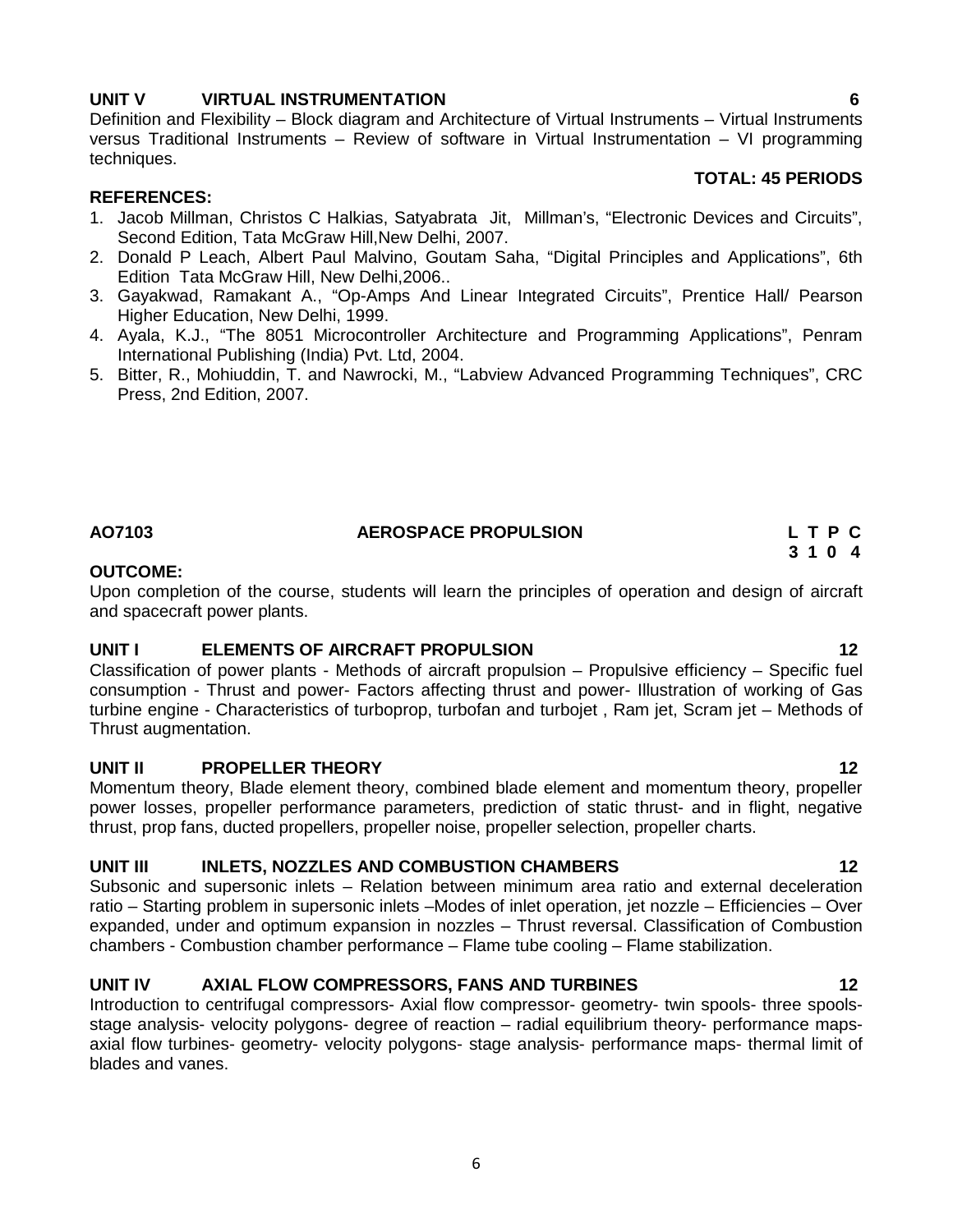**UNIT V VIRTUAL INSTRUMENTATION 6**

Definition and Flexibility – Block diagram and Architecture of Virtual Instruments – Virtual Instruments versus Traditional Instruments – Review of software in Virtual Instrumentation – VI programming techniques.

**TOTAL: 45 PERIODS**

**REFERENCES:**

1. Jacob Millman, Christos C Halkias, Satyabrata Jit, Millman's, "Electronic Devices and Circuits", Second Edition, Tata McGraw Hill,New Delhi, 2007.
2. Donald P Leach, Albert Paul Malvino, Goutam Saha, "Digital Principles and Applications", 6th Edition Tata McGraw Hill, New Delhi,2006..
3. Gayakwad, Ramakant A., "Op-Amps And Linear Integrated Circuits", Prentice Hall/ Pearson Higher Education, New Delhi, 1999.
4. Ayala, K.J., "The 8051 Microcontroller Architecture and Programming Applications", Penram International Publishing (India) Pvt. Ltd, 2004.
5. Bitter, R., Mohiuddin, T. and Nawrocki, M., "Labview Advanced Programming Techniques", CRC Press, 2nd Edition, 2007.

## AO7103 AEROSPACE PROPULSION

| L | T | P | C |
|---|---|---|---|
| 3 | 1 | 0 | 4 |

**OUTCOME:**

Upon completion of the course, students will learn the principles of operation and design of aircraft and spacecraft power plants.

**UNIT I ELEMENTS OF AIRCRAFT PROPULSION 12**

Classification of power plants - Methods of aircraft propulsion – Propulsive efficiency – Specific fuel consumption - Thrust and power- Factors affecting thrust and power- Illustration of working of Gas turbine engine - Characteristics of turboprop, turbofan and turbojet , Ram jet, Scram jet – Methods of Thrust augmentation.

**UNIT II PROPELLER THEORY 12**

Momentum theory, Blade element theory, combined blade element and momentum theory, propeller power losses, propeller performance parameters, prediction of static thrust- and in flight, negative thrust, prop fans, ducted propellers, propeller noise, propeller selection, propeller charts.

**UNIT III INLETS, NOZZLES AND COMBUSTION CHAMBERS 12**

Subsonic and supersonic inlets – Relation between minimum area ratio and external deceleration ratio – Starting problem in supersonic inlets –Modes of inlet operation, jet nozzle – Efficiencies – Over expanded, under and optimum expansion in nozzles – Thrust reversal. Classification of Combustion chambers - Combustion chamber performance – Flame tube cooling – Flame stabilization.

**UNIT IV AXIAL FLOW COMPRESSORS, FANS AND TURBINES 12**

Introduction to centrifugal compressors- Axial flow compressor- geometry- twin spools- three spools-stage analysis- velocity polygons- degree of reaction – radial equilibrium theory- performance maps-axial flow turbines- geometry- velocity polygons- stage analysis- performance maps- thermal limit of blades and vanes.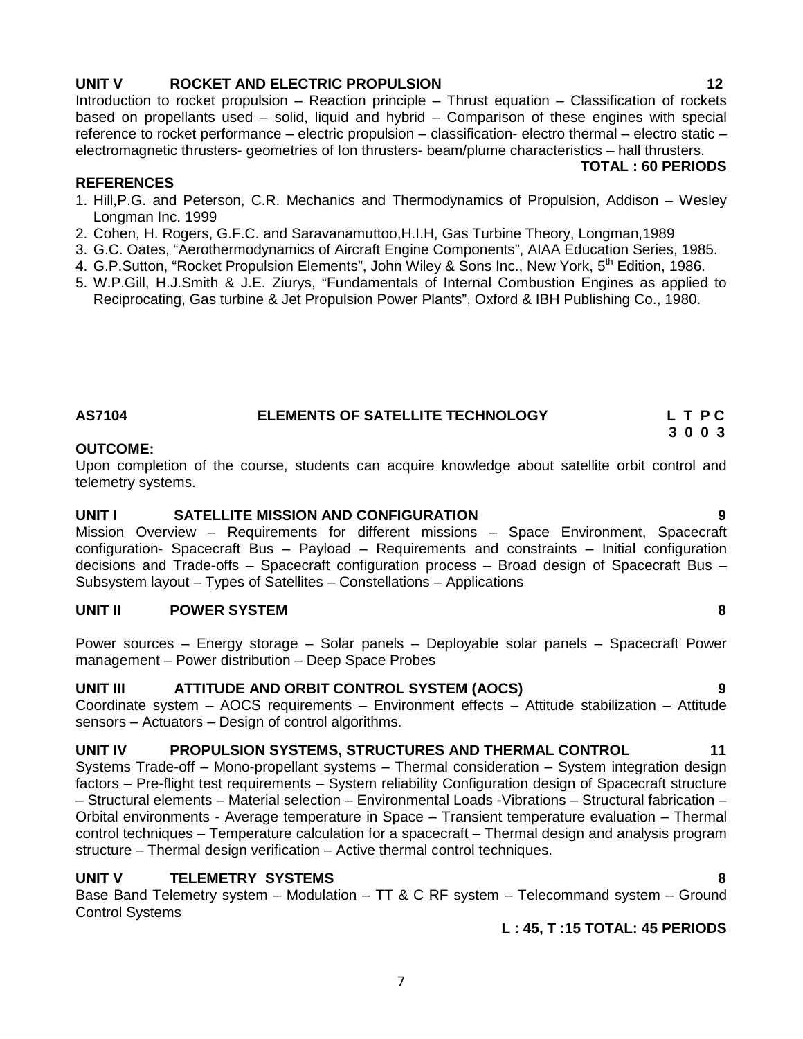### UNIT V ROCKET AND ELECTRIC PROPULSION 12

Introduction to rocket propulsion – Reaction principle – Thrust equation – Classification of rockets based on propellants used – solid, liquid and hybrid – Comparison of these engines with special reference to rocket performance – electric propulsion – classification- electro thermal – electro static – electromagnetic thrusters- geometries of Ion thrusters- beam/plume characteristics – hall thrusters.

**TOTAL : 60 PERIODS**

### REFERENCES

1. Hill,P.G. and Peterson, C.R. Mechanics and Thermodynamics of Propulsion, Addison – Wesley Longman Inc. 1999
2. Cohen, H. Rogers, G.F.C. and Saravanamuttoo,H.I.H, Gas Turbine Theory, Longman,1989
3. G.C. Oates, "Aerothermodynamics of Aircraft Engine Components", AIAA Education Series, 1985.
4. G.P.Sutton, "Rocket Propulsion Elements", John Wiley & Sons Inc., New York, 5th Edition, 1986.
5. W.P.Gill, H.J.Smith & J.E. Ziurys, "Fundamentals of Internal Combustion Engines as applied to Reciprocating, Gas turbine & Jet Propulsion Power Plants", Oxford & IBH Publishing Co., 1980.

## AS7104 ELEMENTS OF SATELLITE TECHNOLOGY

| L | T | P | C |
|---|---|---|---|
| 3 | 0 | 0 | 3 |

### OUTCOME:

Upon completion of the course, students can acquire knowledge about satellite orbit control and telemetry systems.

### UNIT I SATELLITE MISSION AND CONFIGURATION 9

Mission Overview – Requirements for different missions – Space Environment, Spacecraft configuration- Spacecraft Bus – Payload – Requirements and constraints – Initial configuration decisions and Trade-offs – Spacecraft configuration process – Broad design of Spacecraft Bus – Subsystem layout – Types of Satellites – Constellations – Applications

### UNIT II POWER SYSTEM 8

Power sources – Energy storage – Solar panels – Deployable solar panels – Spacecraft Power management – Power distribution – Deep Space Probes

### UNIT III ATTITUDE AND ORBIT CONTROL SYSTEM (AOCS) 9

Coordinate system – AOCS requirements – Environment effects – Attitude stabilization – Attitude sensors – Actuators – Design of control algorithms.

### UNIT IV PROPULSION SYSTEMS, STRUCTURES AND THERMAL CONTROL 11

Systems Trade-off – Mono-propellant systems – Thermal consideration – System integration design factors – Pre-flight test requirements – System reliability Configuration design of Spacecraft structure – Structural elements – Material selection – Environmental Loads -Vibrations – Structural fabrication – Orbital environments - Average temperature in Space – Transient temperature evaluation – Thermal control techniques – Temperature calculation for a spacecraft – Thermal design and analysis program structure – Thermal design verification – Active thermal control techniques.

### UNIT V TELEMETRY SYSTEMS 8

Base Band Telemetry system – Modulation – TT & C RF system – Telecommand system – Ground Control Systems

**L : 45, T :15 TOTAL: 45 PERIODS**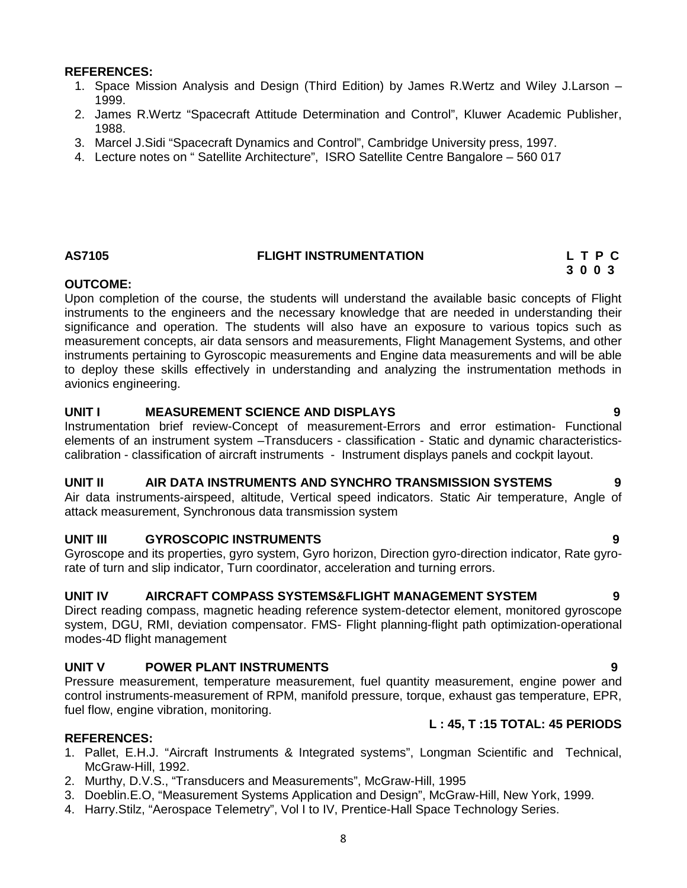**REFERENCES:**

1. Space Mission Analysis and Design (Third Edition) by James R.Wertz and Wiley J.Larson – 1999.
2. James R.Wertz "Spacecraft Attitude Determination and Control", Kluwer Academic Publisher, 1988.
3. Marcel J.Sidi "Spacecraft Dynamics and Control", Cambridge University press, 1997.
4. Lecture notes on " Satellite Architecture", ISRO Satellite Centre Bangalore – 560 017

## AS7105 FLIGHT INSTRUMENTATION

| L | T | P | C |
|---|---|---|---|
| 3 | 0 | 0 | 3 |

**OUTCOME:**

Upon completion of the course, the students will understand the available basic concepts of Flight instruments to the engineers and the necessary knowledge that are needed in understanding their significance and operation. The students will also have an exposure to various topics such as measurement concepts, air data sensors and measurements, Flight Management Systems, and other instruments pertaining to Gyroscopic measurements and Engine data measurements and will be able to deploy these skills effectively in understanding and analyzing the instrumentation methods in avionics engineering.

### UNIT I MEASUREMENT SCIENCE AND DISPLAYS 9

Instrumentation brief review-Concept of measurement-Errors and error estimation- Functional elements of an instrument system –Transducers - classification - Static and dynamic characteristics-calibration - classification of aircraft instruments - Instrument displays panels and cockpit layout.

### UNIT II AIR DATA INSTRUMENTS AND SYNCHRO TRANSMISSION SYSTEMS 9

Air data instruments-airspeed, altitude, Vertical speed indicators. Static Air temperature, Angle of attack measurement, Synchronous data transmission system

### UNIT III GYROSCOPIC INSTRUMENTS 9

Gyroscope and its properties, gyro system, Gyro horizon, Direction gyro-direction indicator, Rate gyro-rate of turn and slip indicator, Turn coordinator, acceleration and turning errors.

### UNIT IV AIRCRAFT COMPASS SYSTEMS&FLIGHT MANAGEMENT SYSTEM 9

Direct reading compass, magnetic heading reference system-detector element, monitored gyroscope system, DGU, RMI, deviation compensator. FMS- Flight planning-flight path optimization-operational modes-4D flight management

### UNIT V POWER PLANT INSTRUMENTS 9

Pressure measurement, temperature measurement, fuel quantity measurement, engine power and control instruments-measurement of RPM, manifold pressure, torque, exhaust gas temperature, EPR, fuel flow, engine vibration, monitoring.

**L : 45, T :15 TOTAL: 45 PERIODS**

**REFERENCES:**

1. Pallet, E.H.J. "Aircraft Instruments & Integrated systems", Longman Scientific and Technical, McGraw-Hill, 1992.
2. Murthy, D.V.S., "Transducers and Measurements", McGraw-Hill, 1995
3. Doeblin.E.O, "Measurement Systems Application and Design", McGraw-Hill, New York, 1999.
4. Harry.Stilz, "Aerospace Telemetry", Vol I to IV, Prentice-Hall Space Technology Series.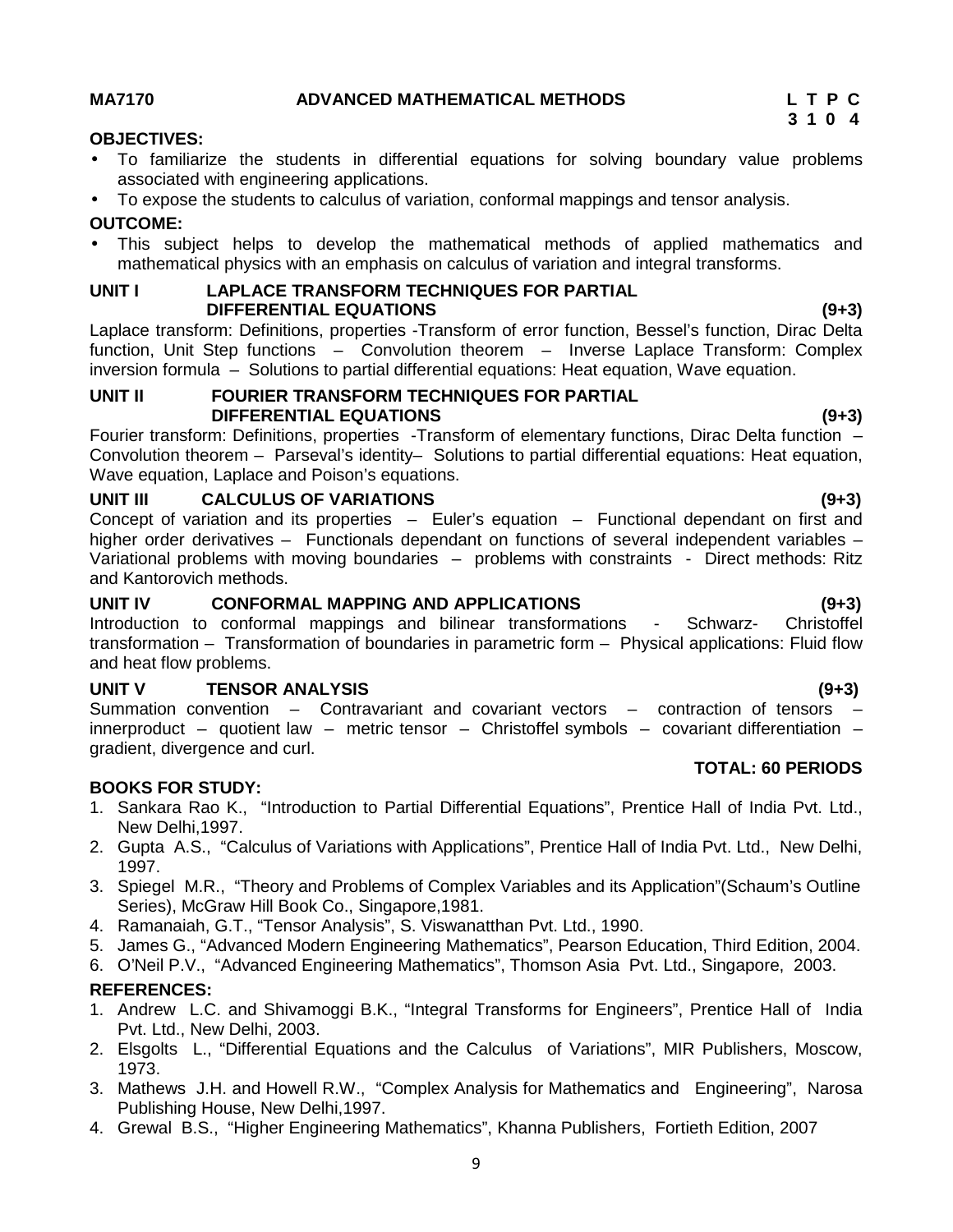**MA7170 ADVANCED MATHEMATICAL METHODS**

**L T P C**
**3 1 0 4**

**OBJECTIVES:**

- To familiarize the students in differential equations for solving boundary value problems associated with engineering applications.
- To expose the students to calculus of variation, conformal mappings and tensor analysis.

**OUTCOME:**

- This subject helps to develop the mathematical methods of applied mathematics and mathematical physics with an emphasis on calculus of variation and integral transforms.

**UNIT I LAPLACE TRANSFORM TECHNIQUES FOR PARTIAL DIFFERENTIAL EQUATIONS (9+3)**

Laplace transform: Definitions, properties -Transform of error function, Bessel's function, Dirac Delta function, Unit Step functions – Convolution theorem – Inverse Laplace Transform: Complex inversion formula – Solutions to partial differential equations: Heat equation, Wave equation.

**UNIT II FOURIER TRANSFORM TECHNIQUES FOR PARTIAL DIFFERENTIAL EQUATIONS (9+3)**

Fourier transform: Definitions, properties -Transform of elementary functions, Dirac Delta function – Convolution theorem – Parseval's identity– Solutions to partial differential equations: Heat equation, Wave equation, Laplace and Poison's equations.

**UNIT III CALCULUS OF VARIATIONS (9+3)**

Concept of variation and its properties – Euler's equation – Functional dependant on first and higher order derivatives – Functionals dependant on functions of several independent variables – Variational problems with moving boundaries – problems with constraints - Direct methods: Ritz and Kantorovich methods.

**UNIT IV CONFORMAL MAPPING AND APPLICATIONS (9+3)**

Introduction to conformal mappings and bilinear transformations - Schwarz- Christoffel transformation – Transformation of boundaries in parametric form – Physical applications: Fluid flow and heat flow problems.

**UNIT V TENSOR ANALYSIS (9+3)**

Summation convention – Contravariant and covariant vectors – contraction of tensors – innerproduct – quotient law – metric tensor – Christoffel symbols – covariant differentiation – gradient, divergence and curl.

**TOTAL: 60 PERIODS**

**BOOKS FOR STUDY:**

1. Sankara Rao K., "Introduction to Partial Differential Equations", Prentice Hall of India Pvt. Ltd., New Delhi,1997.
2. Gupta A.S., "Calculus of Variations with Applications", Prentice Hall of India Pvt. Ltd., New Delhi, 1997.
3. Spiegel M.R., "Theory and Problems of Complex Variables and its Application"(Schaum's Outline Series), McGraw Hill Book Co., Singapore,1981.
4. Ramanaiah, G.T., "Tensor Analysis", S. Viswanatthan Pvt. Ltd., 1990.
5. James G., "Advanced Modern Engineering Mathematics", Pearson Education, Third Edition, 2004.
6. O'Neil P.V., "Advanced Engineering Mathematics", Thomson Asia Pvt. Ltd., Singapore, 2003.

**REFERENCES:**

1. Andrew L.C. and Shivamoggi B.K., "Integral Transforms for Engineers", Prentice Hall of India Pvt. Ltd., New Delhi, 2003.
2. Elsgolts L., "Differential Equations and the Calculus of Variations", MIR Publishers, Moscow, 1973.
3. Mathews J.H. and Howell R.W., "Complex Analysis for Mathematics and Engineering", Narosa Publishing House, New Delhi,1997.
4. Grewal B.S., "Higher Engineering Mathematics", Khanna Publishers, Fortieth Edition, 2007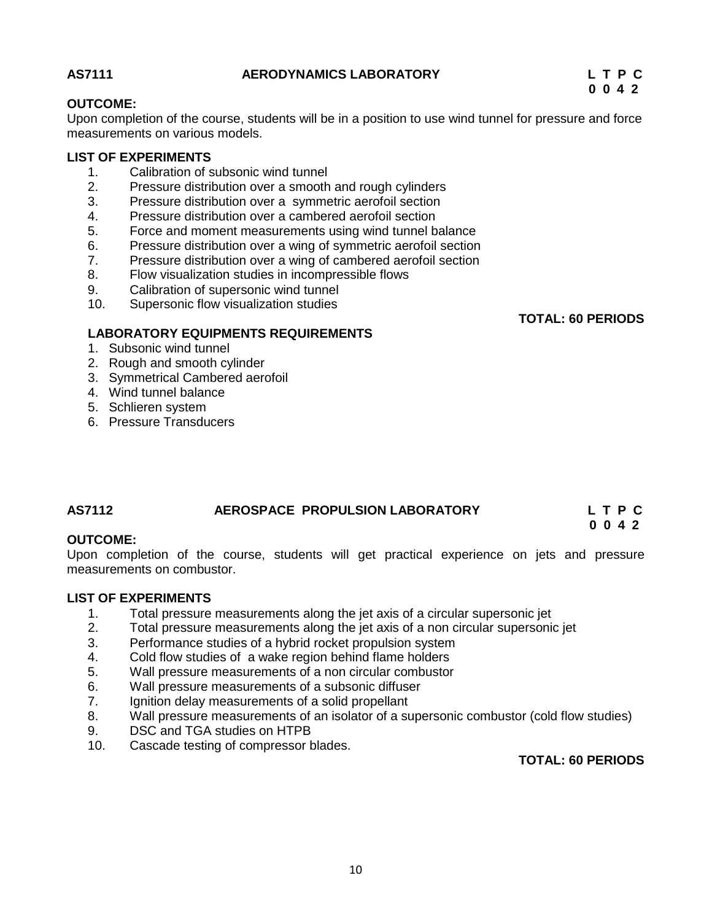## AS7111 AERODYNAMICS LABORATORY

**L T P C**
**0 0 4 2**

**OUTCOME:**

Upon completion of the course, students will be in a position to use wind tunnel for pressure and force measurements on various models.

**LIST OF EXPERIMENTS**

1. Calibration of subsonic wind tunnel
2. Pressure distribution over a smooth and rough cylinders
3. Pressure distribution over a symmetric aerofoil section
4. Pressure distribution over a cambered aerofoil section
5. Force and moment measurements using wind tunnel balance
6. Pressure distribution over a wing of symmetric aerofoil section
7. Pressure distribution over a wing of cambered aerofoil section
8. Flow visualization studies in incompressible flows
9. Calibration of supersonic wind tunnel
10. Supersonic flow visualization studies

**TOTAL: 60 PERIODS**

**LABORATORY EQUIPMENTS REQUIREMENTS**

1. Subsonic wind tunnel
2. Rough and smooth cylinder
3. Symmetrical Cambered aerofoil
4. Wind tunnel balance
5. Schlieren system
6. Pressure Transducers

## AS7112 AEROSPACE PROPULSION LABORATORY

**L T P C**
**0 0 4 2**

**OUTCOME:**

Upon completion of the course, students will get practical experience on jets and pressure measurements on combustor.

**LIST OF EXPERIMENTS**

1. Total pressure measurements along the jet axis of a circular supersonic jet
2. Total pressure measurements along the jet axis of a non circular supersonic jet
3. Performance studies of a hybrid rocket propulsion system
4. Cold flow studies of a wake region behind flame holders
5. Wall pressure measurements of a non circular combustor
6. Wall pressure measurements of a subsonic diffuser
7. Ignition delay measurements of a solid propellant
8. Wall pressure measurements of an isolator of a supersonic combustor (cold flow studies)
9. DSC and TGA studies on HTPB
10. Cascade testing of compressor blades.

**TOTAL: 60 PERIODS**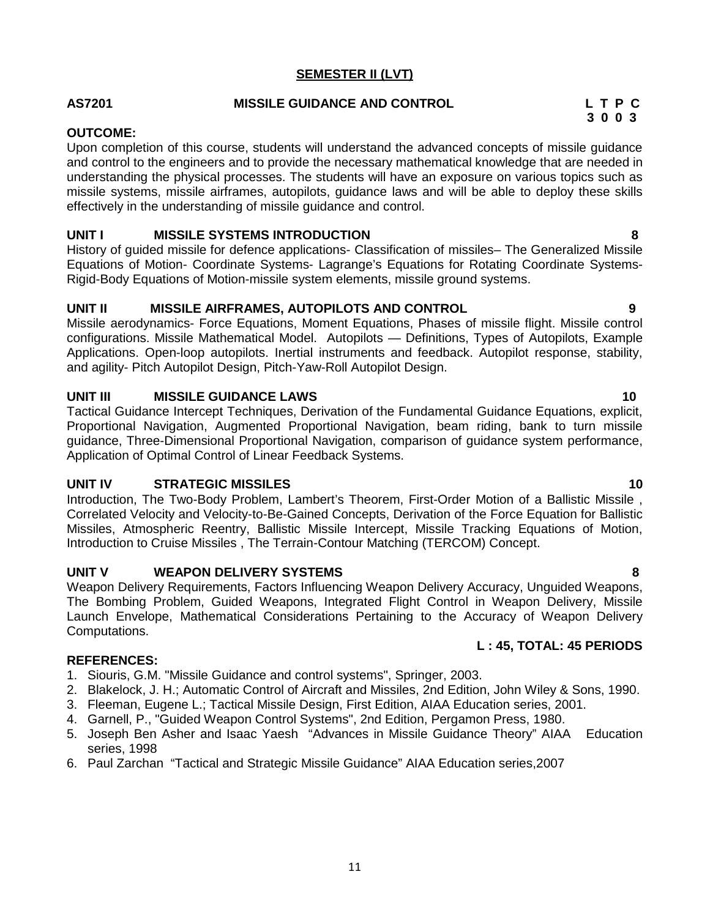## SEMESTER II (LVT)

**AS7201 MISSILE GUIDANCE AND CONTROL**

**L T P C**
**3 0 0 3**

**OUTCOME:**

Upon completion of this course, students will understand the advanced concepts of missile guidance and control to the engineers and to provide the necessary mathematical knowledge that are needed in understanding the physical processes. The students will have an exposure on various topics such as missile systems, missile airframes, autopilots, guidance laws and will be able to deploy these skills effectively in the understanding of missile guidance and control.

**UNIT I MISSILE SYSTEMS INTRODUCTION 8**

History of guided missile for defence applications- Classification of missiles– The Generalized Missile Equations of Motion- Coordinate Systems- Lagrange's Equations for Rotating Coordinate Systems-Rigid-Body Equations of Motion-missile system elements, missile ground systems.

**UNIT II MISSILE AIRFRAMES, AUTOPILOTS AND CONTROL 9**

Missile aerodynamics- Force Equations, Moment Equations, Phases of missile flight. Missile control configurations. Missile Mathematical Model. Autopilots — Definitions, Types of Autopilots, Example Applications. Open-loop autopilots. Inertial instruments and feedback. Autopilot response, stability, and agility- Pitch Autopilot Design, Pitch-Yaw-Roll Autopilot Design.

**UNIT III MISSILE GUIDANCE LAWS 10**

Tactical Guidance Intercept Techniques, Derivation of the Fundamental Guidance Equations, explicit, Proportional Navigation, Augmented Proportional Navigation, beam riding, bank to turn missile guidance, Three-Dimensional Proportional Navigation, comparison of guidance system performance, Application of Optimal Control of Linear Feedback Systems.

**UNIT IV STRATEGIC MISSILES 10**

Introduction, The Two-Body Problem, Lambert's Theorem, First-Order Motion of a Ballistic Missile , Correlated Velocity and Velocity-to-Be-Gained Concepts, Derivation of the Force Equation for Ballistic Missiles, Atmospheric Reentry, Ballistic Missile Intercept, Missile Tracking Equations of Motion, Introduction to Cruise Missiles , The Terrain-Contour Matching (TERCOM) Concept.

**UNIT V WEAPON DELIVERY SYSTEMS 8**

Weapon Delivery Requirements, Factors Influencing Weapon Delivery Accuracy, Unguided Weapons, The Bombing Problem, Guided Weapons, Integrated Flight Control in Weapon Delivery, Missile Launch Envelope, Mathematical Considerations Pertaining to the Accuracy of Weapon Delivery Computations.

**L : 45, TOTAL: 45 PERIODS**

**REFERENCES:**

1. Siouris, G.M. "Missile Guidance and control systems", Springer, 2003.
2. Blakelock, J. H.; Automatic Control of Aircraft and Missiles, 2nd Edition, John Wiley & Sons, 1990.
3. Fleeman, Eugene L.; Tactical Missile Design, First Edition, AIAA Education series, 2001.
4. Garnell, P., "Guided Weapon Control Systems", 2nd Edition, Pergamon Press, 1980.
5. Joseph Ben Asher and Isaac Yaesh "Advances in Missile Guidance Theory" AIAA Education series, 1998
6. Paul Zarchan "Tactical and Strategic Missile Guidance" AIAA Education series,2007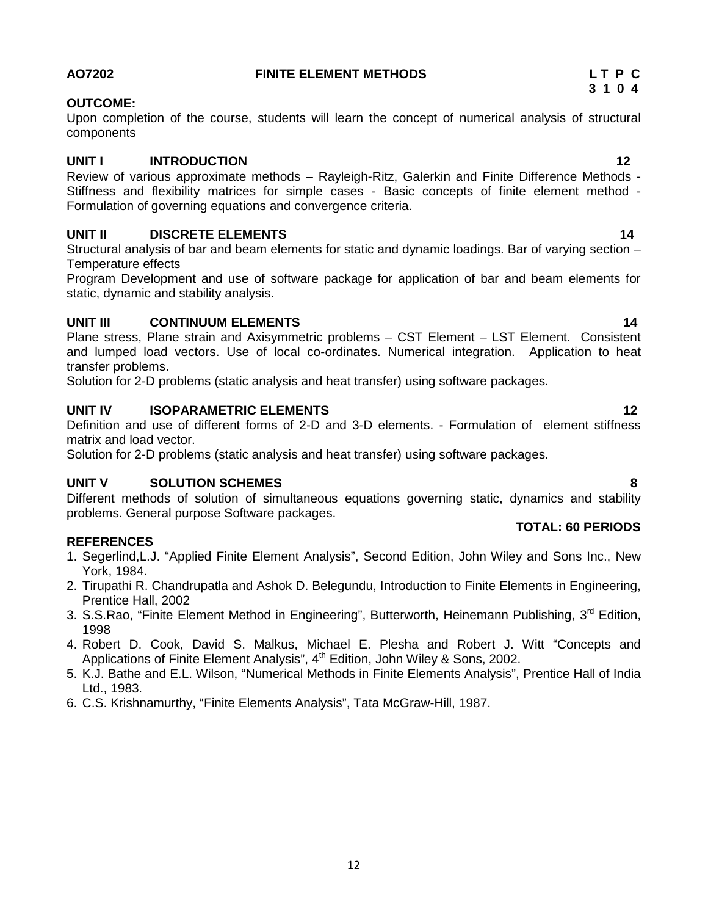## AO7202 FINITE ELEMENT METHODS

| L | T | P | C |
|---|---|---|---|
| 3 | 1 | 0 | 4 |

**OUTCOME:**

Upon completion of the course, students will learn the concept of numerical analysis of structural components

### UNIT I INTRODUCTION 12

Review of various approximate methods – Rayleigh-Ritz, Galerkin and Finite Difference Methods - Stiffness and flexibility matrices for simple cases - Basic concepts of finite element method - Formulation of governing equations and convergence criteria.

### UNIT II DISCRETE ELEMENTS 14

Structural analysis of bar and beam elements for static and dynamic loadings. Bar of varying section – Temperature effects

Program Development and use of software package for application of bar and beam elements for static, dynamic and stability analysis.

### UNIT III CONTINUUM ELEMENTS 14

Plane stress, Plane strain and Axisymmetric problems – CST Element – LST Element. Consistent and lumped load vectors. Use of local co-ordinates. Numerical integration. Application to heat transfer problems.

Solution for 2-D problems (static analysis and heat transfer) using software packages.

### UNIT IV ISOPARAMETRIC ELEMENTS 12

Definition and use of different forms of 2-D and 3-D elements. - Formulation of element stiffness matrix and load vector.

Solution for 2-D problems (static analysis and heat transfer) using software packages.

### UNIT V SOLUTION SCHEMES 8

Different methods of solution of simultaneous equations governing static, dynamics and stability problems. General purpose Software packages.

**TOTAL: 60 PERIODS**

**REFERENCES**

1. Segerlind,L.J. "Applied Finite Element Analysis", Second Edition, John Wiley and Sons Inc., New York, 1984.
2. Tirupathi R. Chandrupatla and Ashok D. Belegundu, Introduction to Finite Elements in Engineering, Prentice Hall, 2002
3. S.S.Rao, "Finite Element Method in Engineering", Butterworth, Heinemann Publishing, 3rd Edition, 1998
4. Robert D. Cook, David S. Malkus, Michael E. Plesha and Robert J. Witt "Concepts and Applications of Finite Element Analysis", 4th Edition, John Wiley & Sons, 2002.
5. K.J. Bathe and E.L. Wilson, "Numerical Methods in Finite Elements Analysis", Prentice Hall of India Ltd., 1983.
6. C.S. Krishnamurthy, "Finite Elements Analysis", Tata McGraw-Hill, 1987.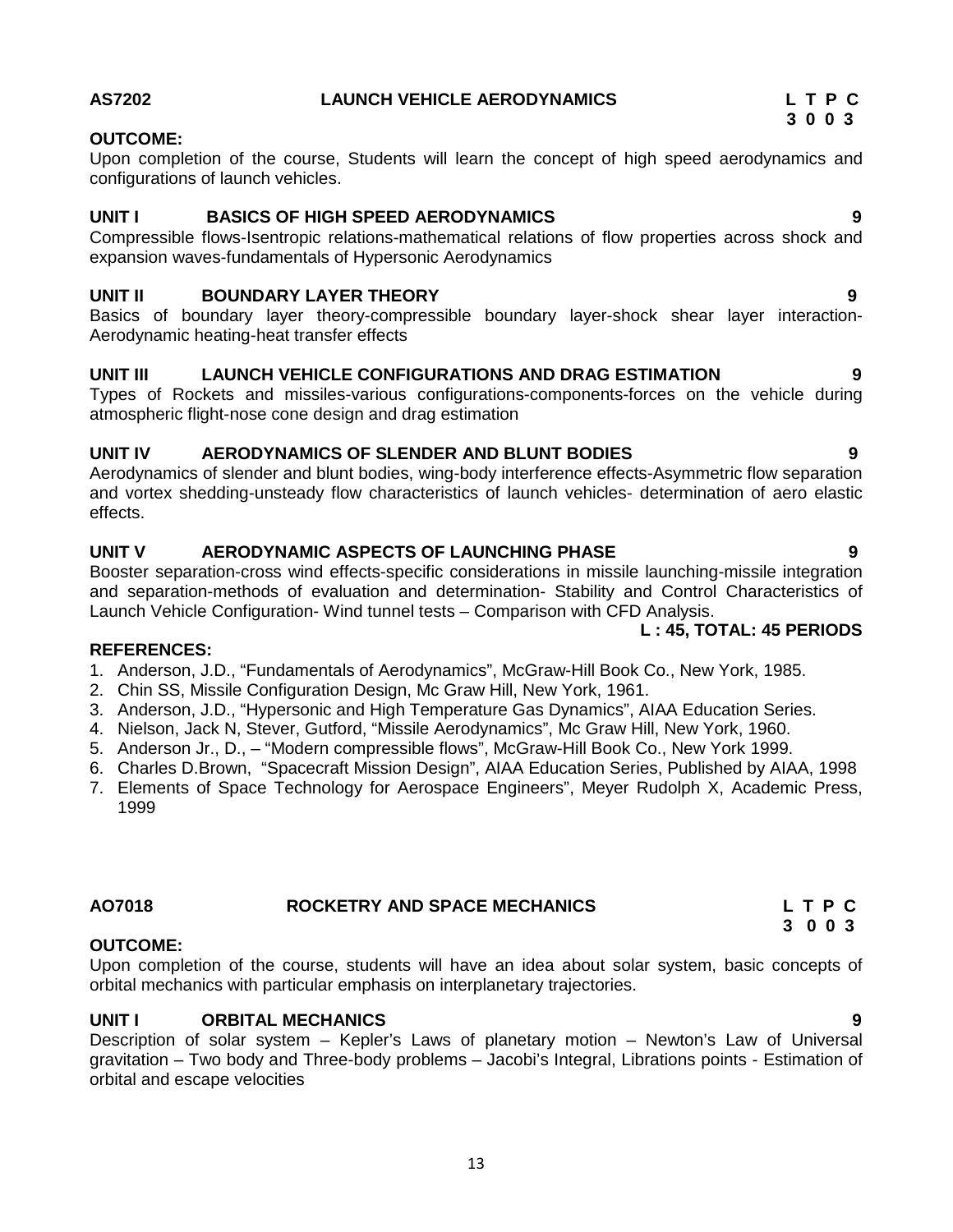## AS7202 LAUNCH VEHICLE AERODYNAMICS

**L T P C**
**3 0 0 3**

**OUTCOME:**

Upon completion of the course, Students will learn the concept of high speed aerodynamics and configurations of launch vehicles.

### UNIT I BASICS OF HIGH SPEED AERODYNAMICS — 9

Compressible flows-Isentropic relations-mathematical relations of flow properties across shock and expansion waves-fundamentals of Hypersonic Aerodynamics

### UNIT II BOUNDARY LAYER THEORY — 9

Basics of boundary layer theory-compressible boundary layer-shock shear layer interaction-Aerodynamic heating-heat transfer effects

### UNIT III LAUNCH VEHICLE CONFIGURATIONS AND DRAG ESTIMATION — 9

Types of Rockets and missiles-various configurations-components-forces on the vehicle during atmospheric flight-nose cone design and drag estimation

### UNIT IV AERODYNAMICS OF SLENDER AND BLUNT BODIES — 9

Aerodynamics of slender and blunt bodies, wing-body interference effects-Asymmetric flow separation and vortex shedding-unsteady flow characteristics of launch vehicles- determination of aero elastic effects.

### UNIT V AERODYNAMIC ASPECTS OF LAUNCHING PHASE — 9

Booster separation-cross wind effects-specific considerations in missile launching-missile integration and separation-methods of evaluation and determination- Stability and Control Characteristics of Launch Vehicle Configuration- Wind tunnel tests – Comparison with CFD Analysis.

**L : 45, TOTAL: 45 PERIODS**

**REFERENCES:**

1. Anderson, J.D., "Fundamentals of Aerodynamics", McGraw-Hill Book Co., New York, 1985.
2. Chin SS, Missile Configuration Design, Mc Graw Hill, New York, 1961.
3. Anderson, J.D., "Hypersonic and High Temperature Gas Dynamics", AIAA Education Series.
4. Nielson, Jack N, Stever, Gutford, "Missile Aerodynamics", Mc Graw Hill, New York, 1960.
5. Anderson Jr., D., – "Modern compressible flows", McGraw-Hill Book Co., New York 1999.
6. Charles D.Brown, "Spacecraft Mission Design", AIAA Education Series, Published by AIAA, 1998
7. Elements of Space Technology for Aerospace Engineers", Meyer Rudolph X, Academic Press, 1999

## AO7018 ROCKETRY AND SPACE MECHANICS

**L T P C**
**3 0 0 3**

**OUTCOME:**

Upon completion of the course, students will have an idea about solar system, basic concepts of orbital mechanics with particular emphasis on interplanetary trajectories.

### UNIT I ORBITAL MECHANICS — 9

Description of solar system – Kepler's Laws of planetary motion – Newton's Law of Universal gravitation – Two body and Three-body problems – Jacobi's Integral, Librations points - Estimation of orbital and escape velocities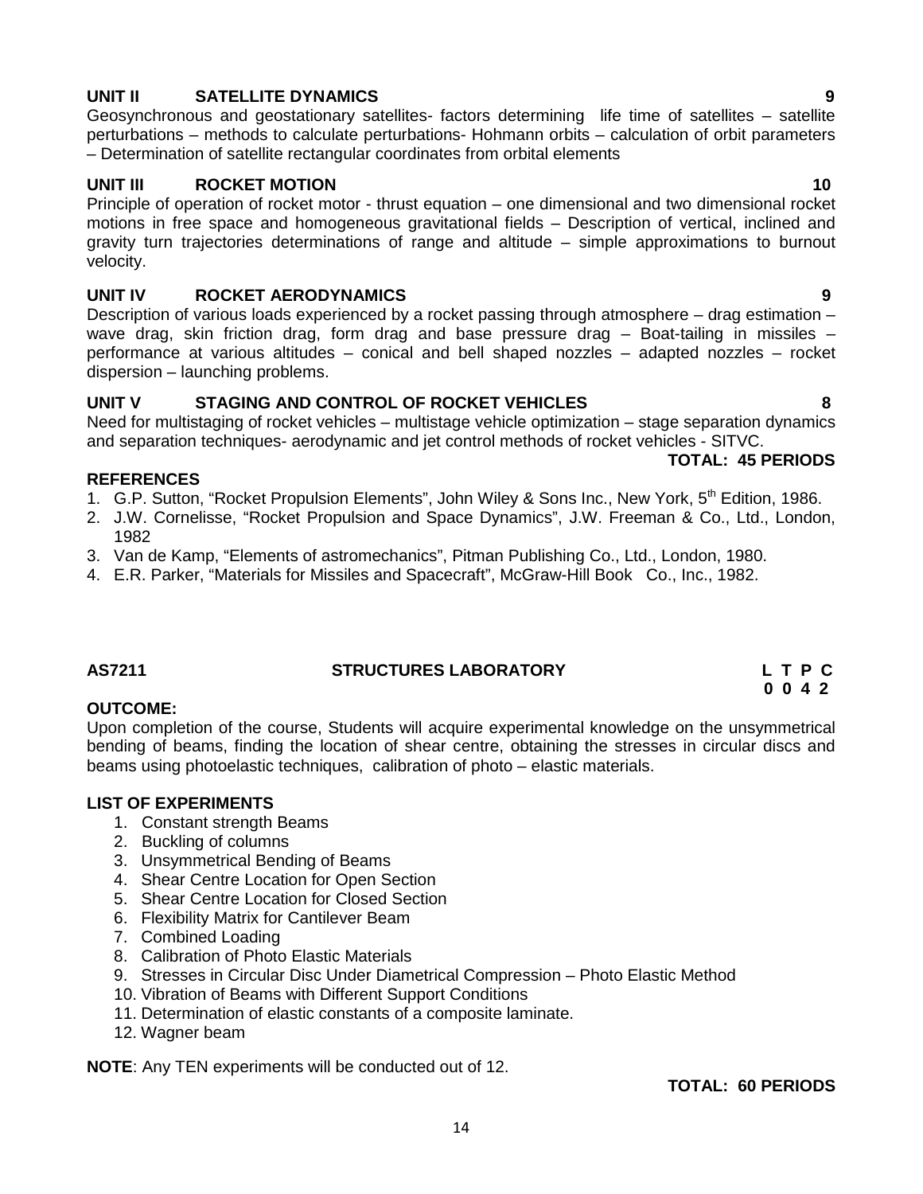**UNIT II SATELLITE DYNAMICS 9**

Geosynchronous and geostationary satellites- factors determining life time of satellites – satellite perturbations – methods to calculate perturbations- Hohmann orbits – calculation of orbit parameters – Determination of satellite rectangular coordinates from orbital elements

**UNIT III ROCKET MOTION 10**

Principle of operation of rocket motor - thrust equation – one dimensional and two dimensional rocket motions in free space and homogeneous gravitational fields – Description of vertical, inclined and gravity turn trajectories determinations of range and altitude – simple approximations to burnout velocity.

**UNIT IV ROCKET AERODYNAMICS 9**

Description of various loads experienced by a rocket passing through atmosphere – drag estimation – wave drag, skin friction drag, form drag and base pressure drag – Boat-tailing in missiles – performance at various altitudes – conical and bell shaped nozzles – adapted nozzles – rocket dispersion – launching problems.

**UNIT V STAGING AND CONTROL OF ROCKET VEHICLES 8**

Need for multistaging of rocket vehicles – multistage vehicle optimization – stage separation dynamics and separation techniques- aerodynamic and jet control methods of rocket vehicles - SITVC.

**TOTAL: 45 PERIODS**

**REFERENCES**

1. G.P. Sutton, "Rocket Propulsion Elements", John Wiley & Sons Inc., New York, 5th Edition, 1986.
2. J.W. Cornelisse, "Rocket Propulsion and Space Dynamics", J.W. Freeman & Co., Ltd., London, 1982
3. Van de Kamp, "Elements of astromechanics", Pitman Publishing Co., Ltd., London, 1980.
4. E.R. Parker, "Materials for Missiles and Spacecraft", McGraw-Hill Book Co., Inc., 1982.

## AS7211 STRUCTURES LABORATORY

| L | T | P | C |
|---|---|---|---|
| 0 | 0 | 4 | 2 |

**OUTCOME:**

Upon completion of the course, Students will acquire experimental knowledge on the unsymmetrical bending of beams, finding the location of shear centre, obtaining the stresses in circular discs and beams using photoelastic techniques, calibration of photo – elastic materials.

**LIST OF EXPERIMENTS**

1. Constant strength Beams
2. Buckling of columns
3. Unsymmetrical Bending of Beams
4. Shear Centre Location for Open Section
5. Shear Centre Location for Closed Section
6. Flexibility Matrix for Cantilever Beam
7. Combined Loading
8. Calibration of Photo Elastic Materials
9. Stresses in Circular Disc Under Diametrical Compression – Photo Elastic Method
10. Vibration of Beams with Different Support Conditions
11. Determination of elastic constants of a composite laminate.
12. Wagner beam

**NOTE**: Any TEN experiments will be conducted out of 12.

**TOTAL: 60 PERIODS**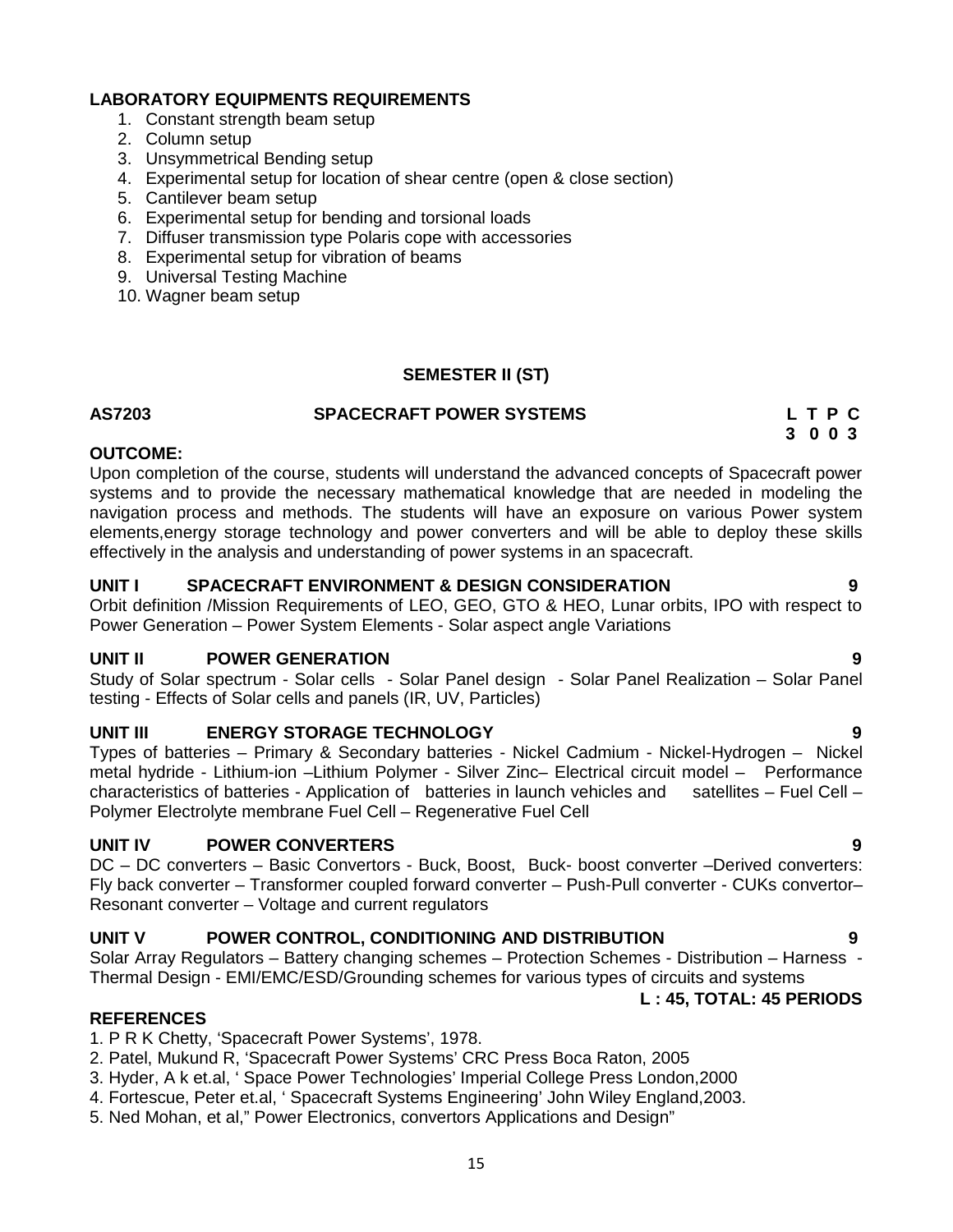## LABORATORY EQUIPMENTS REQUIREMENTS

1. Constant strength beam setup
2. Column setup
3. Unsymmetrical Bending setup
4. Experimental setup for location of shear centre (open & close section)
5. Cantilever beam setup
6. Experimental setup for bending and torsional loads
7. Diffuser transmission type Polaris cope with accessories
8. Experimental setup for vibration of beams
9. Universal Testing Machine
10. Wagner beam setup

## SEMESTER II (ST)

**AS7203 SPACECRAFT POWER SYSTEMS**

| L | T | P | C |
|---|---|---|---|
| 3 | 0 | 0 | 3 |

**OUTCOME:**

Upon completion of the course, students will understand the advanced concepts of Spacecraft power systems and to provide the necessary mathematical knowledge that are needed in modeling the navigation process and methods. The students will have an exposure on various Power system elements,energy storage technology and power converters and will be able to deploy these skills effectively in the analysis and understanding of power systems in an spacecraft.

**UNIT I SPACECRAFT ENVIRONMENT & DESIGN CONSIDERATION 9**

Orbit definition /Mission Requirements of LEO, GEO, GTO & HEO, Lunar orbits, IPO with respect to Power Generation – Power System Elements - Solar aspect angle Variations

**UNIT II POWER GENERATION 9**

Study of Solar spectrum - Solar cells - Solar Panel design - Solar Panel Realization – Solar Panel testing - Effects of Solar cells and panels (IR, UV, Particles)

**UNIT III ENERGY STORAGE TECHNOLOGY 9**

Types of batteries – Primary & Secondary batteries - Nickel Cadmium - Nickel-Hydrogen – Nickel metal hydride - Lithium-ion –Lithium Polymer - Silver Zinc– Electrical circuit model – Performance characteristics of batteries - Application of batteries in launch vehicles and satellites – Fuel Cell – Polymer Electrolyte membrane Fuel Cell – Regenerative Fuel Cell

**UNIT IV POWER CONVERTERS 9**

DC – DC converters – Basic Convertors - Buck, Boost, Buck- boost converter –Derived converters: Fly back converter – Transformer coupled forward converter – Push-Pull converter - CUKs convertor– Resonant converter – Voltage and current regulators

**UNIT V POWER CONTROL, CONDITIONING AND DISTRIBUTION 9**

Solar Array Regulators – Battery changing schemes – Protection Schemes - Distribution – Harness - Thermal Design - EMI/EMC/ESD/Grounding schemes for various types of circuits and systems

**L : 45, TOTAL: 45 PERIODS**

**REFERENCES**

1. P R K Chetty, 'Spacecraft Power Systems', 1978.
2. Patel, Mukund R, 'Spacecraft Power Systems' CRC Press Boca Raton, 2005
3. Hyder, A k et.al, ' Space Power Technologies' Imperial College Press London,2000
4. Fortescue, Peter et.al, ' Spacecraft Systems Engineering' John Wiley England,2003.
5. Ned Mohan, et al," Power Electronics, convertors Applications and Design"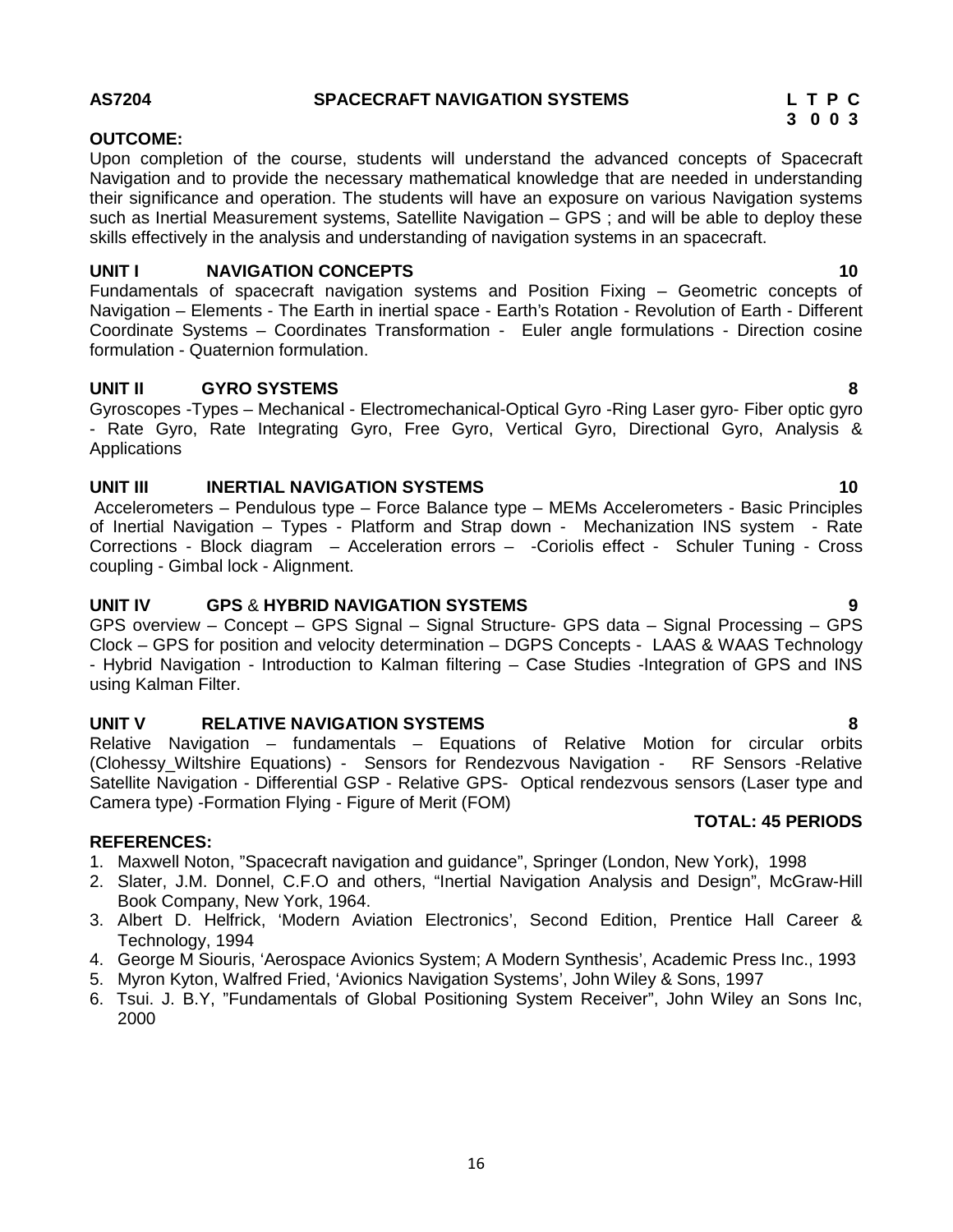## AS7204 SPACECRAFT NAVIGATION SYSTEMS

**L T P C**
**3 0 0 3**

**OUTCOME:**

Upon completion of the course, students will understand the advanced concepts of Spacecraft Navigation and to provide the necessary mathematical knowledge that are needed in understanding their significance and operation. The students will have an exposure on various Navigation systems such as Inertial Measurement systems, Satellite Navigation – GPS ; and will be able to deploy these skills effectively in the analysis and understanding of navigation systems in an spacecraft.

### UNIT I NAVIGATION CONCEPTS 10

Fundamentals of spacecraft navigation systems and Position Fixing – Geometric concepts of Navigation – Elements - The Earth in inertial space - Earth's Rotation - Revolution of Earth - Different Coordinate Systems – Coordinates Transformation - Euler angle formulations - Direction cosine formulation - Quaternion formulation.

### UNIT II GYRO SYSTEMS 8

Gyroscopes -Types – Mechanical - Electromechanical-Optical Gyro -Ring Laser gyro- Fiber optic gyro - Rate Gyro, Rate Integrating Gyro, Free Gyro, Vertical Gyro, Directional Gyro, Analysis & Applications

### UNIT III INERTIAL NAVIGATION SYSTEMS 10

Accelerometers – Pendulous type – Force Balance type – MEMs Accelerometers - Basic Principles of Inertial Navigation – Types - Platform and Strap down - Mechanization INS system - Rate Corrections - Block diagram – Acceleration errors – -Coriolis effect - Schuler Tuning - Cross coupling - Gimbal lock - Alignment.

### UNIT IV GPS & HYBRID NAVIGATION SYSTEMS 9

GPS overview – Concept – GPS Signal – Signal Structure- GPS data – Signal Processing – GPS Clock – GPS for position and velocity determination – DGPS Concepts - LAAS & WAAS Technology - Hybrid Navigation - Introduction to Kalman filtering – Case Studies -Integration of GPS and INS using Kalman Filter.

### UNIT V RELATIVE NAVIGATION SYSTEMS 8

Relative Navigation – fundamentals – Equations of Relative Motion for circular orbits (Clohessy_Wiltshire Equations) - Sensors for Rendezvous Navigation - RF Sensors -Relative Satellite Navigation - Differential GSP - Relative GPS- Optical rendezvous sensors (Laser type and Camera type) -Formation Flying - Figure of Merit (FOM)

**TOTAL: 45 PERIODS**

**REFERENCES:**

1. Maxwell Noton, "Spacecraft navigation and guidance", Springer (London, New York), 1998
2. Slater, J.M. Donnel, C.F.O and others, "Inertial Navigation Analysis and Design", McGraw-Hill Book Company, New York, 1964.
3. Albert D. Helfrick, 'Modern Aviation Electronics', Second Edition, Prentice Hall Career & Technology, 1994
4. George M Siouris, 'Aerospace Avionics System; A Modern Synthesis', Academic Press Inc., 1993
5. Myron Kyton, Walfred Fried, 'Avionics Navigation Systems', John Wiley & Sons, 1997
6. Tsui. J. B.Y, "Fundamentals of Global Positioning System Receiver", John Wiley an Sons Inc, 2000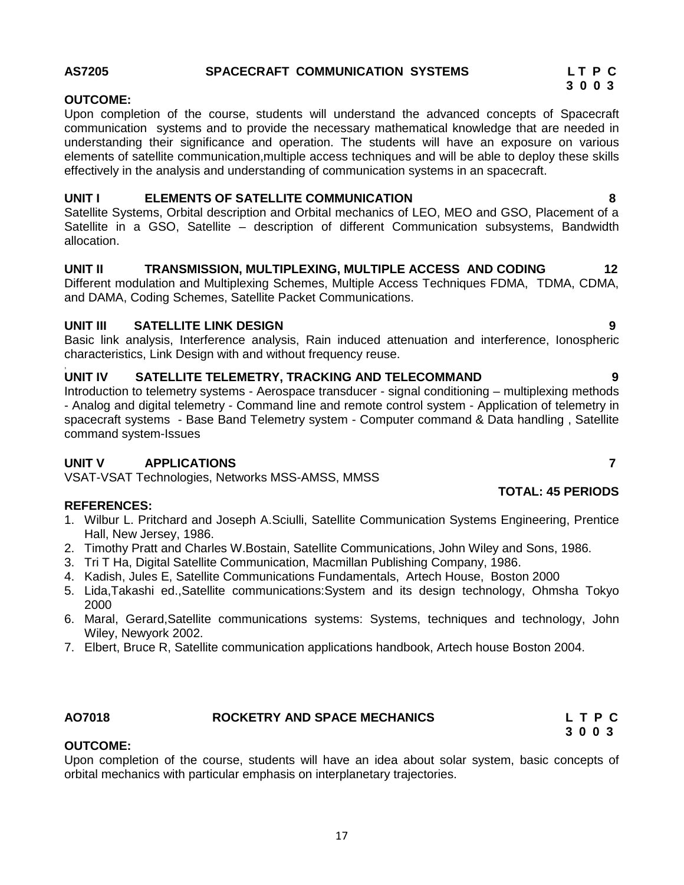## AS7205 SPACECRAFT COMMUNICATION SYSTEMS

**L T P C**
**3 0 0 3**

**OUTCOME:**

Upon completion of the course, students will understand the advanced concepts of Spacecraft communication systems and to provide the necessary mathematical knowledge that are needed in understanding their significance and operation. The students will have an exposure on various elements of satellite communication,multiple access techniques and will be able to deploy these skills effectively in the analysis and understanding of communication systems in an spacecraft.

**UNIT I ELEMENTS OF SATELLITE COMMUNICATION 8**

Satellite Systems, Orbital description and Orbital mechanics of LEO, MEO and GSO, Placement of a Satellite in a GSO, Satellite – description of different Communication subsystems, Bandwidth allocation.

**UNIT II TRANSMISSION, MULTIPLEXING, MULTIPLE ACCESS AND CODING 12**

Different modulation and Multiplexing Schemes, Multiple Access Techniques FDMA, TDMA, CDMA, and DAMA, Coding Schemes, Satellite Packet Communications.

**UNIT III SATELLITE LINK DESIGN 9**

Basic link analysis, Interference analysis, Rain induced attenuation and interference, Ionospheric characteristics, Link Design with and without frequency reuse.

**UNIT IV SATELLITE TELEMETRY, TRACKING AND TELECOMMAND 9**

Introduction to telemetry systems - Aerospace transducer - signal conditioning – multiplexing methods - Analog and digital telemetry - Command line and remote control system - Application of telemetry in spacecraft systems - Base Band Telemetry system - Computer command & Data handling , Satellite command system-Issues

**UNIT V APPLICATIONS 7**

VSAT-VSAT Technologies, Networks MSS-AMSS, MMSS

**TOTAL: 45 PERIODS**

**REFERENCES:**

1. Wilbur L. Pritchard and Joseph A.Sciulli, Satellite Communication Systems Engineering, Prentice Hall, New Jersey, 1986.
2. Timothy Pratt and Charles W.Bostain, Satellite Communications, John Wiley and Sons, 1986.
3. Tri T Ha, Digital Satellite Communication, Macmillan Publishing Company, 1986.
4. Kadish, Jules E, Satellite Communications Fundamentals, Artech House, Boston 2000
5. Lida,Takashi ed.,Satellite communications:System and its design technology, Ohmsha Tokyo 2000
6. Maral, Gerard,Satellite communications systems: Systems, techniques and technology, John Wiley, Newyork 2002.
7. Elbert, Bruce R, Satellite communication applications handbook, Artech house Boston 2004.

## AO7018 ROCKETRY AND SPACE MECHANICS

**L T P C**
**3 0 0 3**

**OUTCOME:**

Upon completion of the course, students will have an idea about solar system, basic concepts of orbital mechanics with particular emphasis on interplanetary trajectories.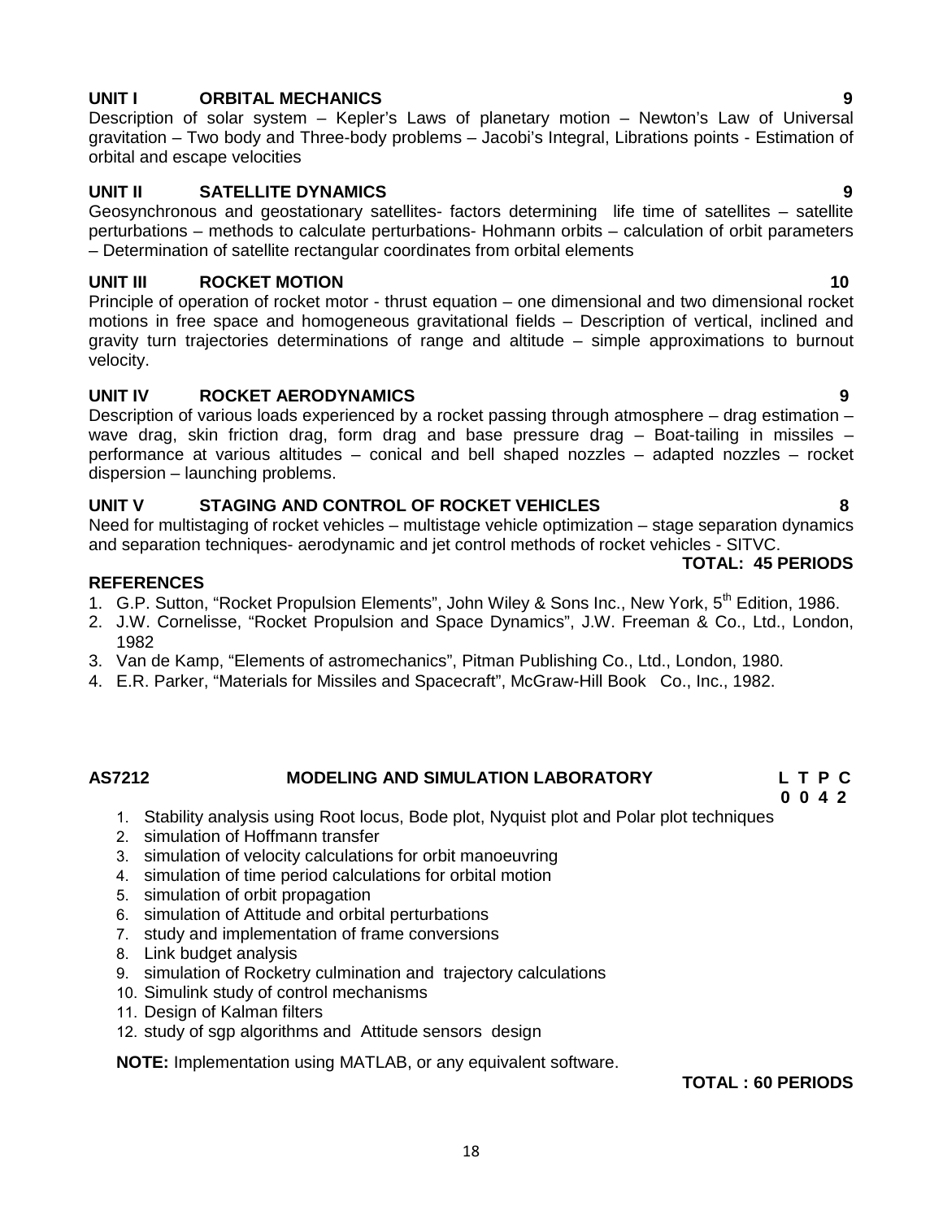**UNIT I ORBITAL MECHANICS 9**

Description of solar system – Kepler's Laws of planetary motion – Newton's Law of Universal gravitation – Two body and Three-body problems – Jacobi's Integral, Librations points - Estimation of orbital and escape velocities

**UNIT II SATELLITE DYNAMICS 9**

Geosynchronous and geostationary satellites- factors determining life time of satellites – satellite perturbations – methods to calculate perturbations- Hohmann orbits – calculation of orbit parameters – Determination of satellite rectangular coordinates from orbital elements

**UNIT III ROCKET MOTION 10**

Principle of operation of rocket motor - thrust equation – one dimensional and two dimensional rocket motions in free space and homogeneous gravitational fields – Description of vertical, inclined and gravity turn trajectories determinations of range and altitude – simple approximations to burnout velocity.

**UNIT IV ROCKET AERODYNAMICS 9**

Description of various loads experienced by a rocket passing through atmosphere – drag estimation – wave drag, skin friction drag, form drag and base pressure drag – Boat-tailing in missiles – performance at various altitudes – conical and bell shaped nozzles – adapted nozzles – rocket dispersion – launching problems.

**UNIT V STAGING AND CONTROL OF ROCKET VEHICLES 8**

Need for multistaging of rocket vehicles – multistage vehicle optimization – stage separation dynamics and separation techniques- aerodynamic and jet control methods of rocket vehicles - SITVC.

**TOTAL: 45 PERIODS**

**REFERENCES**

1. G.P. Sutton, "Rocket Propulsion Elements", John Wiley & Sons Inc., New York, 5th Edition, 1986.
2. J.W. Cornelisse, "Rocket Propulsion and Space Dynamics", J.W. Freeman & Co., Ltd., London, 1982
3. Van de Kamp, "Elements of astromechanics", Pitman Publishing Co., Ltd., London, 1980.
4. E.R. Parker, "Materials for Missiles and Spacecraft", McGraw-Hill Book Co., Inc., 1982.

**AS7212 MODELING AND SIMULATION LABORATORY**

| L | T | P | C |
|---|---|---|---|
| 0 | 0 | 4 | 2 |

1. Stability analysis using Root locus, Bode plot, Nyquist plot and Polar plot techniques
2. simulation of Hoffmann transfer
3. simulation of velocity calculations for orbit manoeuvring
4. simulation of time period calculations for orbital motion
5. simulation of orbit propagation
6. simulation of Attitude and orbital perturbations
7. study and implementation of frame conversions
8. Link budget analysis
9. simulation of Rocketry culmination and trajectory calculations
10. Simulink study of control mechanisms
11. Design of Kalman filters
12. study of sgp algorithms and Attitude sensors design

**NOTE:** Implementation using MATLAB, or any equivalent software.

**TOTAL : 60 PERIODS**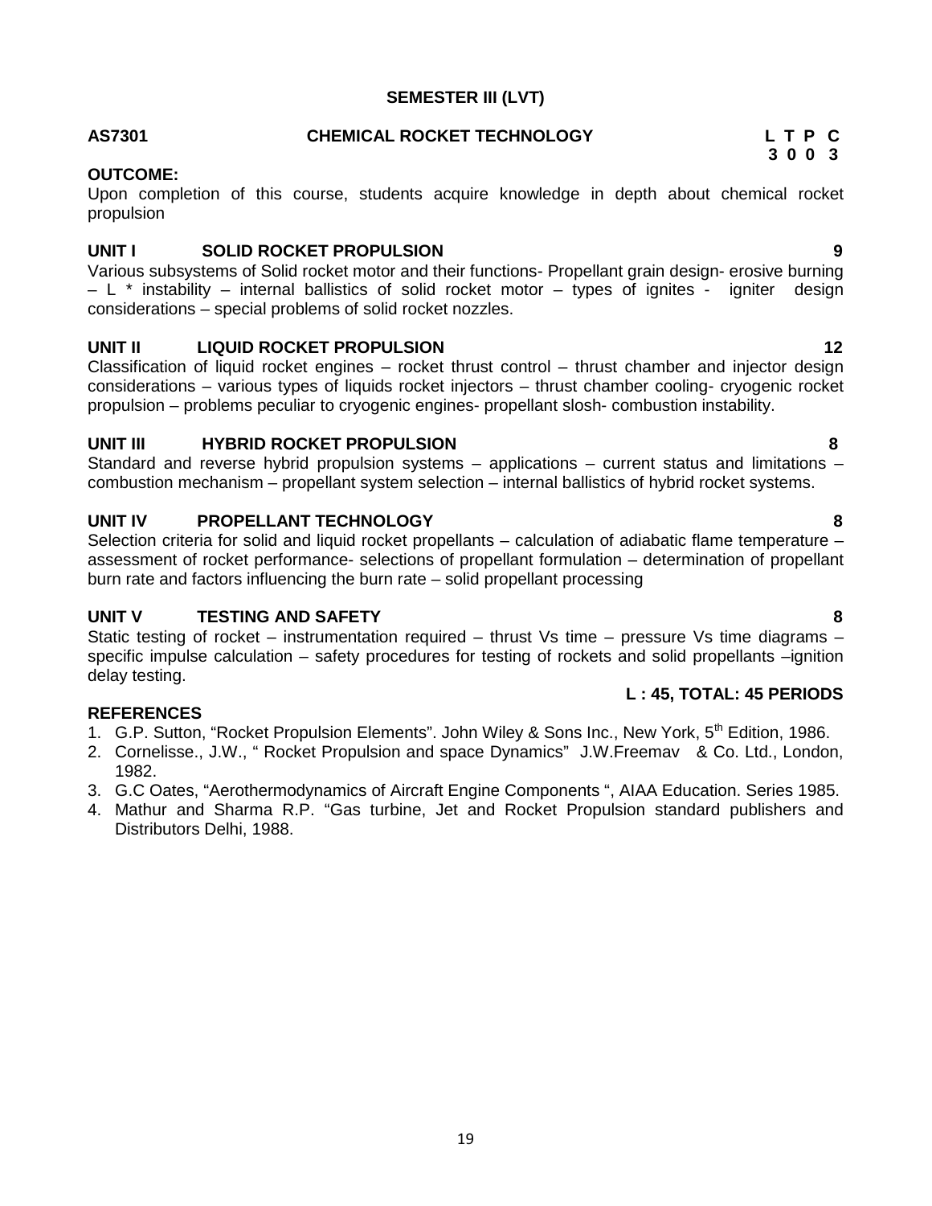## SEMESTER III (LVT)

**AS7301 CHEMICAL ROCKET TECHNOLOGY**

| L | T | P | C |
|---|---|---|---|
| 3 | 0 | 0 | 3 |

**OUTCOME:**

Upon completion of this course, students acquire knowledge in depth about chemical rocket propulsion

### UNIT I SOLID ROCKET PROPULSION 9

Various subsystems of Solid rocket motor and their functions- Propellant grain design- erosive burning – L * instability – internal ballistics of solid rocket motor – types of ignites - igniter design considerations – special problems of solid rocket nozzles.

### UNIT II LIQUID ROCKET PROPULSION 12

Classification of liquid rocket engines – rocket thrust control – thrust chamber and injector design considerations – various types of liquids rocket injectors – thrust chamber cooling- cryogenic rocket propulsion – problems peculiar to cryogenic engines- propellant slosh- combustion instability.

### UNIT III HYBRID ROCKET PROPULSION 8

Standard and reverse hybrid propulsion systems – applications – current status and limitations – combustion mechanism – propellant system selection – internal ballistics of hybrid rocket systems.

### UNIT IV PROPELLANT TECHNOLOGY 8

Selection criteria for solid and liquid rocket propellants – calculation of adiabatic flame temperature – assessment of rocket performance- selections of propellant formulation – determination of propellant burn rate and factors influencing the burn rate – solid propellant processing

### UNIT V TESTING AND SAFETY 8

Static testing of rocket – instrumentation required – thrust Vs time – pressure Vs time diagrams – specific impulse calculation – safety procedures for testing of rockets and solid propellants –ignition delay testing.

**L : 45, TOTAL: 45 PERIODS**

**REFERENCES**

1. G.P. Sutton, "Rocket Propulsion Elements". John Wiley & Sons Inc., New York, 5th Edition, 1986.
2. Cornelisse., J.W., " Rocket Propulsion and space Dynamics" J.W.Freemav & Co. Ltd., London, 1982.
3. G.C Oates, "Aerothermodynamics of Aircraft Engine Components ", AIAA Education. Series 1985.
4. Mathur and Sharma R.P. "Gas turbine, Jet and Rocket Propulsion standard publishers and Distributors Delhi, 1988.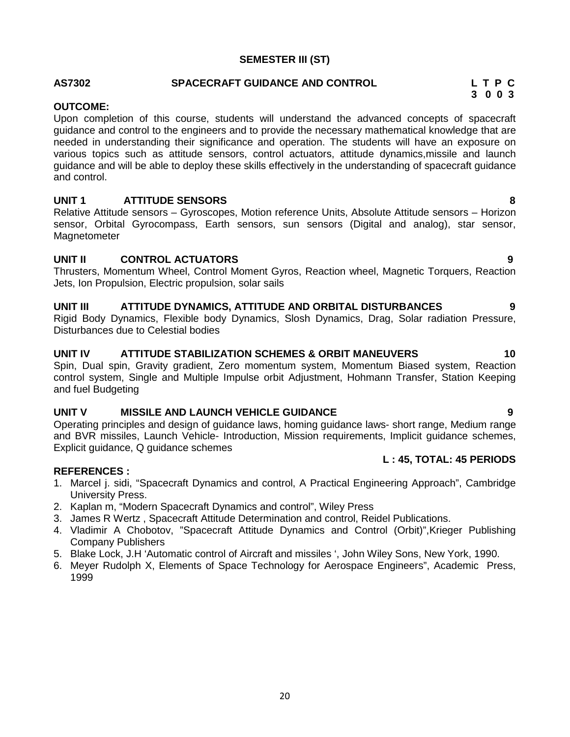**SEMESTER III (ST)**

**AS7302 SPACECRAFT GUIDANCE AND CONTROL** **L T P C**
**3 0 0 3**

**OUTCOME:**

Upon completion of this course, students will understand the advanced concepts of spacecraft guidance and control to the engineers and to provide the necessary mathematical knowledge that are needed in understanding their significance and operation. The students will have an exposure on various topics such as attitude sensors, control actuators, attitude dynamics,missile and launch guidance and will be able to deploy these skills effectively in the understanding of spacecraft guidance and control.

**UNIT 1 ATTITUDE SENSORS 8**

Relative Attitude sensors – Gyroscopes, Motion reference Units, Absolute Attitude sensors – Horizon sensor, Orbital Gyrocompass, Earth sensors, sun sensors (Digital and analog), star sensor, Magnetometer

**UNIT II CONTROL ACTUATORS 9**

Thrusters, Momentum Wheel, Control Moment Gyros, Reaction wheel, Magnetic Torquers, Reaction Jets, Ion Propulsion, Electric propulsion, solar sails

**UNIT III ATTITUDE DYNAMICS, ATTITUDE AND ORBITAL DISTURBANCES 9**

Rigid Body Dynamics, Flexible body Dynamics, Slosh Dynamics, Drag, Solar radiation Pressure, Disturbances due to Celestial bodies

**UNIT IV ATTITUDE STABILIZATION SCHEMES & ORBIT MANEUVERS 10**

Spin, Dual spin, Gravity gradient, Zero momentum system, Momentum Biased system, Reaction control system, Single and Multiple Impulse orbit Adjustment, Hohmann Transfer, Station Keeping and fuel Budgeting

**UNIT V MISSILE AND LAUNCH VEHICLE GUIDANCE 9**

Operating principles and design of guidance laws, homing guidance laws- short range, Medium range and BVR missiles, Launch Vehicle- Introduction, Mission requirements, Implicit guidance schemes, Explicit guidance, Q guidance schemes

**L : 45, TOTAL: 45 PERIODS**

**REFERENCES :**

1. Marcel j. sidi, “Spacecraft Dynamics and control, A Practical Engineering Approach”, Cambridge University Press.
2. Kaplan m, “Modern Spacecraft Dynamics and control”, Wiley Press
3. James R Wertz , Spacecraft Attitude Determination and control, Reidel Publications.
4. Vladimir A Chobotov, ”Spacecraft Attitude Dynamics and Control (Orbit)”,Krieger Publishing Company Publishers
5. Blake Lock, J.H ‘Automatic control of Aircraft and missiles ‘, John Wiley Sons, New York, 1990.
6. Meyer Rudolph X, Elements of Space Technology for Aerospace Engineers”, Academic Press, 1999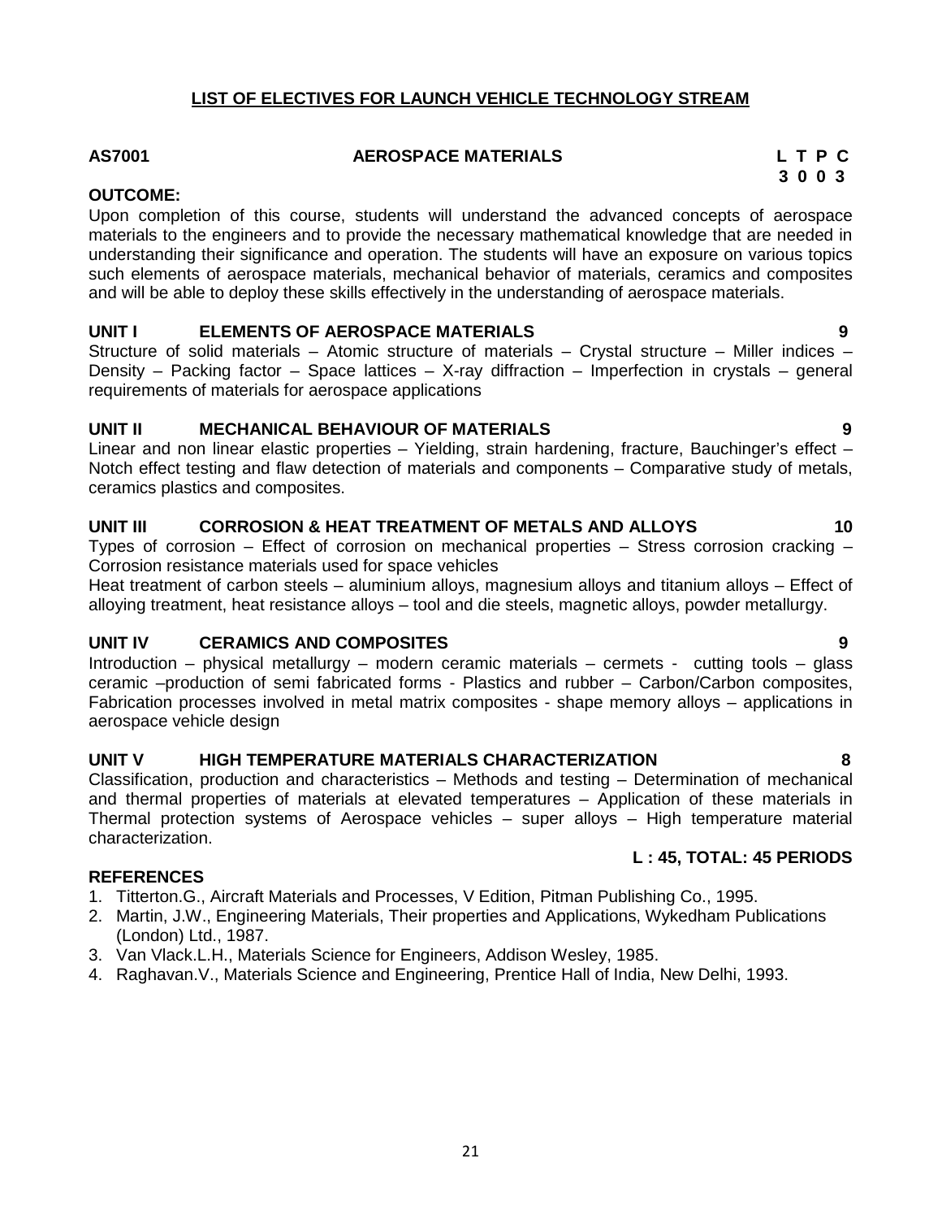## LIST OF ELECTIVES FOR LAUNCH VEHICLE TECHNOLOGY STREAM

**AS7001 AEROSPACE MATERIALS** **L T P C**
**3 0 0 3**

**OUTCOME:**

Upon completion of this course, students will understand the advanced concepts of aerospace materials to the engineers and to provide the necessary mathematical knowledge that are needed in understanding their significance and operation. The students will have an exposure on various topics such elements of aerospace materials, mechanical behavior of materials, ceramics and composites and will be able to deploy these skills effectively in the understanding of aerospace materials.

**UNIT I ELEMENTS OF AEROSPACE MATERIALS 9**

Structure of solid materials – Atomic structure of materials – Crystal structure – Miller indices – Density – Packing factor – Space lattices – X-ray diffraction – Imperfection in crystals – general requirements of materials for aerospace applications

**UNIT II MECHANICAL BEHAVIOUR OF MATERIALS 9**

Linear and non linear elastic properties – Yielding, strain hardening, fracture, Bauchinger's effect – Notch effect testing and flaw detection of materials and components – Comparative study of metals, ceramics plastics and composites.

**UNIT III CORROSION & HEAT TREATMENT OF METALS AND ALLOYS 10**

Types of corrosion – Effect of corrosion on mechanical properties – Stress corrosion cracking – Corrosion resistance materials used for space vehicles

Heat treatment of carbon steels – aluminium alloys, magnesium alloys and titanium alloys – Effect of alloying treatment, heat resistance alloys – tool and die steels, magnetic alloys, powder metallurgy.

**UNIT IV CERAMICS AND COMPOSITES 9**

Introduction – physical metallurgy – modern ceramic materials – cermets - cutting tools – glass ceramic –production of semi fabricated forms - Plastics and rubber – Carbon/Carbon composites, Fabrication processes involved in metal matrix composites - shape memory alloys – applications in aerospace vehicle design

**UNIT V HIGH TEMPERATURE MATERIALS CHARACTERIZATION 8**

Classification, production and characteristics – Methods and testing – Determination of mechanical and thermal properties of materials at elevated temperatures – Application of these materials in Thermal protection systems of Aerospace vehicles – super alloys – High temperature material characterization.

**L : 45, TOTAL: 45 PERIODS**

**REFERENCES**

1. Titterton.G., Aircraft Materials and Processes, V Edition, Pitman Publishing Co., 1995.
2. Martin, J.W., Engineering Materials, Their properties and Applications, Wykedham Publications (London) Ltd., 1987.
3. Van Vlack.L.H., Materials Science for Engineers, Addison Wesley, 1985.
4. Raghavan.V., Materials Science and Engineering, Prentice Hall of India, New Delhi, 1993.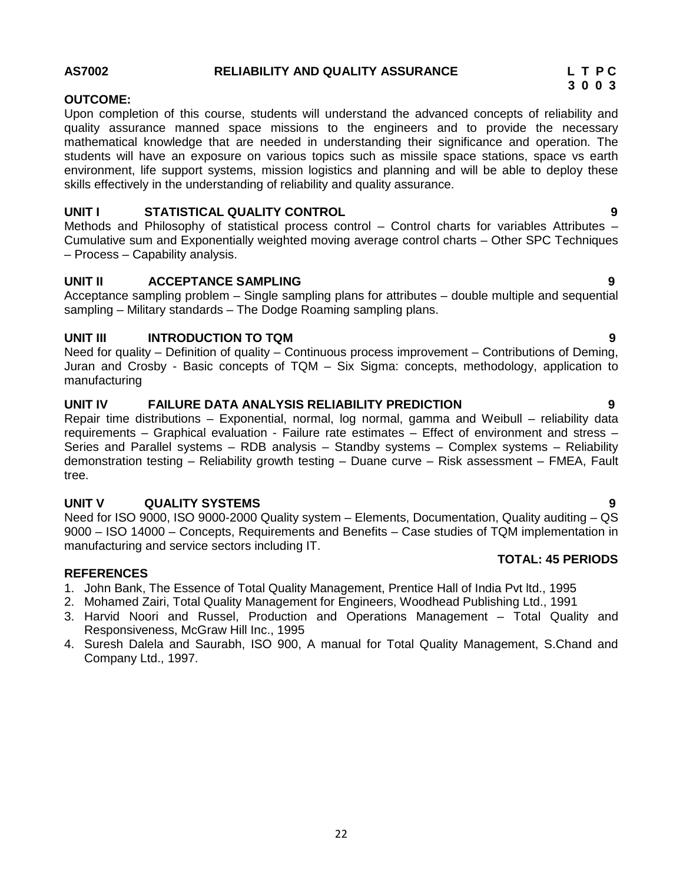**AS7002 RELIABILITY AND QUALITY ASSURANCE**

| L | T | P | C |
|---|---|---|---|
| 3 | 0 | 0 | 3 |

**OUTCOME:**

Upon completion of this course, students will understand the advanced concepts of reliability and quality assurance manned space missions to the engineers and to provide the necessary mathematical knowledge that are needed in understanding their significance and operation. The students will have an exposure on various topics such as missile space stations, space vs earth environment, life support systems, mission logistics and planning and will be able to deploy these skills effectively in the understanding of reliability and quality assurance.

**UNIT I STATISTICAL QUALITY CONTROL 9**

Methods and Philosophy of statistical process control – Control charts for variables Attributes – Cumulative sum and Exponentially weighted moving average control charts – Other SPC Techniques – Process – Capability analysis.

**UNIT II ACCEPTANCE SAMPLING 9**

Acceptance sampling problem – Single sampling plans for attributes – double multiple and sequential sampling – Military standards – The Dodge Roaming sampling plans.

**UNIT III INTRODUCTION TO TQM 9**

Need for quality – Definition of quality – Continuous process improvement – Contributions of Deming, Juran and Crosby - Basic concepts of TQM – Six Sigma: concepts, methodology, application to manufacturing

**UNIT IV FAILURE DATA ANALYSIS RELIABILITY PREDICTION 9**

Repair time distributions – Exponential, normal, log normal, gamma and Weibull – reliability data requirements – Graphical evaluation - Failure rate estimates – Effect of environment and stress – Series and Parallel systems – RDB analysis – Standby systems – Complex systems – Reliability demonstration testing – Reliability growth testing – Duane curve – Risk assessment – FMEA, Fault tree.

**UNIT V QUALITY SYSTEMS 9**

Need for ISO 9000, ISO 9000-2000 Quality system – Elements, Documentation, Quality auditing – QS 9000 – ISO 14000 – Concepts, Requirements and Benefits – Case studies of TQM implementation in manufacturing and service sectors including IT.

**TOTAL: 45 PERIODS**

**REFERENCES**

1. John Bank, The Essence of Total Quality Management, Prentice Hall of India Pvt ltd., 1995
2. Mohamed Zairi, Total Quality Management for Engineers, Woodhead Publishing Ltd., 1991
3. Harvid Noori and Russel, Production and Operations Management – Total Quality and Responsiveness, McGraw Hill Inc., 1995
4. Suresh Dalela and Saurabh, ISO 900, A manual for Total Quality Management, S.Chand and Company Ltd., 1997.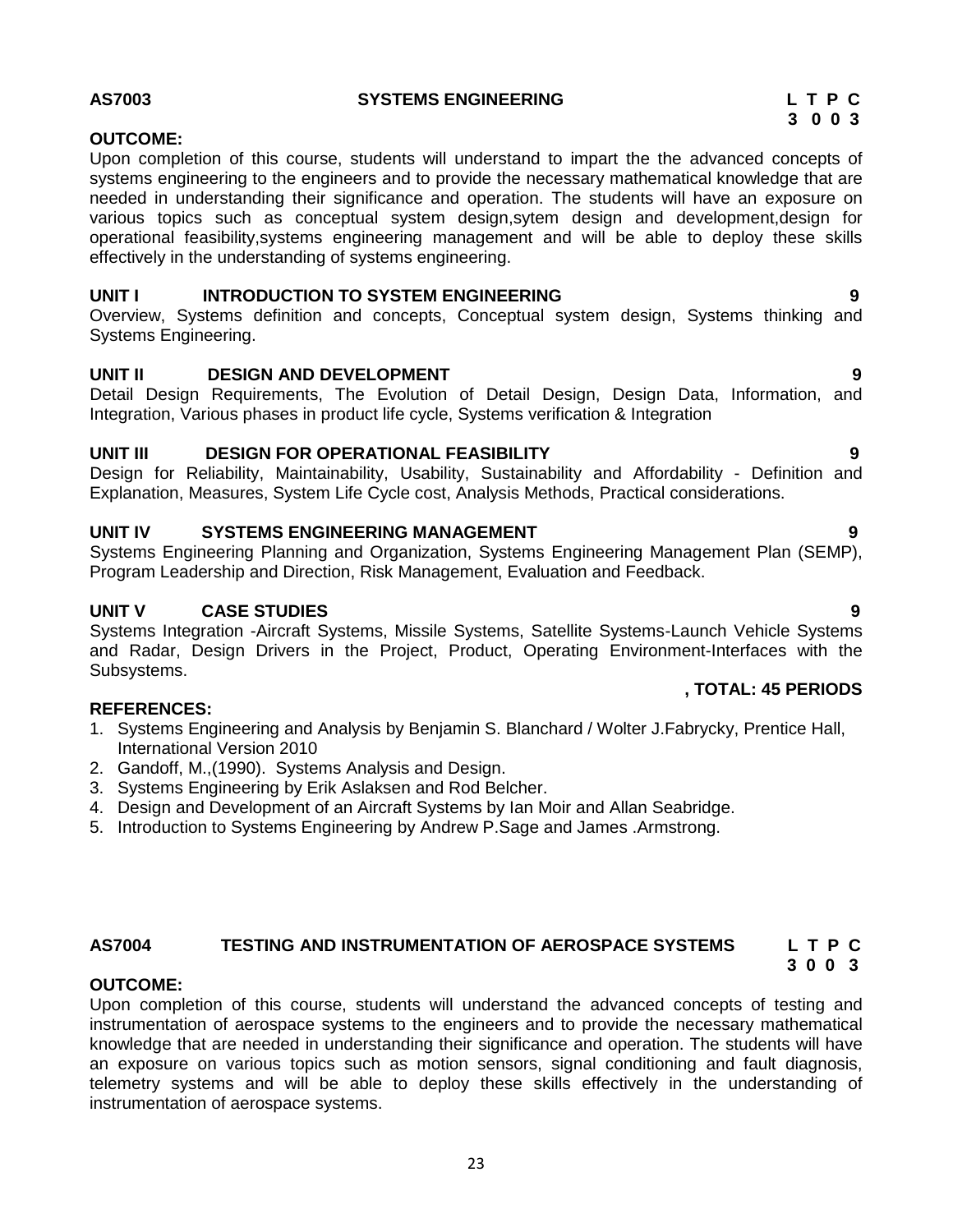**AS7003 SYSTEMS ENGINEERING**

| L | T | P | C |
|---|---|---|---|
| 3 | 0 | 0 | 3 |

**OUTCOME:**

Upon completion of this course, students will understand to impart the the advanced concepts of systems engineering to the engineers and to provide the necessary mathematical knowledge that are needed in understanding their significance and operation. The students will have an exposure on various topics such as conceptual system design,sytem design and development,design for operational feasibility,systems engineering management and will be able to deploy these skills effectively in the understanding of systems engineering.

**UNIT I INTRODUCTION TO SYSTEM ENGINEERING 9**

Overview, Systems definition and concepts, Conceptual system design, Systems thinking and Systems Engineering.

**UNIT II DESIGN AND DEVELOPMENT 9**

Detail Design Requirements, The Evolution of Detail Design, Design Data, Information, and Integration, Various phases in product life cycle, Systems verification & Integration

**UNIT III DESIGN FOR OPERATIONAL FEASIBILITY 9**

Design for Reliability, Maintainability, Usability, Sustainability and Affordability - Definition and Explanation, Measures, System Life Cycle cost, Analysis Methods, Practical considerations.

**UNIT IV SYSTEMS ENGINEERING MANAGEMENT 9**

Systems Engineering Planning and Organization, Systems Engineering Management Plan (SEMP), Program Leadership and Direction, Risk Management, Evaluation and Feedback.

**UNIT V CASE STUDIES 9**

Systems Integration -Aircraft Systems, Missile Systems, Satellite Systems-Launch Vehicle Systems and Radar, Design Drivers in the Project, Product, Operating Environment-Interfaces with the Subsystems.

**, TOTAL: 45 PERIODS**

**REFERENCES:**

1. Systems Engineering and Analysis by Benjamin S. Blanchard / Wolter J.Fabrycky, Prentice Hall, International Version 2010
2. Gandoff, M.,(1990). Systems Analysis and Design.
3. Systems Engineering by Erik Aslaksen and Rod Belcher.
4. Design and Development of an Aircraft Systems by Ian Moir and Allan Seabridge.
5. Introduction to Systems Engineering by Andrew P.Sage and James .Armstrong.

**AS7004 TESTING AND INSTRUMENTATION OF AEROSPACE SYSTEMS**

| L | T | P | C |
|---|---|---|---|
| 3 | 0 | 0 | 3 |

**OUTCOME:**

Upon completion of this course, students will understand the advanced concepts of testing and instrumentation of aerospace systems to the engineers and to provide the necessary mathematical knowledge that are needed in understanding their significance and operation. The students will have an exposure on various topics such as motion sensors, signal conditioning and fault diagnosis, telemetry systems and will be able to deploy these skills effectively in the understanding of instrumentation of aerospace systems.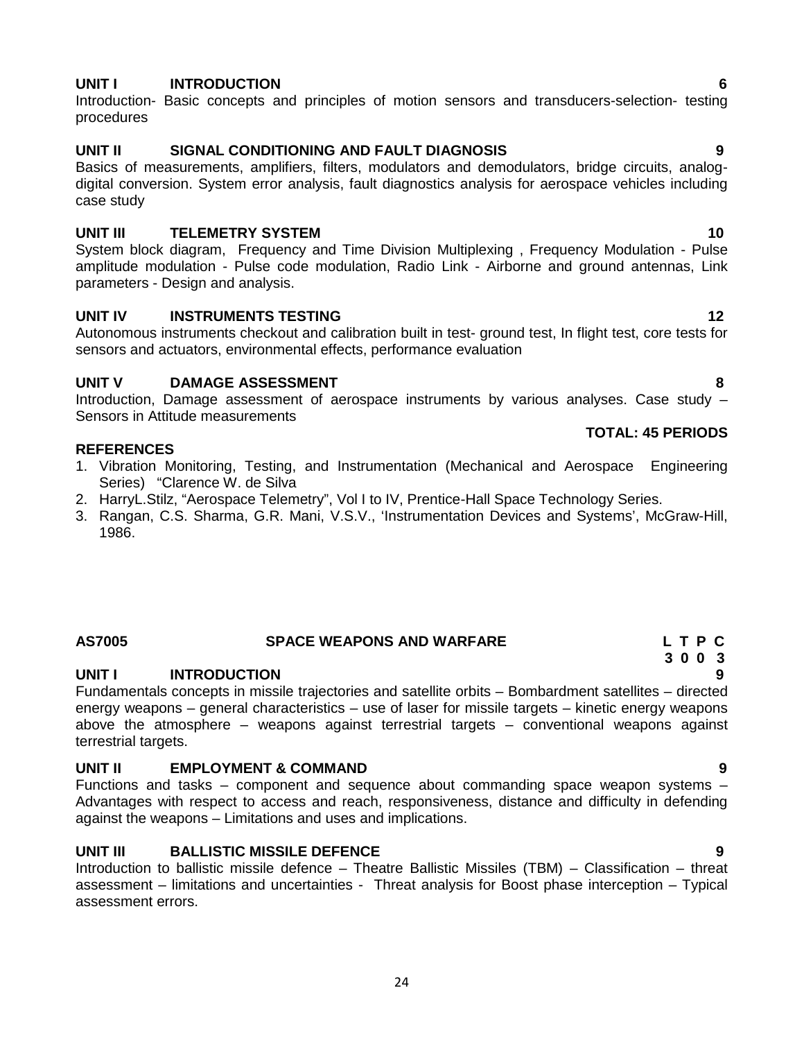**UNIT I INTRODUCTION 6**

Introduction- Basic concepts and principles of motion sensors and transducers-selection- testing procedures

**UNIT II SIGNAL CONDITIONING AND FAULT DIAGNOSIS 9**

Basics of measurements, amplifiers, filters, modulators and demodulators, bridge circuits, analog-digital conversion. System error analysis, fault diagnostics analysis for aerospace vehicles including case study

**UNIT III TELEMETRY SYSTEM 10**

System block diagram, Frequency and Time Division Multiplexing , Frequency Modulation - Pulse amplitude modulation - Pulse code modulation, Radio Link - Airborne and ground antennas, Link parameters - Design and analysis.

**UNIT IV INSTRUMENTS TESTING 12**

Autonomous instruments checkout and calibration built in test- ground test, In flight test, core tests for sensors and actuators, environmental effects, performance evaluation

**UNIT V DAMAGE ASSESSMENT 8**

Introduction, Damage assessment of aerospace instruments by various analyses. Case study – Sensors in Attitude measurements

**TOTAL: 45 PERIODS**

**REFERENCES**

1. Vibration Monitoring, Testing, and Instrumentation (Mechanical and Aerospace Engineering Series) "Clarence W. de Silva
2. HarryL.Stilz, "Aerospace Telemetry", Vol I to IV, Prentice-Hall Space Technology Series.
3. Rangan, C.S. Sharma, G.R. Mani, V.S.V., 'Instrumentation Devices and Systems', McGraw-Hill, 1986.

## AS7005 SPACE WEAPONS AND WARFARE

| L | T | P | C |
|---|---|---|---|
| 3 | 0 | 0 | 3 |

**UNIT I INTRODUCTION 9**

Fundamentals concepts in missile trajectories and satellite orbits – Bombardment satellites – directed energy weapons – general characteristics – use of laser for missile targets – kinetic energy weapons above the atmosphere – weapons against terrestrial targets – conventional weapons against terrestrial targets.

**UNIT II EMPLOYMENT & COMMAND 9**

Functions and tasks – component and sequence about commanding space weapon systems – Advantages with respect to access and reach, responsiveness, distance and difficulty in defending against the weapons – Limitations and uses and implications.

**UNIT III BALLISTIC MISSILE DEFENCE 9**

Introduction to ballistic missile defence – Theatre Ballistic Missiles (TBM) – Classification – threat assessment – limitations and uncertainties - Threat analysis for Boost phase interception – Typical assessment errors.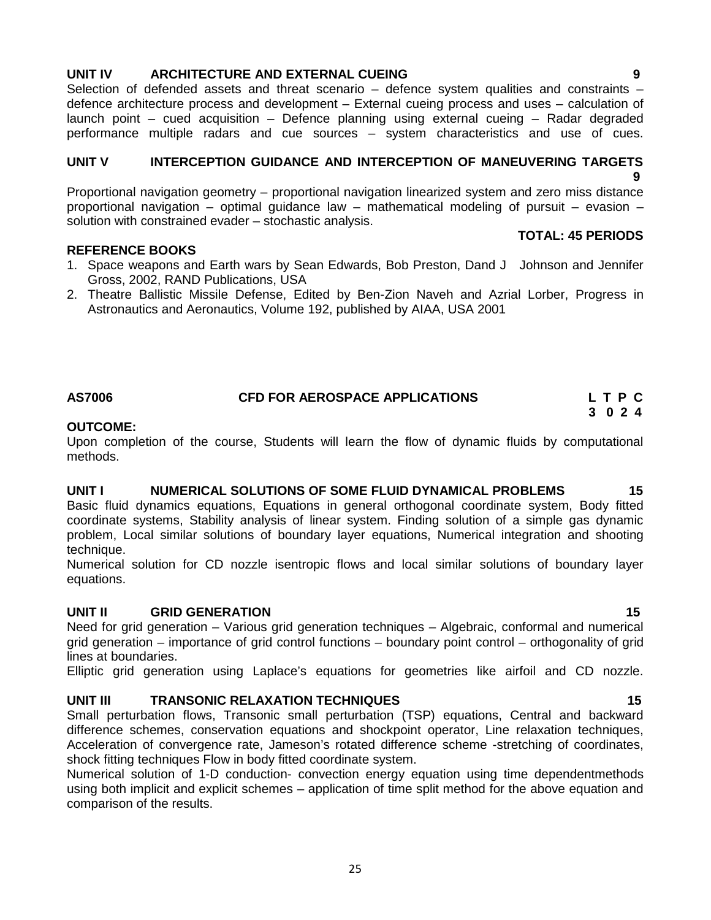### UNIT IV ARCHITECTURE AND EXTERNAL CUEING 9

Selection of defended assets and threat scenario – defence system qualities and constraints – defence architecture process and development – External cueing process and uses – calculation of launch point – cued acquisition – Defence planning using external cueing – Radar degraded performance multiple radars and cue sources – system characteristics and use of cues.

### UNIT V INTERCEPTION GUIDANCE AND INTERCEPTION OF MANEUVERING TARGETS 9

Proportional navigation geometry – proportional navigation linearized system and zero miss distance proportional navigation – optimal guidance law – mathematical modeling of pursuit – evasion – solution with constrained evader – stochastic analysis.

**TOTAL: 45 PERIODS**

**REFERENCE BOOKS**

1. Space weapons and Earth wars by Sean Edwards, Bob Preston, Dand J Johnson and Jennifer Gross, 2002, RAND Publications, USA
2. Theatre Ballistic Missile Defense, Edited by Ben-Zion Naveh and Azrial Lorber, Progress in Astronautics and Aeronautics, Volume 192, published by AIAA, USA 2001

## AS7006 CFD FOR AEROSPACE APPLICATIONS

| L | T | P | C |
|---|---|---|---|
| 3 | 0 | 2 | 4 |

**OUTCOME:**

Upon completion of the course, Students will learn the flow of dynamic fluids by computational methods.

### UNIT I NUMERICAL SOLUTIONS OF SOME FLUID DYNAMICAL PROBLEMS 15

Basic fluid dynamics equations, Equations in general orthogonal coordinate system, Body fitted coordinate systems, Stability analysis of linear system. Finding solution of a simple gas dynamic problem, Local similar solutions of boundary layer equations, Numerical integration and shooting technique.

Numerical solution for CD nozzle isentropic flows and local similar solutions of boundary layer equations.

### UNIT II GRID GENERATION 15

Need for grid generation – Various grid generation techniques – Algebraic, conformal and numerical grid generation – importance of grid control functions – boundary point control – orthogonality of grid lines at boundaries.

Elliptic grid generation using Laplace's equations for geometries like airfoil and CD nozzle.

### UNIT III TRANSONIC RELAXATION TECHNIQUES 15

Small perturbation flows, Transonic small perturbation (TSP) equations, Central and backward difference schemes, conservation equations and shockpoint operator, Line relaxation techniques, Acceleration of convergence rate, Jameson's rotated difference scheme -stretching of coordinates, shock fitting techniques Flow in body fitted coordinate system.

Numerical solution of 1-D conduction- convection energy equation using time dependentmethods using both implicit and explicit schemes – application of time split method for the above equation and comparison of the results.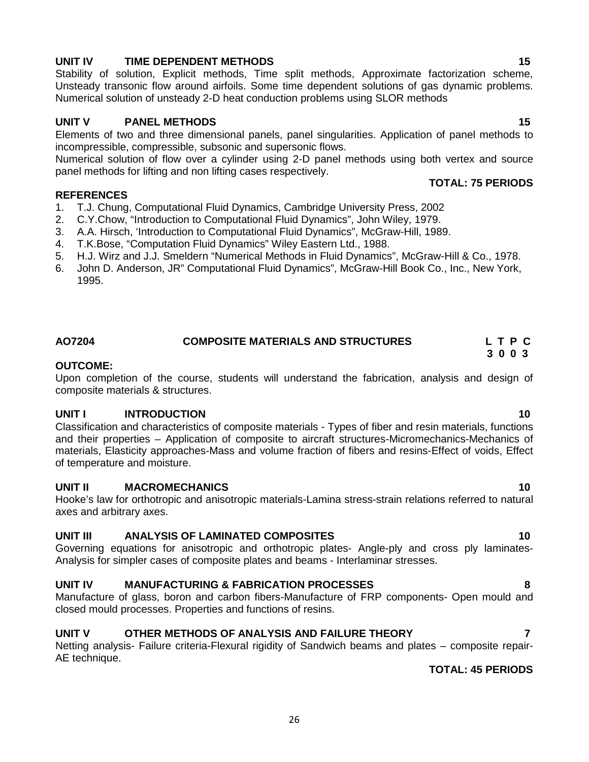**UNIT IV TIME DEPENDENT METHODS 15**

Stability of solution, Explicit methods, Time split methods, Approximate factorization scheme, Unsteady transonic flow around airfoils. Some time dependent solutions of gas dynamic problems. Numerical solution of unsteady 2-D heat conduction problems using SLOR methods

**UNIT V PANEL METHODS 15**

Elements of two and three dimensional panels, panel singularities. Application of panel methods to incompressible, compressible, subsonic and supersonic flows.

Numerical solution of flow over a cylinder using 2-D panel methods using both vertex and source panel methods for lifting and non lifting cases respectively.

**TOTAL: 75 PERIODS**

**REFERENCES**

1. T.J. Chung, Computational Fluid Dynamics, Cambridge University Press, 2002
2. C.Y.Chow, "Introduction to Computational Fluid Dynamics", John Wiley, 1979.
3. A.A. Hirsch, 'Introduction to Computational Fluid Dynamics", McGraw-Hill, 1989.
4. T.K.Bose, "Computation Fluid Dynamics" Wiley Eastern Ltd., 1988.
5. H.J. Wirz and J.J. Smeldern "Numerical Methods in Fluid Dynamics", McGraw-Hill & Co., 1978.
6. John D. Anderson, JR" Computational Fluid Dynamics", McGraw-Hill Book Co., Inc., New York, 1995.

## AO7204 COMPOSITE MATERIALS AND STRUCTURES

| L | T | P | C |
|---|---|---|---|
| 3 | 0 | 0 | 3 |

**OUTCOME:**

Upon completion of the course, students will understand the fabrication, analysis and design of composite materials & structures.

**UNIT I INTRODUCTION 10**

Classification and characteristics of composite materials - Types of fiber and resin materials, functions and their properties – Application of composite to aircraft structures-Micromechanics-Mechanics of materials, Elasticity approaches-Mass and volume fraction of fibers and resins-Effect of voids, Effect of temperature and moisture.

**UNIT II MACROMECHANICS 10**

Hooke's law for orthotropic and anisotropic materials-Lamina stress-strain relations referred to natural axes and arbitrary axes.

**UNIT III ANALYSIS OF LAMINATED COMPOSITES 10**

Governing equations for anisotropic and orthotropic plates- Angle-ply and cross ply laminates-Analysis for simpler cases of composite plates and beams - Interlaminar stresses.

**UNIT IV MANUFACTURING & FABRICATION PROCESSES 8**

Manufacture of glass, boron and carbon fibers-Manufacture of FRP components- Open mould and closed mould processes. Properties and functions of resins.

**UNIT V OTHER METHODS OF ANALYSIS AND FAILURE THEORY 7**

Netting analysis- Failure criteria-Flexural rigidity of Sandwich beams and plates – composite repair-AE technique.

**TOTAL: 45 PERIODS**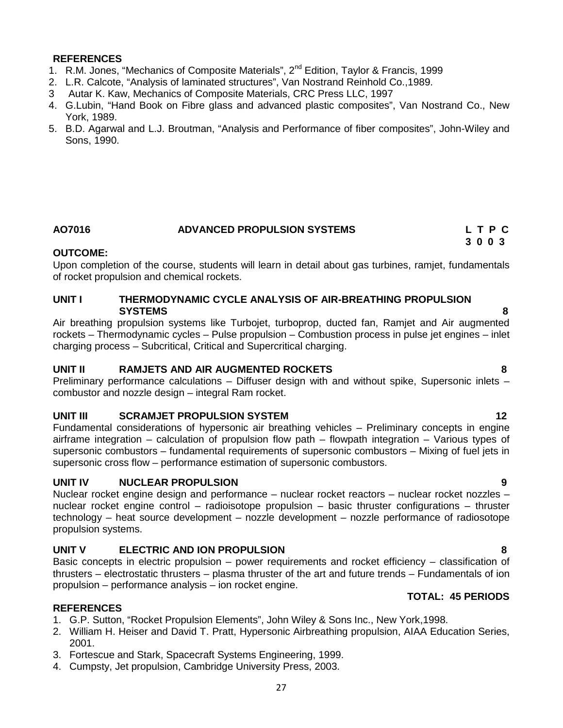**REFERENCES**

1. R.M. Jones, "Mechanics of Composite Materials", 2nd Edition, Taylor & Francis, 1999
2. L.R. Calcote, "Analysis of laminated structures", Van Nostrand Reinhold Co.,1989.
3. Autar K. Kaw, Mechanics of Composite Materials, CRC Press LLC, 1997
4. G.Lubin, "Hand Book on Fibre glass and advanced plastic composites", Van Nostrand Co., New York, 1989.
5. B.D. Agarwal and L.J. Broutman, "Analysis and Performance of fiber composites", John-Wiley and Sons, 1990.

## AO7016 ADVANCED PROPULSION SYSTEMS

| L | T | P | C |
|---|---|---|---|
| 3 | 0 | 0 | 3 |

**OUTCOME:**

Upon completion of the course, students will learn in detail about gas turbines, ramjet, fundamentals of rocket propulsion and chemical rockets.

**UNIT I THERMODYNAMIC CYCLE ANALYSIS OF AIR-BREATHING PROPULSION SYSTEMS 8**

Air breathing propulsion systems like Turbojet, turboprop, ducted fan, Ramjet and Air augmented rockets – Thermodynamic cycles – Pulse propulsion – Combustion process in pulse jet engines – inlet charging process – Subcritical, Critical and Supercritical charging.

**UNIT II RAMJETS AND AIR AUGMENTED ROCKETS 8**

Preliminary performance calculations – Diffuser design with and without spike, Supersonic inlets – combustor and nozzle design – integral Ram rocket.

**UNIT III SCRAMJET PROPULSION SYSTEM 12**

Fundamental considerations of hypersonic air breathing vehicles – Preliminary concepts in engine airframe integration – calculation of propulsion flow path – flowpath integration – Various types of supersonic combustors – fundamental requirements of supersonic combustors – Mixing of fuel jets in supersonic cross flow – performance estimation of supersonic combustors.

**UNIT IV NUCLEAR PROPULSION 9**

Nuclear rocket engine design and performance – nuclear rocket reactors – nuclear rocket nozzles – nuclear rocket engine control – radioisotope propulsion – basic thruster configurations – thruster technology – heat source development – nozzle development – nozzle performance of radiosotope propulsion systems.

**UNIT V ELECTRIC AND ION PROPULSION 8**

Basic concepts in electric propulsion – power requirements and rocket efficiency – classification of thrusters – electrostatic thrusters – plasma thruster of the art and future trends – Fundamentals of ion propulsion – performance analysis – ion rocket engine.

**TOTAL: 45 PERIODS**

**REFERENCES**

1. G.P. Sutton, "Rocket Propulsion Elements", John Wiley & Sons Inc., New York,1998.
2. William H. Heiser and David T. Pratt, Hypersonic Airbreathing propulsion, AIAA Education Series, 2001.
3. Fortescue and Stark, Spacecraft Systems Engineering, 1999.
4. Cumpsty, Jet propulsion, Cambridge University Press, 2003.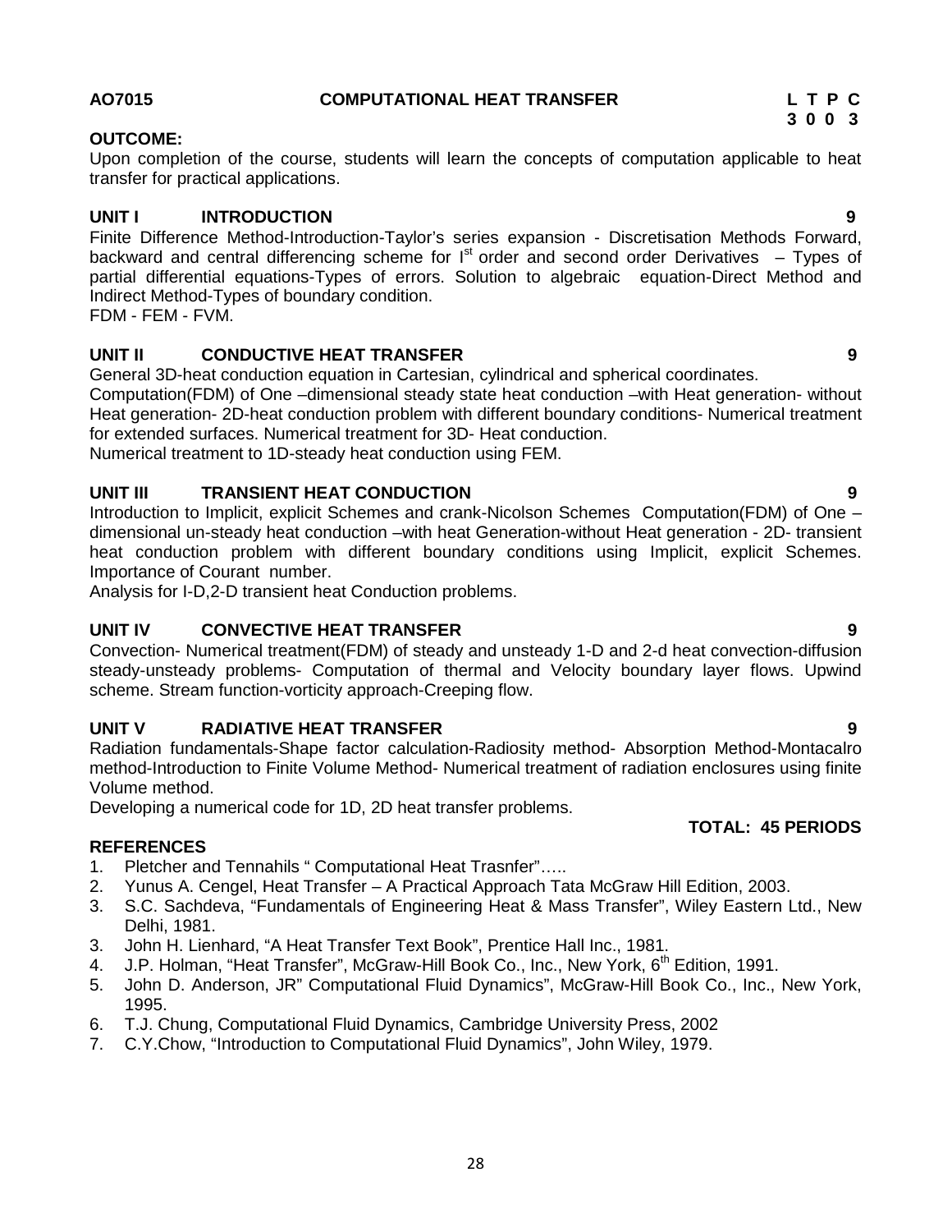**AO7015 COMPUTATIONAL HEAT TRANSFER**

| L | T | P | C |
|---|---|---|---|
| 3 | 0 | 0 | 3 |

**OUTCOME:**

Upon completion of the course, students will learn the concepts of computation applicable to heat transfer for practical applications.

**UNIT I INTRODUCTION 9**

Finite Difference Method-Introduction-Taylor's series expansion - Discretisation Methods Forward, backward and central differencing scheme for I$^{st}$ order and second order Derivatives – Types of partial differential equations-Types of errors. Solution to algebraic equation-Direct Method and Indirect Method-Types of boundary condition.
FDM - FEM - FVM.

**UNIT II CONDUCTIVE HEAT TRANSFER 9**

General 3D-heat conduction equation in Cartesian, cylindrical and spherical coordinates.
Computation(FDM) of One –dimensional steady state heat conduction –with Heat generation- without Heat generation- 2D-heat conduction problem with different boundary conditions- Numerical treatment for extended surfaces. Numerical treatment for 3D- Heat conduction.
Numerical treatment to 1D-steady heat conduction using FEM.

**UNIT III TRANSIENT HEAT CONDUCTION 9**

Introduction to Implicit, explicit Schemes and crank-Nicolson Schemes Computation(FDM) of One –dimensional un-steady heat conduction –with heat Generation-without Heat generation - 2D- transient heat conduction problem with different boundary conditions using Implicit, explicit Schemes. Importance of Courant number.
Analysis for I-D,2-D transient heat Conduction problems.

**UNIT IV CONVECTIVE HEAT TRANSFER 9**

Convection- Numerical treatment(FDM) of steady and unsteady 1-D and 2-d heat convection-diffusion steady-unsteady problems- Computation of thermal and Velocity boundary layer flows. Upwind scheme. Stream function-vorticity approach-Creeping flow.

**UNIT V RADIATIVE HEAT TRANSFER 9**

Radiation fundamentals-Shape factor calculation-Radiosity method- Absorption Method-Montacalro method-Introduction to Finite Volume Method- Numerical treatment of radiation enclosures using finite Volume method.
Developing a numerical code for 1D, 2D heat transfer problems.

**TOTAL: 45 PERIODS**

**REFERENCES**

1. Pletcher and Tennahils " Computational Heat Trasnfer"…..
2. Yunus A. Cengel, Heat Transfer – A Practical Approach Tata McGraw Hill Edition, 2003.
3. S.C. Sachdeva, "Fundamentals of Engineering Heat & Mass Transfer", Wiley Eastern Ltd., New Delhi, 1981.
3. John H. Lienhard, "A Heat Transfer Text Book", Prentice Hall Inc., 1981.
4. J.P. Holman, "Heat Transfer", McGraw-Hill Book Co., Inc., New York, 6$^{th}$ Edition, 1991.
5. John D. Anderson, JR" Computational Fluid Dynamics", McGraw-Hill Book Co., Inc., New York, 1995.
6. T.J. Chung, Computational Fluid Dynamics, Cambridge University Press, 2002
7. C.Y.Chow, "Introduction to Computational Fluid Dynamics", John Wiley, 1979.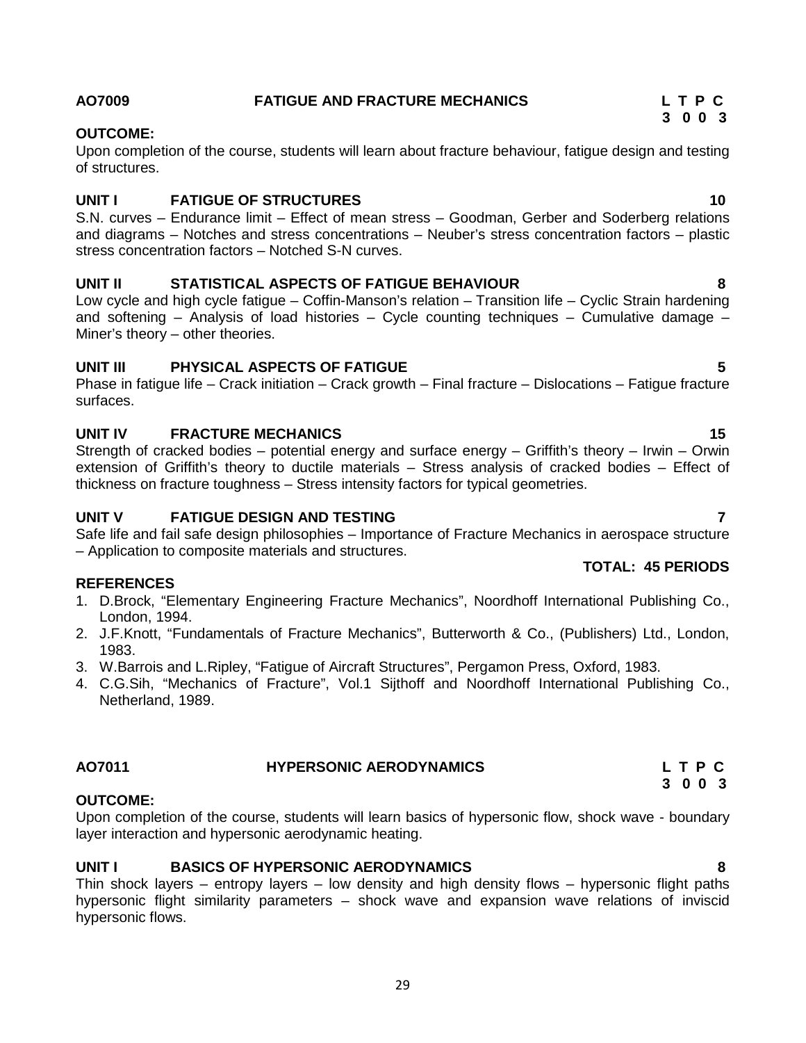## AO7009 FATIGUE AND FRACTURE MECHANICS

| L | T | P | C |
|---|---|---|---|
| 3 | 0 | 0 | 3 |

**OUTCOME:**

Upon completion of the course, students will learn about fracture behaviour, fatigue design and testing of structures.

### UNIT I FATIGUE OF STRUCTURES 10

S.N. curves – Endurance limit – Effect of mean stress – Goodman, Gerber and Soderberg relations and diagrams – Notches and stress concentrations – Neuber's stress concentration factors – plastic stress concentration factors – Notched S-N curves.

### UNIT II STATISTICAL ASPECTS OF FATIGUE BEHAVIOUR 8

Low cycle and high cycle fatigue – Coffin-Manson's relation – Transition life – Cyclic Strain hardening and softening – Analysis of load histories – Cycle counting techniques – Cumulative damage – Miner's theory – other theories.

### UNIT III PHYSICAL ASPECTS OF FATIGUE 5

Phase in fatigue life – Crack initiation – Crack growth – Final fracture – Dislocations – Fatigue fracture surfaces.

### UNIT IV FRACTURE MECHANICS 15

Strength of cracked bodies – potential energy and surface energy – Griffith's theory – Irwin – Orwin extension of Griffith's theory to ductile materials – Stress analysis of cracked bodies – Effect of thickness on fracture toughness – Stress intensity factors for typical geometries.

### UNIT V FATIGUE DESIGN AND TESTING 7

Safe life and fail safe design philosophies – Importance of Fracture Mechanics in aerospace structure – Application to composite materials and structures.

**TOTAL: 45 PERIODS**

**REFERENCES**

1. D.Brock, "Elementary Engineering Fracture Mechanics", Noordhoff International Publishing Co., London, 1994.
2. J.F.Knott, "Fundamentals of Fracture Mechanics", Butterworth & Co., (Publishers) Ltd., London, 1983.
3. W.Barrois and L.Ripley, "Fatigue of Aircraft Structures", Pergamon Press, Oxford, 1983.
4. C.G.Sih, "Mechanics of Fracture", Vol.1 Sijthoff and Noordhoff International Publishing Co., Netherland, 1989.

## AO7011 HYPERSONIC AERODYNAMICS

| L | T | P | C |
|---|---|---|---|
| 3 | 0 | 0 | 3 |

**OUTCOME:**

Upon completion of the course, students will learn basics of hypersonic flow, shock wave - boundary layer interaction and hypersonic aerodynamic heating.

### UNIT I BASICS OF HYPERSONIC AERODYNAMICS 8

Thin shock layers – entropy layers – low density and high density flows – hypersonic flight paths hypersonic flight similarity parameters – shock wave and expansion wave relations of inviscid hypersonic flows.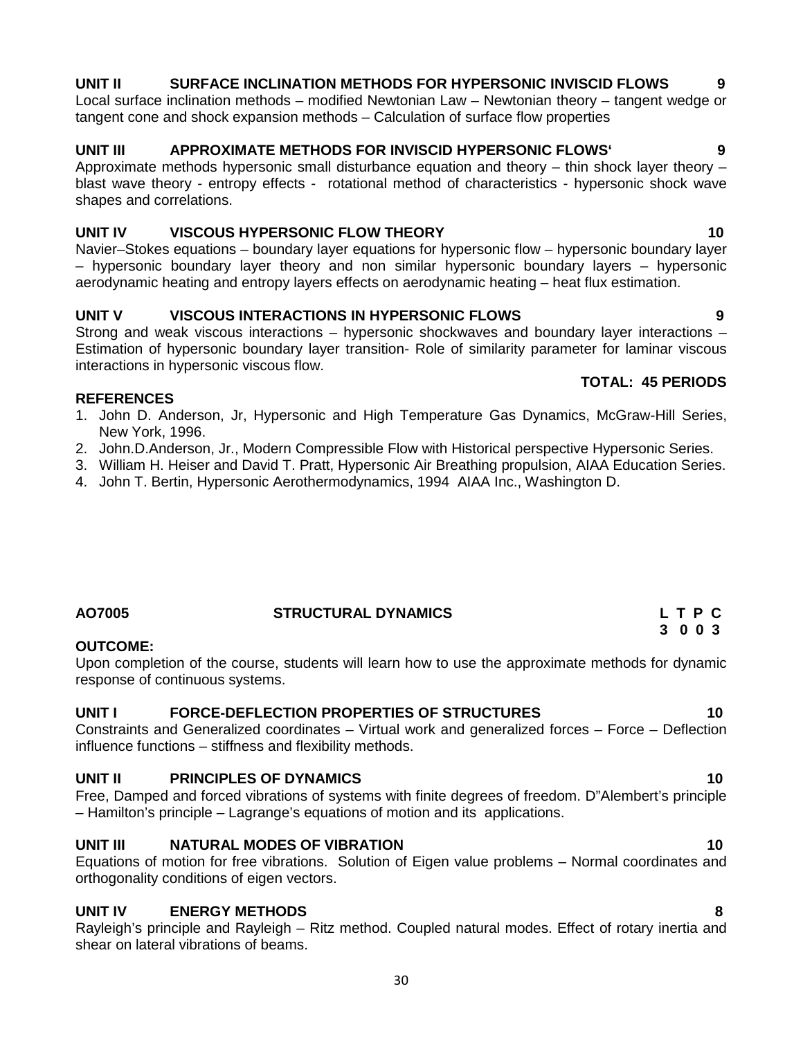**UNIT II SURFACE INCLINATION METHODS FOR HYPERSONIC INVISCID FLOWS 9**

Local surface inclination methods – modified Newtonian Law – Newtonian theory – tangent wedge or tangent cone and shock expansion methods – Calculation of surface flow properties

**UNIT III APPROXIMATE METHODS FOR INVISCID HYPERSONIC FLOWS' 9**

Approximate methods hypersonic small disturbance equation and theory – thin shock layer theory – blast wave theory - entropy effects - rotational method of characteristics - hypersonic shock wave shapes and correlations.

**UNIT IV VISCOUS HYPERSONIC FLOW THEORY 10**

Navier–Stokes equations – boundary layer equations for hypersonic flow – hypersonic boundary layer – hypersonic boundary layer theory and non similar hypersonic boundary layers – hypersonic aerodynamic heating and entropy layers effects on aerodynamic heating – heat flux estimation.

**UNIT V VISCOUS INTERACTIONS IN HYPERSONIC FLOWS 9**

Strong and weak viscous interactions – hypersonic shockwaves and boundary layer interactions – Estimation of hypersonic boundary layer transition- Role of similarity parameter for laminar viscous interactions in hypersonic viscous flow.

**TOTAL: 45 PERIODS**

**REFERENCES**

1. John D. Anderson, Jr, Hypersonic and High Temperature Gas Dynamics, McGraw-Hill Series, New York, 1996.
2. John.D.Anderson, Jr., Modern Compressible Flow with Historical perspective Hypersonic Series.
3. William H. Heiser and David T. Pratt, Hypersonic Air Breathing propulsion, AIAA Education Series.
4. John T. Bertin, Hypersonic Aerothermodynamics, 1994 AIAA Inc., Washington D.

## AO7005 STRUCTURAL DYNAMICS

**L T P C**
**3 0 0 3**

**OUTCOME:**

Upon completion of the course, students will learn how to use the approximate methods for dynamic response of continuous systems.

**UNIT I FORCE-DEFLECTION PROPERTIES OF STRUCTURES 10**

Constraints and Generalized coordinates – Virtual work and generalized forces – Force – Deflection influence functions – stiffness and flexibility methods.

**UNIT II PRINCIPLES OF DYNAMICS 10**

Free, Damped and forced vibrations of systems with finite degrees of freedom. D"Alembert's principle – Hamilton's principle – Lagrange's equations of motion and its applications.

**UNIT III NATURAL MODES OF VIBRATION 10**

Equations of motion for free vibrations. Solution of Eigen value problems – Normal coordinates and orthogonality conditions of eigen vectors.

**UNIT IV ENERGY METHODS 8**

Rayleigh's principle and Rayleigh – Ritz method. Coupled natural modes. Effect of rotary inertia and shear on lateral vibrations of beams.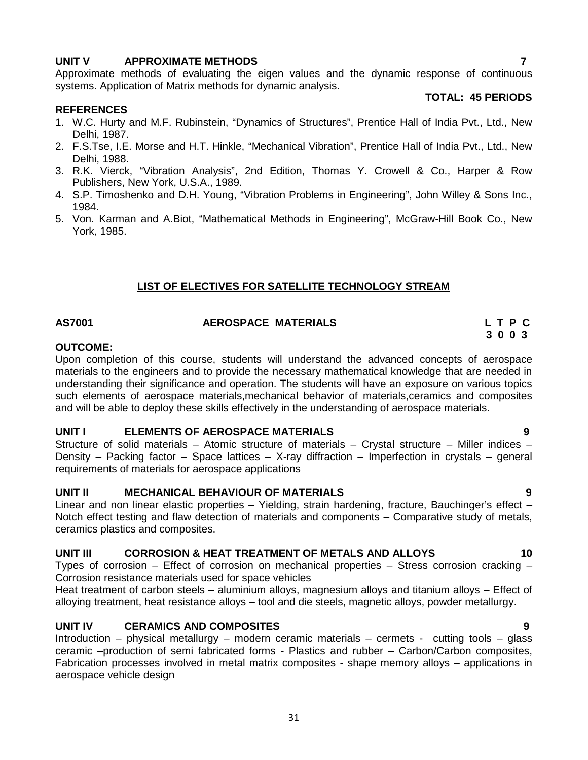### UNIT V APPROXIMATE METHODS 7

Approximate methods of evaluating the eigen values and the dynamic response of continuous systems. Application of Matrix methods for dynamic analysis.

**TOTAL: 45 PERIODS**

**REFERENCES**

1. W.C. Hurty and M.F. Rubinstein, "Dynamics of Structures", Prentice Hall of India Pvt., Ltd., New Delhi, 1987.
2. F.S.Tse, I.E. Morse and H.T. Hinkle, "Mechanical Vibration", Prentice Hall of India Pvt., Ltd., New Delhi, 1988.
3. R.K. Vierck, "Vibration Analysis", 2nd Edition, Thomas Y. Crowell & Co., Harper & Row Publishers, New York, U.S.A., 1989.
4. S.P. Timoshenko and D.H. Young, "Vibration Problems in Engineering", John Willey & Sons Inc., 1984.
5. Von. Karman and A.Biot, "Mathematical Methods in Engineering", McGraw-Hill Book Co., New York, 1985.

## LIST OF ELECTIVES FOR SATELLITE TECHNOLOGY STREAM

## AS7001 AEROSPACE MATERIALS

**L T P C**
**3 0 0 3**

**OUTCOME:**

Upon completion of this course, students will understand the advanced concepts of aerospace materials to the engineers and to provide the necessary mathematical knowledge that are needed in understanding their significance and operation. The students will have an exposure on various topics such elements of aerospace materials,mechanical behavior of materials,ceramics and composites and will be able to deploy these skills effectively in the understanding of aerospace materials.

### UNIT I ELEMENTS OF AEROSPACE MATERIALS 9

Structure of solid materials – Atomic structure of materials – Crystal structure – Miller indices – Density – Packing factor – Space lattices – X-ray diffraction – Imperfection in crystals – general requirements of materials for aerospace applications

### UNIT II MECHANICAL BEHAVIOUR OF MATERIALS 9

Linear and non linear elastic properties – Yielding, strain hardening, fracture, Bauchinger's effect – Notch effect testing and flaw detection of materials and components – Comparative study of metals, ceramics plastics and composites.

### UNIT III CORROSION & HEAT TREATMENT OF METALS AND ALLOYS 10

Types of corrosion – Effect of corrosion on mechanical properties – Stress corrosion cracking – Corrosion resistance materials used for space vehicles

Heat treatment of carbon steels – aluminium alloys, magnesium alloys and titanium alloys – Effect of alloying treatment, heat resistance alloys – tool and die steels, magnetic alloys, powder metallurgy.

### UNIT IV CERAMICS AND COMPOSITES 9

Introduction – physical metallurgy – modern ceramic materials – cermets - cutting tools – glass ceramic –production of semi fabricated forms - Plastics and rubber – Carbon/Carbon composites, Fabrication processes involved in metal matrix composites - shape memory alloys – applications in aerospace vehicle design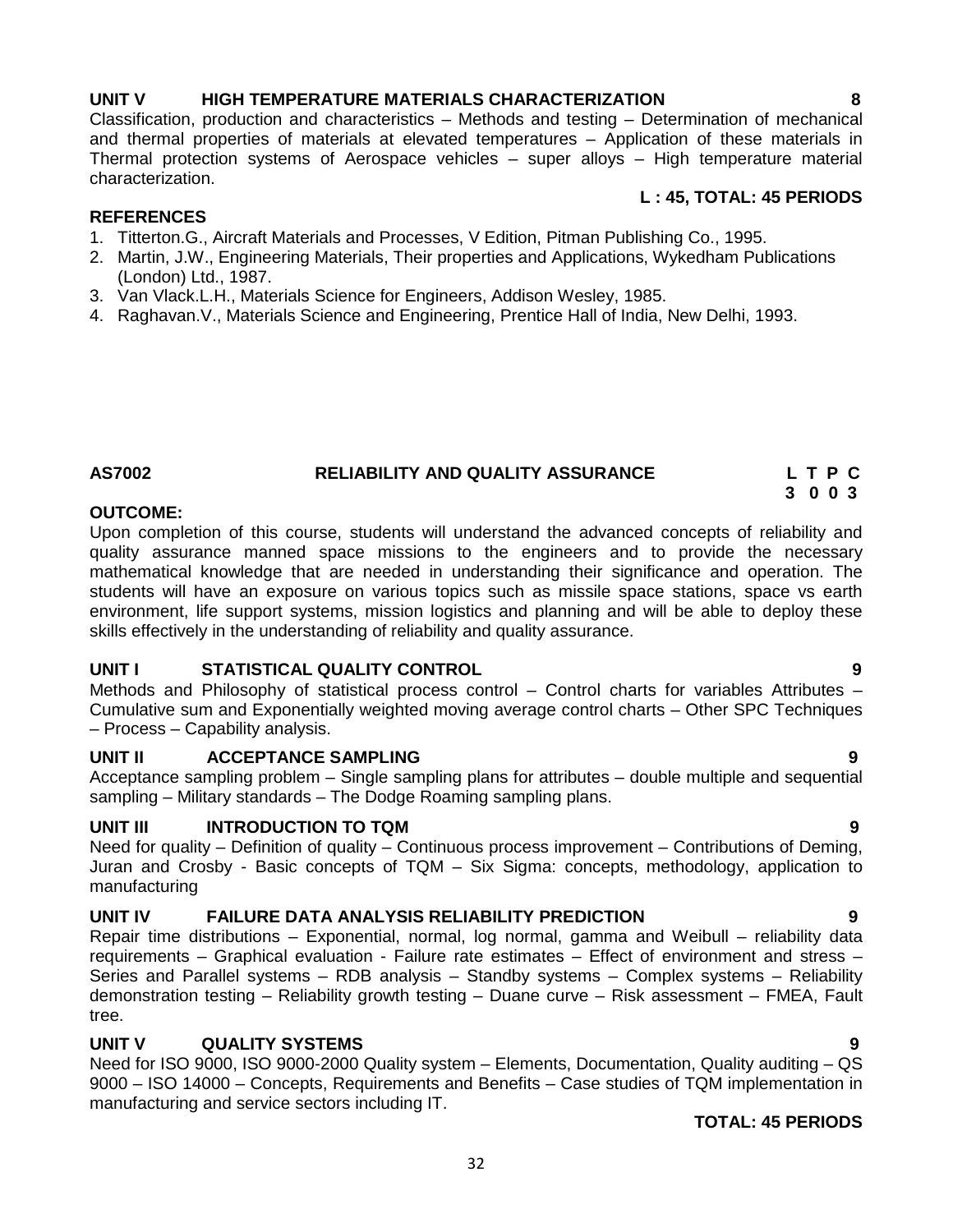**UNIT V HIGH TEMPERATURE MATERIALS CHARACTERIZATION 8**

Classification, production and characteristics – Methods and testing – Determination of mechanical and thermal properties of materials at elevated temperatures – Application of these materials in Thermal protection systems of Aerospace vehicles – super alloys – High temperature material characterization.

**L : 45, TOTAL: 45 PERIODS**

**REFERENCES**

1. Titterton.G., Aircraft Materials and Processes, V Edition, Pitman Publishing Co., 1995.
2. Martin, J.W., Engineering Materials, Their properties and Applications, Wykedham Publications (London) Ltd., 1987.
3. Van Vlack.L.H., Materials Science for Engineers, Addison Wesley, 1985.
4. Raghavan.V., Materials Science and Engineering, Prentice Hall of India, New Delhi, 1993.

## AS7002 RELIABILITY AND QUALITY ASSURANCE

| L | T | P | C |
|---|---|---|---|
| 3 | 0 | 0 | 3 |

**OUTCOME:**

Upon completion of this course, students will understand the advanced concepts of reliability and quality assurance manned space missions to the engineers and to provide the necessary mathematical knowledge that are needed in understanding their significance and operation. The students will have an exposure on various topics such as missile space stations, space vs earth environment, life support systems, mission logistics and planning and will be able to deploy these skills effectively in the understanding of reliability and quality assurance.

**UNIT I STATISTICAL QUALITY CONTROL 9**

Methods and Philosophy of statistical process control – Control charts for variables Attributes – Cumulative sum and Exponentially weighted moving average control charts – Other SPC Techniques – Process – Capability analysis.

**UNIT II ACCEPTANCE SAMPLING 9**

Acceptance sampling problem – Single sampling plans for attributes – double multiple and sequential sampling – Military standards – The Dodge Roaming sampling plans.

**UNIT III INTRODUCTION TO TQM 9**

Need for quality – Definition of quality – Continuous process improvement – Contributions of Deming, Juran and Crosby - Basic concepts of TQM – Six Sigma: concepts, methodology, application to manufacturing

**UNIT IV FAILURE DATA ANALYSIS RELIABILITY PREDICTION 9**

Repair time distributions – Exponential, normal, log normal, gamma and Weibull – reliability data requirements – Graphical evaluation - Failure rate estimates – Effect of environment and stress – Series and Parallel systems – RDB analysis – Standby systems – Complex systems – Reliability demonstration testing – Reliability growth testing – Duane curve – Risk assessment – FMEA, Fault tree.

**UNIT V QUALITY SYSTEMS 9**

Need for ISO 9000, ISO 9000-2000 Quality system – Elements, Documentation, Quality auditing – QS 9000 – ISO 14000 – Concepts, Requirements and Benefits – Case studies of TQM implementation in manufacturing and service sectors including IT.

**TOTAL: 45 PERIODS**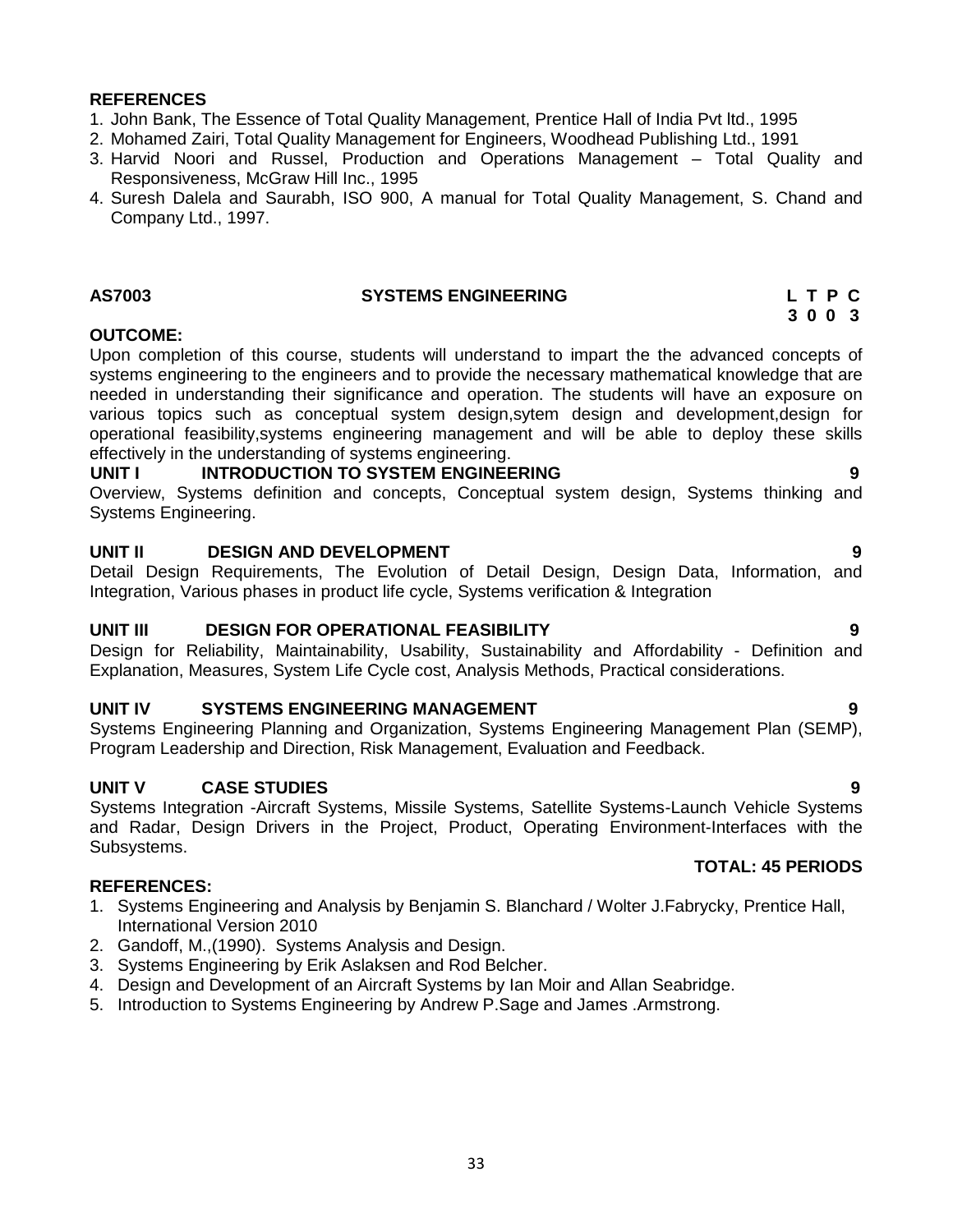**REFERENCES**

1. John Bank, The Essence of Total Quality Management, Prentice Hall of India Pvt ltd., 1995
2. Mohamed Zairi, Total Quality Management for Engineers, Woodhead Publishing Ltd., 1991
3. Harvid Noori and Russel, Production and Operations Management – Total Quality and Responsiveness, McGraw Hill Inc., 1995
4. Suresh Dalela and Saurabh, ISO 900, A manual for Total Quality Management, S. Chand and Company Ltd., 1997.

## AS7003 SYSTEMS ENGINEERING

**L T P C**
**3 0 0 3**

**OUTCOME:**

Upon completion of this course, students will understand to impart the the advanced concepts of systems engineering to the engineers and to provide the necessary mathematical knowledge that are needed in understanding their significance and operation. The students will have an exposure on various topics such as conceptual system design,sytem design and development,design for operational feasibility,systems engineering management and will be able to deploy these skills effectively in the understanding of systems engineering.

**UNIT I INTRODUCTION TO SYSTEM ENGINEERING 9**

Overview, Systems definition and concepts, Conceptual system design, Systems thinking and Systems Engineering.

**UNIT II DESIGN AND DEVELOPMENT 9**

Detail Design Requirements, The Evolution of Detail Design, Design Data, Information, and Integration, Various phases in product life cycle, Systems verification & Integration

**UNIT III DESIGN FOR OPERATIONAL FEASIBILITY 9**

Design for Reliability, Maintainability, Usability, Sustainability and Affordability - Definition and Explanation, Measures, System Life Cycle cost, Analysis Methods, Practical considerations.

**UNIT IV SYSTEMS ENGINEERING MANAGEMENT 9**

Systems Engineering Planning and Organization, Systems Engineering Management Plan (SEMP), Program Leadership and Direction, Risk Management, Evaluation and Feedback.

**UNIT V CASE STUDIES 9**

Systems Integration -Aircraft Systems, Missile Systems, Satellite Systems-Launch Vehicle Systems and Radar, Design Drivers in the Project, Product, Operating Environment-Interfaces with the Subsystems.

**TOTAL: 45 PERIODS**

**REFERENCES:**

1. Systems Engineering and Analysis by Benjamin S. Blanchard / Wolter J.Fabrycky, Prentice Hall, International Version 2010
2. Gandoff, M.,(1990). Systems Analysis and Design.
3. Systems Engineering by Erik Aslaksen and Rod Belcher.
4. Design and Development of an Aircraft Systems by Ian Moir and Allan Seabridge.
5. Introduction to Systems Engineering by Andrew P.Sage and James .Armstrong.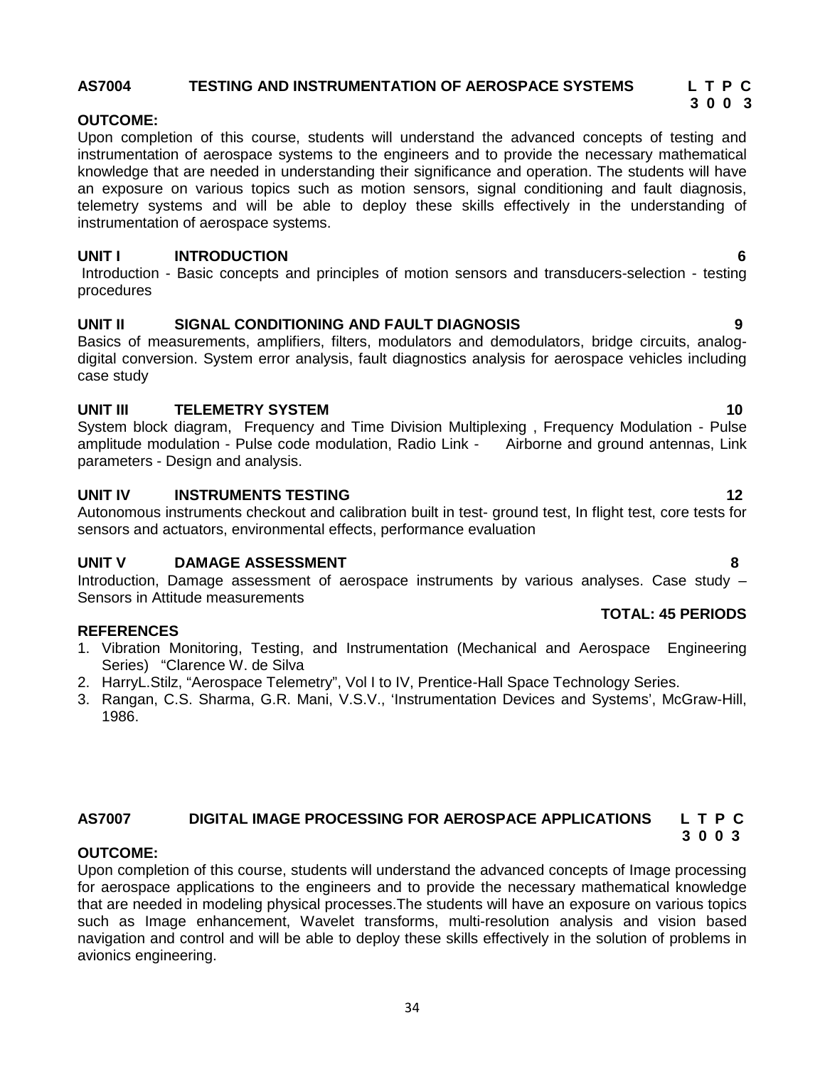## AS7004 TESTING AND INSTRUMENTATION OF AEROSPACE SYSTEMS

**L T P C**
**3 0 0 3**

**OUTCOME:**

Upon completion of this course, students will understand the advanced concepts of testing and instrumentation of aerospace systems to the engineers and to provide the necessary mathematical knowledge that are needed in understanding their significance and operation. The students will have an exposure on various topics such as motion sensors, signal conditioning and fault diagnosis, telemetry systems and will be able to deploy these skills effectively in the understanding of instrumentation of aerospace systems.

**UNIT I INTRODUCTION 6**

Introduction - Basic concepts and principles of motion sensors and transducers-selection - testing procedures

**UNIT II SIGNAL CONDITIONING AND FAULT DIAGNOSIS 9**

Basics of measurements, amplifiers, filters, modulators and demodulators, bridge circuits, analog-digital conversion. System error analysis, fault diagnostics analysis for aerospace vehicles including case study

**UNIT III TELEMETRY SYSTEM 10**

System block diagram, Frequency and Time Division Multiplexing , Frequency Modulation - Pulse amplitude modulation - Pulse code modulation, Radio Link - Airborne and ground antennas, Link parameters - Design and analysis.

**UNIT IV INSTRUMENTS TESTING 12**

Autonomous instruments checkout and calibration built in test- ground test, In flight test, core tests for sensors and actuators, environmental effects, performance evaluation

**UNIT V DAMAGE ASSESSMENT 8**

Introduction, Damage assessment of aerospace instruments by various analyses. Case study – Sensors in Attitude measurements

**TOTAL: 45 PERIODS**

**REFERENCES**

1. Vibration Monitoring, Testing, and Instrumentation (Mechanical and Aerospace Engineering Series) "Clarence W. de Silva
2. HarryL.Stilz, "Aerospace Telemetry", Vol I to IV, Prentice-Hall Space Technology Series.
3. Rangan, C.S. Sharma, G.R. Mani, V.S.V., 'Instrumentation Devices and Systems', McGraw-Hill, 1986.

## AS7007 DIGITAL IMAGE PROCESSING FOR AEROSPACE APPLICATIONS

**L T P C**
**3 0 0 3**

**OUTCOME:**

Upon completion of this course, students will understand the advanced concepts of Image processing for aerospace applications to the engineers and to provide the necessary mathematical knowledge that are needed in modeling physical processes.The students will have an exposure on various topics such as Image enhancement, Wavelet transforms, multi-resolution analysis and vision based navigation and control and will be able to deploy these skills effectively in the solution of problems in avionics engineering.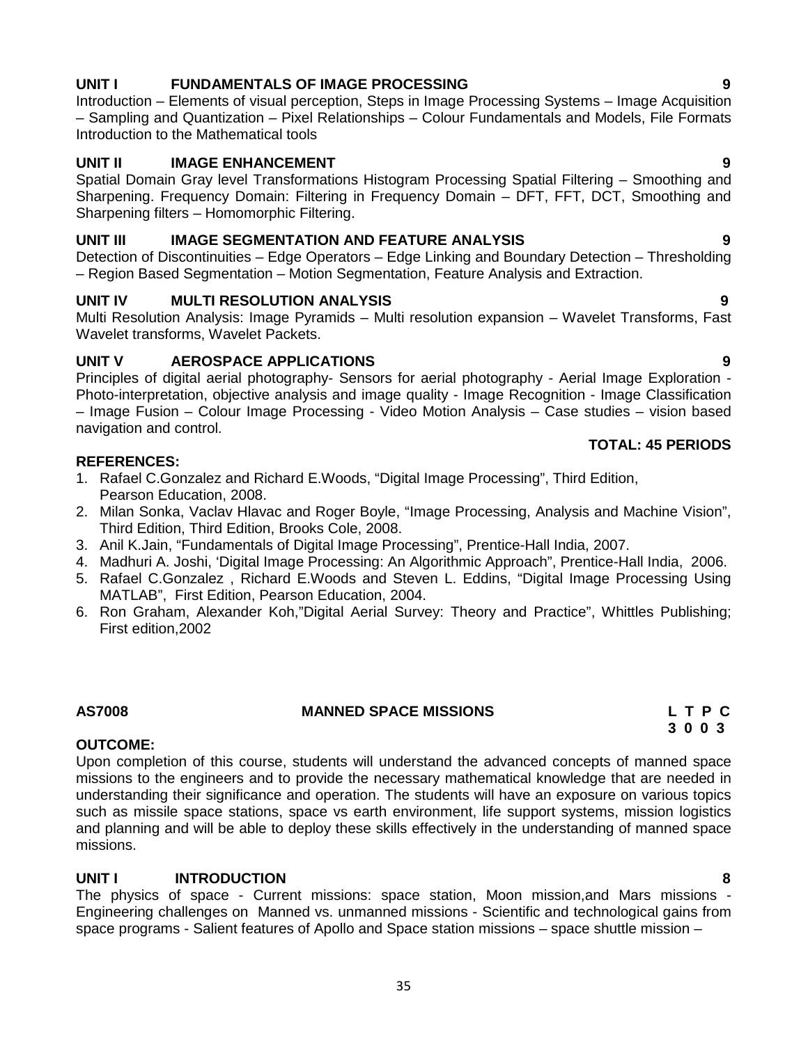**UNIT I FUNDAMENTALS OF IMAGE PROCESSING 9**

Introduction – Elements of visual perception, Steps in Image Processing Systems – Image Acquisition – Sampling and Quantization – Pixel Relationships – Colour Fundamentals and Models, File Formats Introduction to the Mathematical tools

**UNIT II IMAGE ENHANCEMENT 9**

Spatial Domain Gray level Transformations Histogram Processing Spatial Filtering – Smoothing and Sharpening. Frequency Domain: Filtering in Frequency Domain – DFT, FFT, DCT, Smoothing and Sharpening filters – Homomorphic Filtering.

**UNIT III IMAGE SEGMENTATION AND FEATURE ANALYSIS 9**

Detection of Discontinuities – Edge Operators – Edge Linking and Boundary Detection – Thresholding – Region Based Segmentation – Motion Segmentation, Feature Analysis and Extraction.

**UNIT IV MULTI RESOLUTION ANALYSIS 9**

Multi Resolution Analysis: Image Pyramids – Multi resolution expansion – Wavelet Transforms, Fast Wavelet transforms, Wavelet Packets.

**UNIT V AEROSPACE APPLICATIONS 9**

Principles of digital aerial photography- Sensors for aerial photography - Aerial Image Exploration - Photo-interpretation, objective analysis and image quality - Image Recognition - Image Classification – Image Fusion – Colour Image Processing - Video Motion Analysis – Case studies – vision based navigation and control.

**TOTAL: 45 PERIODS**

**REFERENCES:**

1. Rafael C.Gonzalez and Richard E.Woods, "Digital Image Processing", Third Edition, Pearson Education, 2008.
2. Milan Sonka, Vaclav Hlavac and Roger Boyle, "Image Processing, Analysis and Machine Vision", Third Edition, Third Edition, Brooks Cole, 2008.
3. Anil K.Jain, "Fundamentals of Digital Image Processing", Prentice-Hall India, 2007.
4. Madhuri A. Joshi, 'Digital Image Processing: An Algorithmic Approach", Prentice-Hall India, 2006.
5. Rafael C.Gonzalez , Richard E.Woods and Steven L. Eddins, "Digital Image Processing Using MATLAB", First Edition, Pearson Education, 2004.
6. Ron Graham, Alexander Koh,"Digital Aerial Survey: Theory and Practice", Whittles Publishing; First edition,2002

**AS7008 MANNED SPACE MISSIONS L T P C**
**3 0 0 3**

**OUTCOME:**

Upon completion of this course, students will understand the advanced concepts of manned space missions to the engineers and to provide the necessary mathematical knowledge that are needed in understanding their significance and operation. The students will have an exposure on various topics such as missile space stations, space vs earth environment, life support systems, mission logistics and planning and will be able to deploy these skills effectively in the understanding of manned space missions.

**UNIT I INTRODUCTION 8**

The physics of space - Current missions: space station, Moon mission,and Mars missions - Engineering challenges on Manned vs. unmanned missions - Scientific and technological gains from space programs - Salient features of Apollo and Space station missions – space shuttle mission –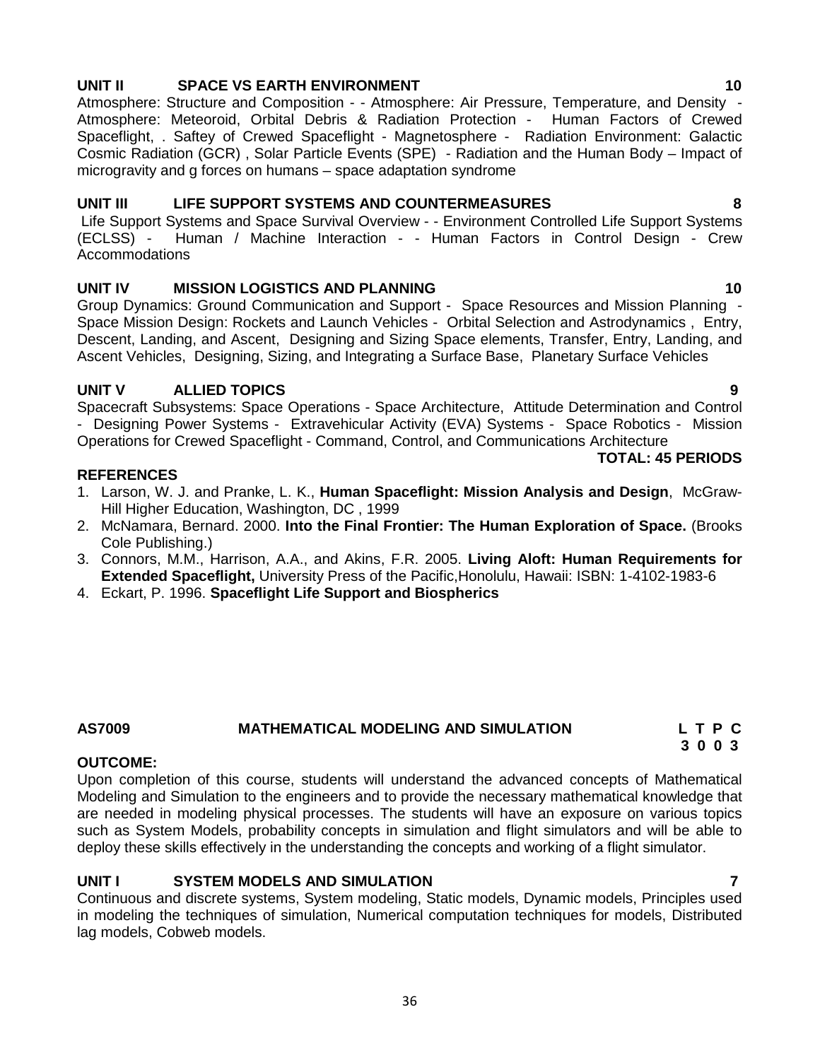### UNIT II SPACE VS EARTH ENVIRONMENT 10

Atmosphere: Structure and Composition - - Atmosphere: Air Pressure, Temperature, and Density - Atmosphere: Meteoroid, Orbital Debris & Radiation Protection - Human Factors of Crewed Spaceflight, . Saftey of Crewed Spaceflight - Magnetosphere - Radiation Environment: Galactic Cosmic Radiation (GCR) , Solar Particle Events (SPE) - Radiation and the Human Body – Impact of microgravity and g forces on humans – space adaptation syndrome

### UNIT III LIFE SUPPORT SYSTEMS AND COUNTERMEASURES 8

Life Support Systems and Space Survival Overview - - Environment Controlled Life Support Systems (ECLSS) - Human / Machine Interaction - - Human Factors in Control Design - Crew Accommodations

### UNIT IV MISSION LOGISTICS AND PLANNING 10

Group Dynamics: Ground Communication and Support - Space Resources and Mission Planning - Space Mission Design: Rockets and Launch Vehicles - Orbital Selection and Astrodynamics , Entry, Descent, Landing, and Ascent, Designing and Sizing Space elements, Transfer, Entry, Landing, and Ascent Vehicles, Designing, Sizing, and Integrating a Surface Base, Planetary Surface Vehicles

### UNIT V ALLIED TOPICS 9

Spacecraft Subsystems: Space Operations - Space Architecture, Attitude Determination and Control - Designing Power Systems - Extravehicular Activity (EVA) Systems - Space Robotics - Mission Operations for Crewed Spaceflight - Command, Control, and Communications Architecture

**TOTAL: 45 PERIODS**

### REFERENCES

1. Larson, W. J. and Pranke, L. K., **Human Spaceflight: Mission Analysis and Design**, McGraw-Hill Higher Education, Washington, DC , 1999
2. McNamara, Bernard. 2000. **Into the Final Frontier: The Human Exploration of Space.** (Brooks Cole Publishing.)
3. Connors, M.M., Harrison, A.A., and Akins, F.R. 2005. **Living Aloft: Human Requirements for Extended Spaceflight,** University Press of the Pacific,Honolulu, Hawaii: ISBN: 1-4102-1983-6
4. Eckart, P. 1996. **Spaceflight Life Support and Biospherics**

## AS7009 MATHEMATICAL MODELING AND SIMULATION

| L | T | P | C |
|---|---|---|---|
| 3 | 0 | 0 | 3 |

### OUTCOME:

Upon completion of this course, students will understand the advanced concepts of Mathematical Modeling and Simulation to the engineers and to provide the necessary mathematical knowledge that are needed in modeling physical processes. The students will have an exposure on various topics such as System Models, probability concepts in simulation and flight simulators and will be able to deploy these skills effectively in the understanding the concepts and working of a flight simulator.

### UNIT I SYSTEM MODELS AND SIMULATION 7

Continuous and discrete systems, System modeling, Static models, Dynamic models, Principles used in modeling the techniques of simulation, Numerical computation techniques for models, Distributed lag models, Cobweb models.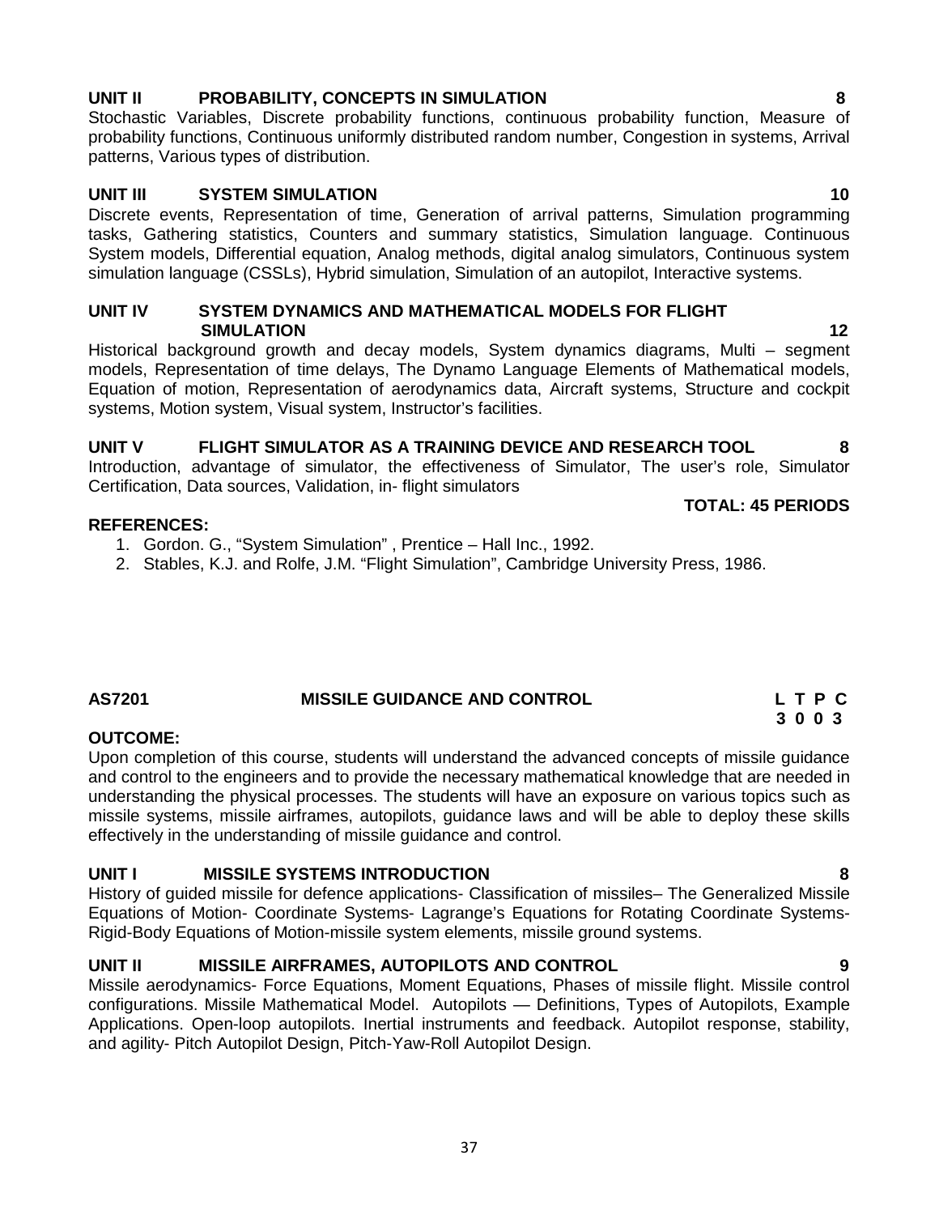**UNIT II PROBABILITY, CONCEPTS IN SIMULATION 8**

Stochastic Variables, Discrete probability functions, continuous probability function, Measure of probability functions, Continuous uniformly distributed random number, Congestion in systems, Arrival patterns, Various types of distribution.

**UNIT III SYSTEM SIMULATION 10**

Discrete events, Representation of time, Generation of arrival patterns, Simulation programming tasks, Gathering statistics, Counters and summary statistics, Simulation language. Continuous System models, Differential equation, Analog methods, digital analog simulators, Continuous system simulation language (CSSLs), Hybrid simulation, Simulation of an autopilot, Interactive systems.

**UNIT IV SYSTEM DYNAMICS AND MATHEMATICAL MODELS FOR FLIGHT SIMULATION 12**

Historical background growth and decay models, System dynamics diagrams, Multi – segment models, Representation of time delays, The Dynamo Language Elements of Mathematical models, Equation of motion, Representation of aerodynamics data, Aircraft systems, Structure and cockpit systems, Motion system, Visual system, Instructor's facilities.

**UNIT V FLIGHT SIMULATOR AS A TRAINING DEVICE AND RESEARCH TOOL 8**

Introduction, advantage of simulator, the effectiveness of Simulator, The user's role, Simulator Certification, Data sources, Validation, in- flight simulators

**TOTAL: 45 PERIODS**

**REFERENCES:**

1. Gordon. G., "System Simulation" , Prentice – Hall Inc., 1992.
2. Stables, K.J. and Rolfe, J.M. "Flight Simulation", Cambridge University Press, 1986.

## AS7201 MISSILE GUIDANCE AND CONTROL

| L | T | P | C |
|---|---|---|---|
| 3 | 0 | 0 | 3 |

**OUTCOME:**

Upon completion of this course, students will understand the advanced concepts of missile guidance and control to the engineers and to provide the necessary mathematical knowledge that are needed in understanding the physical processes. The students will have an exposure on various topics such as missile systems, missile airframes, autopilots, guidance laws and will be able to deploy these skills effectively in the understanding of missile guidance and control.

**UNIT I MISSILE SYSTEMS INTRODUCTION 8**

History of guided missile for defence applications- Classification of missiles– The Generalized Missile Equations of Motion- Coordinate Systems- Lagrange's Equations for Rotating Coordinate Systems- Rigid-Body Equations of Motion-missile system elements, missile ground systems.

**UNIT II MISSILE AIRFRAMES, AUTOPILOTS AND CONTROL 9**

Missile aerodynamics- Force Equations, Moment Equations, Phases of missile flight. Missile control configurations. Missile Mathematical Model. Autopilots — Definitions, Types of Autopilots, Example Applications. Open-loop autopilots. Inertial instruments and feedback. Autopilot response, stability, and agility- Pitch Autopilot Design, Pitch-Yaw-Roll Autopilot Design.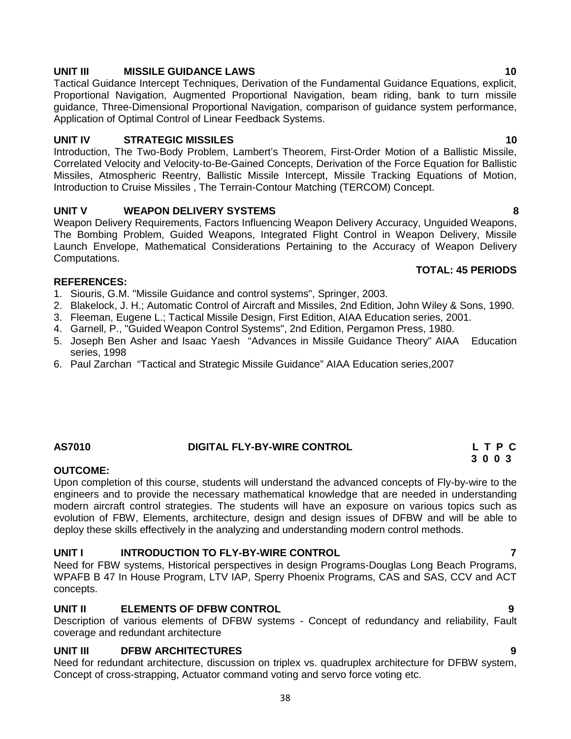### UNIT III MISSILE GUIDANCE LAWS 10

Tactical Guidance Intercept Techniques, Derivation of the Fundamental Guidance Equations, explicit, Proportional Navigation, Augmented Proportional Navigation, beam riding, bank to turn missile guidance, Three-Dimensional Proportional Navigation, comparison of guidance system performance, Application of Optimal Control of Linear Feedback Systems.

### UNIT IV STRATEGIC MISSILES 10

Introduction, The Two-Body Problem, Lambert's Theorem, First-Order Motion of a Ballistic Missile, Correlated Velocity and Velocity-to-Be-Gained Concepts, Derivation of the Force Equation for Ballistic Missiles, Atmospheric Reentry, Ballistic Missile Intercept, Missile Tracking Equations of Motion, Introduction to Cruise Missiles , The Terrain-Contour Matching (TERCOM) Concept.

### UNIT V WEAPON DELIVERY SYSTEMS 8

Weapon Delivery Requirements, Factors Influencing Weapon Delivery Accuracy, Unguided Weapons, The Bombing Problem, Guided Weapons, Integrated Flight Control in Weapon Delivery, Missile Launch Envelope, Mathematical Considerations Pertaining to the Accuracy of Weapon Delivery Computations.

**TOTAL: 45 PERIODS**

**REFERENCES:**

1. Siouris, G.M. "Missile Guidance and control systems", Springer, 2003.
2. Blakelock, J. H.; Automatic Control of Aircraft and Missiles, 2nd Edition, John Wiley & Sons, 1990.
3. Fleeman, Eugene L.; Tactical Missile Design, First Edition, AIAA Education series, 2001.
4. Garnell, P., "Guided Weapon Control Systems", 2nd Edition, Pergamon Press, 1980.
5. Joseph Ben Asher and Isaac Yaesh "Advances in Missile Guidance Theory" AIAA Education series, 1998
6. Paul Zarchan "Tactical and Strategic Missile Guidance" AIAA Education series,2007

## AS7010 DIGITAL FLY-BY-WIRE CONTROL

| L | T | P | C |
|---|---|---|---|
| 3 | 0 | 0 | 3 |

**OUTCOME:**

Upon completion of this course, students will understand the advanced concepts of Fly-by-wire to the engineers and to provide the necessary mathematical knowledge that are needed in understanding modern aircraft control strategies. The students will have an exposure on various topics such as evolution of FBW, Elements, architecture, design and design issues of DFBW and will be able to deploy these skills effectively in the analyzing and understanding modern control methods.

### UNIT I INTRODUCTION TO FLY-BY-WIRE CONTROL 7

Need for FBW systems, Historical perspectives in design Programs-Douglas Long Beach Programs, WPAFB B 47 In House Program, LTV IAP, Sperry Phoenix Programs, CAS and SAS, CCV and ACT concepts.

### UNIT II ELEMENTS OF DFBW CONTROL 9

Description of various elements of DFBW systems - Concept of redundancy and reliability, Fault coverage and redundant architecture

### UNIT III DFBW ARCHITECTURES 9

Need for redundant architecture, discussion on triplex vs. quadruplex architecture for DFBW system, Concept of cross-strapping, Actuator command voting and servo force voting etc.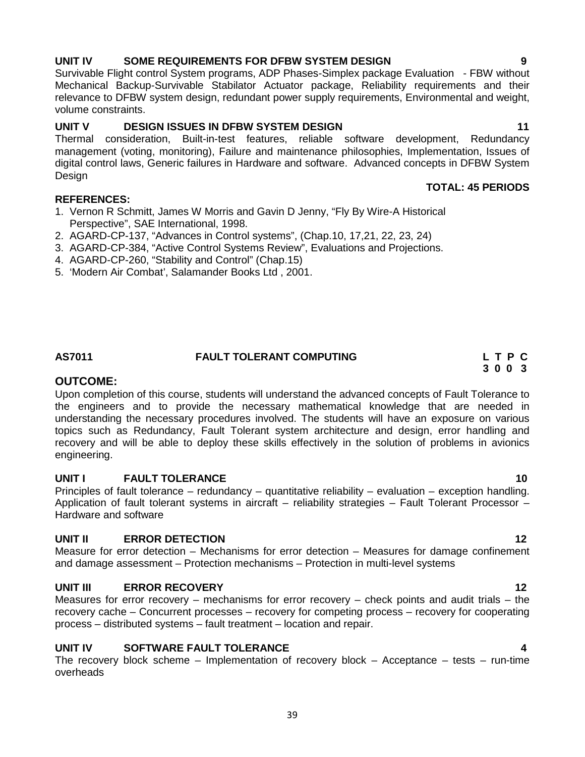### UNIT IV SOME REQUIREMENTS FOR DFBW SYSTEM DESIGN 9

Survivable Flight control System programs, ADP Phases-Simplex package Evaluation - FBW without Mechanical Backup-Survivable Stabilator Actuator package, Reliability requirements and their relevance to DFBW system design, redundant power supply requirements, Environmental and weight, volume constraints.

### UNIT V DESIGN ISSUES IN DFBW SYSTEM DESIGN 11

Thermal consideration, Built-in-test features, reliable software development, Redundancy management (voting, monitoring), Failure and maintenance philosophies, Implementation, Issues of digital control laws, Generic failures in Hardware and software. Advanced concepts in DFBW System Design

**TOTAL: 45 PERIODS**

**REFERENCES:**

1. Vernon R Schmitt, James W Morris and Gavin D Jenny, "Fly By Wire-A Historical Perspective", SAE International, 1998.
2. AGARD-CP-137, "Advances in Control systems", (Chap.10, 17,21, 22, 23, 24)
3. AGARD-CP-384, "Active Control Systems Review", Evaluations and Projections.
4. AGARD-CP-260, "Stability and Control" (Chap.15)
5. 'Modern Air Combat', Salamander Books Ltd , 2001.

## AS7011 FAULT TOLERANT COMPUTING

| L | T | P | C |
|---|---|---|---|
| 3 | 0 | 0 | 3 |

**OUTCOME:**

Upon completion of this course, students will understand the advanced concepts of Fault Tolerance to the engineers and to provide the necessary mathematical knowledge that are needed in understanding the necessary procedures involved. The students will have an exposure on various topics such as Redundancy, Fault Tolerant system architecture and design, error handling and recovery and will be able to deploy these skills effectively in the solution of problems in avionics engineering.

### UNIT I FAULT TOLERANCE 10

Principles of fault tolerance – redundancy – quantitative reliability – evaluation – exception handling. Application of fault tolerant systems in aircraft – reliability strategies – Fault Tolerant Processor – Hardware and software

### UNIT II ERROR DETECTION 12

Measure for error detection – Mechanisms for error detection – Measures for damage confinement and damage assessment – Protection mechanisms – Protection in multi-level systems

### UNIT III ERROR RECOVERY 12

Measures for error recovery – mechanisms for error recovery – check points and audit trials – the recovery cache – Concurrent processes – recovery for competing process – recovery for cooperating process – distributed systems – fault treatment – location and repair.

### UNIT IV SOFTWARE FAULT TOLERANCE 4

The recovery block scheme – Implementation of recovery block – Acceptance – tests – run-time overheads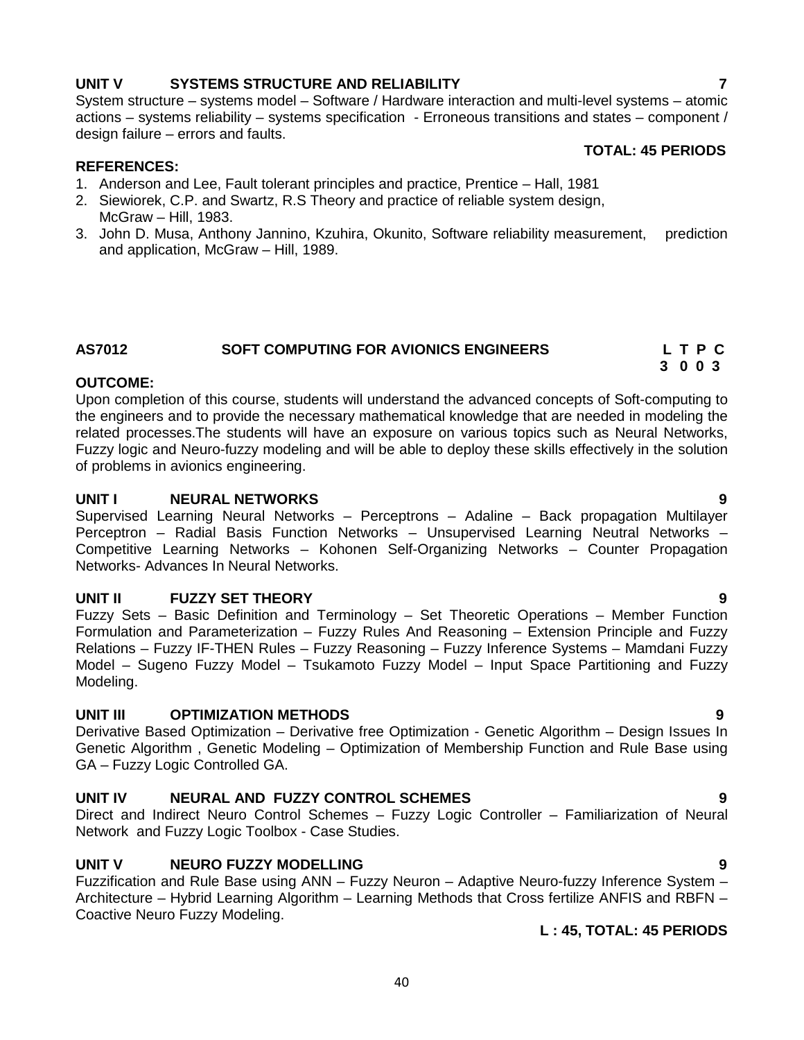### UNIT V SYSTEMS STRUCTURE AND RELIABILITY 7

System structure – systems model – Software / Hardware interaction and multi-level systems – atomic actions – systems reliability – systems specification - Erroneous transitions and states – component / design failure – errors and faults.

**TOTAL: 45 PERIODS**

**REFERENCES:**

1. Anderson and Lee, Fault tolerant principles and practice, Prentice – Hall, 1981
2. Siewiorek, C.P. and Swartz, R.S Theory and practice of reliable system design, McGraw – Hill, 1983.
3. John D. Musa, Anthony Jannino, Kzuhira, Okunito, Software reliability measurement, prediction and application, McGraw – Hill, 1989.

## AS7012 SOFT COMPUTING FOR AVIONICS ENGINEERS

| L | T | P | C |
|---|---|---|---|
| 3 | 0 | 0 | 3 |

**OUTCOME:**

Upon completion of this course, students will understand the advanced concepts of Soft-computing to the engineers and to provide the necessary mathematical knowledge that are needed in modeling the related processes.The students will have an exposure on various topics such as Neural Networks, Fuzzy logic and Neuro-fuzzy modeling and will be able to deploy these skills effectively in the solution of problems in avionics engineering.

### UNIT I NEURAL NETWORKS 9

Supervised Learning Neural Networks – Perceptrons – Adaline – Back propagation Multilayer Perceptron – Radial Basis Function Networks – Unsupervised Learning Neutral Networks – Competitive Learning Networks – Kohonen Self-Organizing Networks – Counter Propagation Networks- Advances In Neural Networks.

### UNIT II FUZZY SET THEORY 9

Fuzzy Sets – Basic Definition and Terminology – Set Theoretic Operations – Member Function Formulation and Parameterization – Fuzzy Rules And Reasoning – Extension Principle and Fuzzy Relations – Fuzzy IF-THEN Rules – Fuzzy Reasoning – Fuzzy Inference Systems – Mamdani Fuzzy Model – Sugeno Fuzzy Model – Tsukamoto Fuzzy Model – Input Space Partitioning and Fuzzy Modeling.

### UNIT III OPTIMIZATION METHODS 9

Derivative Based Optimization – Derivative free Optimization - Genetic Algorithm – Design Issues In Genetic Algorithm , Genetic Modeling – Optimization of Membership Function and Rule Base using GA – Fuzzy Logic Controlled GA.

### UNIT IV NEURAL AND FUZZY CONTROL SCHEMES 9

Direct and Indirect Neuro Control Schemes – Fuzzy Logic Controller – Familiarization of Neural Network and Fuzzy Logic Toolbox - Case Studies.

### UNIT V NEURO FUZZY MODELLING 9

Fuzzification and Rule Base using ANN – Fuzzy Neuron – Adaptive Neuro-fuzzy Inference System – Architecture – Hybrid Learning Algorithm – Learning Methods that Cross fertilize ANFIS and RBFN – Coactive Neuro Fuzzy Modeling.

**L : 45, TOTAL: 45 PERIODS**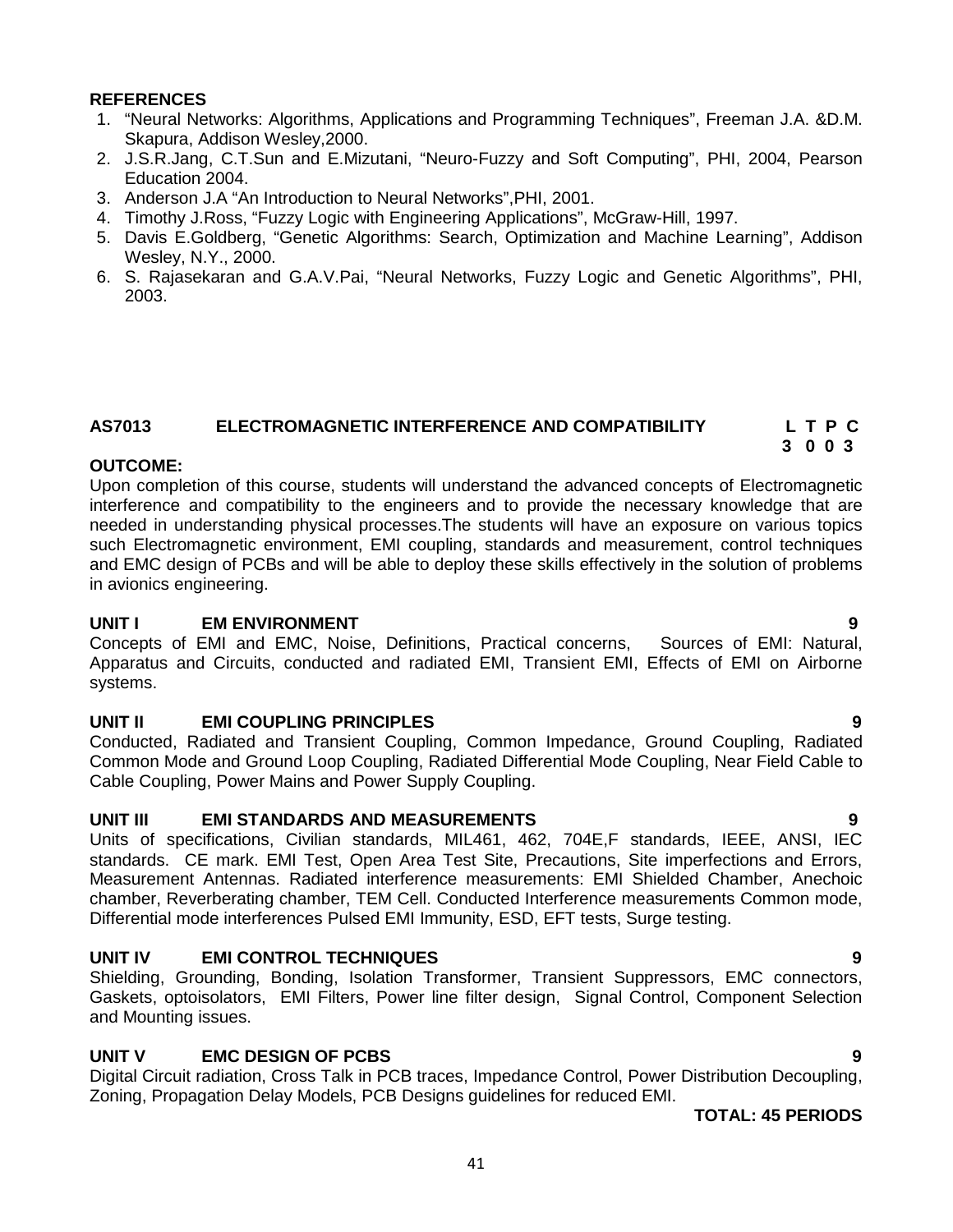**REFERENCES**

1. "Neural Networks: Algorithms, Applications and Programming Techniques", Freeman J.A. &D.M. Skapura, Addison Wesley,2000.
2. J.S.R.Jang, C.T.Sun and E.Mizutani, "Neuro-Fuzzy and Soft Computing", PHI, 2004, Pearson Education 2004.
3. Anderson J.A "An Introduction to Neural Networks",PHI, 2001.
4. Timothy J.Ross, "Fuzzy Logic with Engineering Applications", McGraw-Hill, 1997.
5. Davis E.Goldberg, "Genetic Algorithms: Search, Optimization and Machine Learning", Addison Wesley, N.Y., 2000.
6. S. Rajasekaran and G.A.V.Pai, "Neural Networks, Fuzzy Logic and Genetic Algorithms", PHI, 2003.

## AS7013 ELECTROMAGNETIC INTERFERENCE AND COMPATIBILITY

| L | T | P | C |
|---|---|---|---|
| 3 | 0 | 0 | 3 |

**OUTCOME:**

Upon completion of this course, students will understand the advanced concepts of Electromagnetic interference and compatibility to the engineers and to provide the necessary knowledge that are needed in understanding physical processes.The students will have an exposure on various topics such Electromagnetic environment, EMI coupling, standards and measurement, control techniques and EMC design of PCBs and will be able to deploy these skills effectively in the solution of problems in avionics engineering.

**UNIT I EM ENVIRONMENT 9**

Concepts of EMI and EMC, Noise, Definitions, Practical concerns, Sources of EMI: Natural, Apparatus and Circuits, conducted and radiated EMI, Transient EMI, Effects of EMI on Airborne systems.

**UNIT II EMI COUPLING PRINCIPLES 9**

Conducted, Radiated and Transient Coupling, Common Impedance, Ground Coupling, Radiated Common Mode and Ground Loop Coupling, Radiated Differential Mode Coupling, Near Field Cable to Cable Coupling, Power Mains and Power Supply Coupling.

**UNIT III EMI STANDARDS AND MEASUREMENTS 9**

Units of specifications, Civilian standards, MIL461, 462, 704E,F standards, IEEE, ANSI, IEC standards. CE mark. EMI Test, Open Area Test Site, Precautions, Site imperfections and Errors, Measurement Antennas. Radiated interference measurements: EMI Shielded Chamber, Anechoic chamber, Reverberating chamber, TEM Cell. Conducted Interference measurements Common mode, Differential mode interferences Pulsed EMI Immunity, ESD, EFT tests, Surge testing.

**UNIT IV EMI CONTROL TECHNIQUES 9**

Shielding, Grounding, Bonding, Isolation Transformer, Transient Suppressors, EMC connectors, Gaskets, optoisolators, EMI Filters, Power line filter design, Signal Control, Component Selection and Mounting issues.

**UNIT V EMC DESIGN OF PCBS 9**

Digital Circuit radiation, Cross Talk in PCB traces, Impedance Control, Power Distribution Decoupling, Zoning, Propagation Delay Models, PCB Designs guidelines for reduced EMI.

**TOTAL: 45 PERIODS**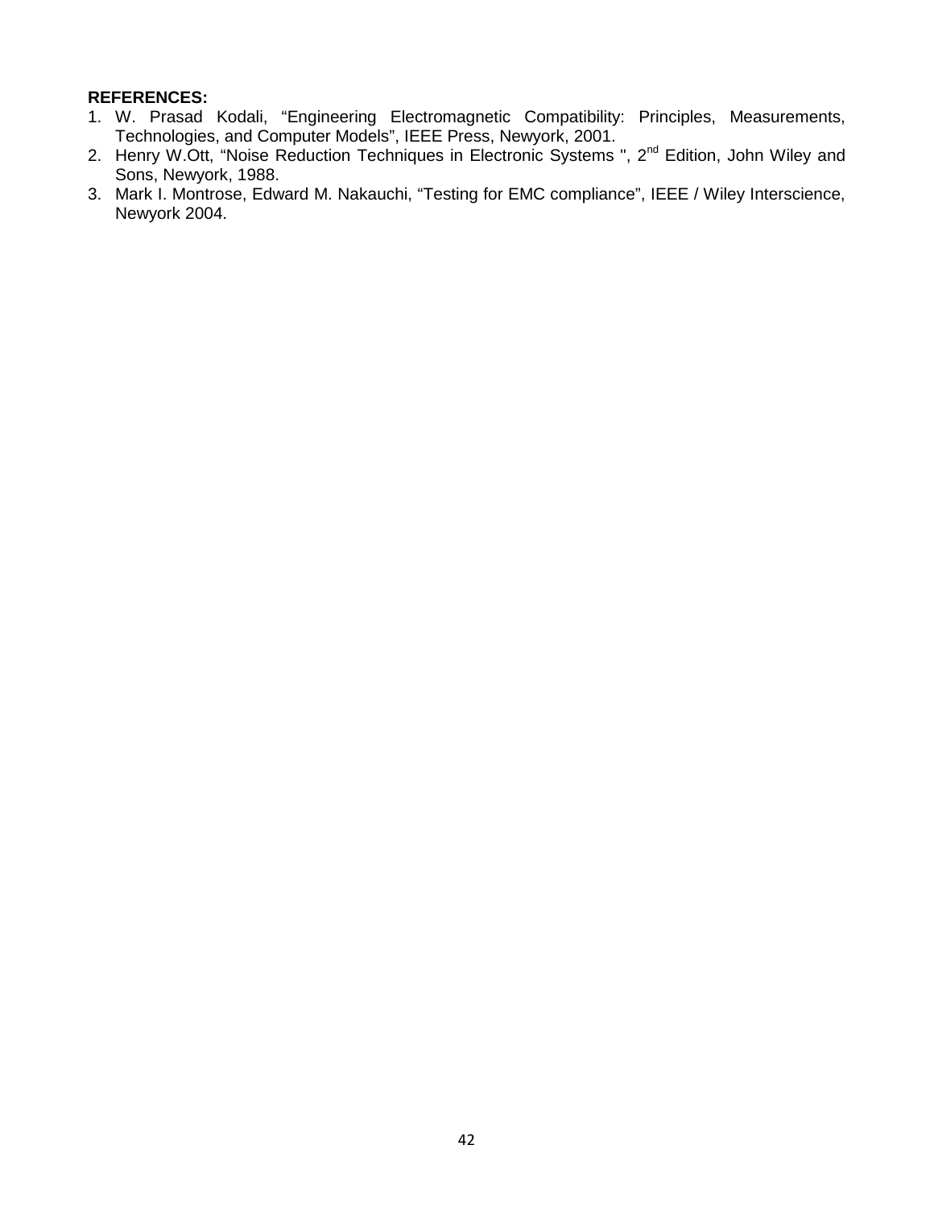**REFERENCES:**

1. W. Prasad Kodali, "Engineering Electromagnetic Compatibility: Principles, Measurements, Technologies, and Computer Models", IEEE Press, Newyork, 2001.
2. Henry W.Ott, "Noise Reduction Techniques in Electronic Systems ", 2nd Edition, John Wiley and Sons, Newyork, 1988.
3. Mark I. Montrose, Edward M. Nakauchi, "Testing for EMC compliance", IEEE / Wiley Interscience, Newyork 2004.